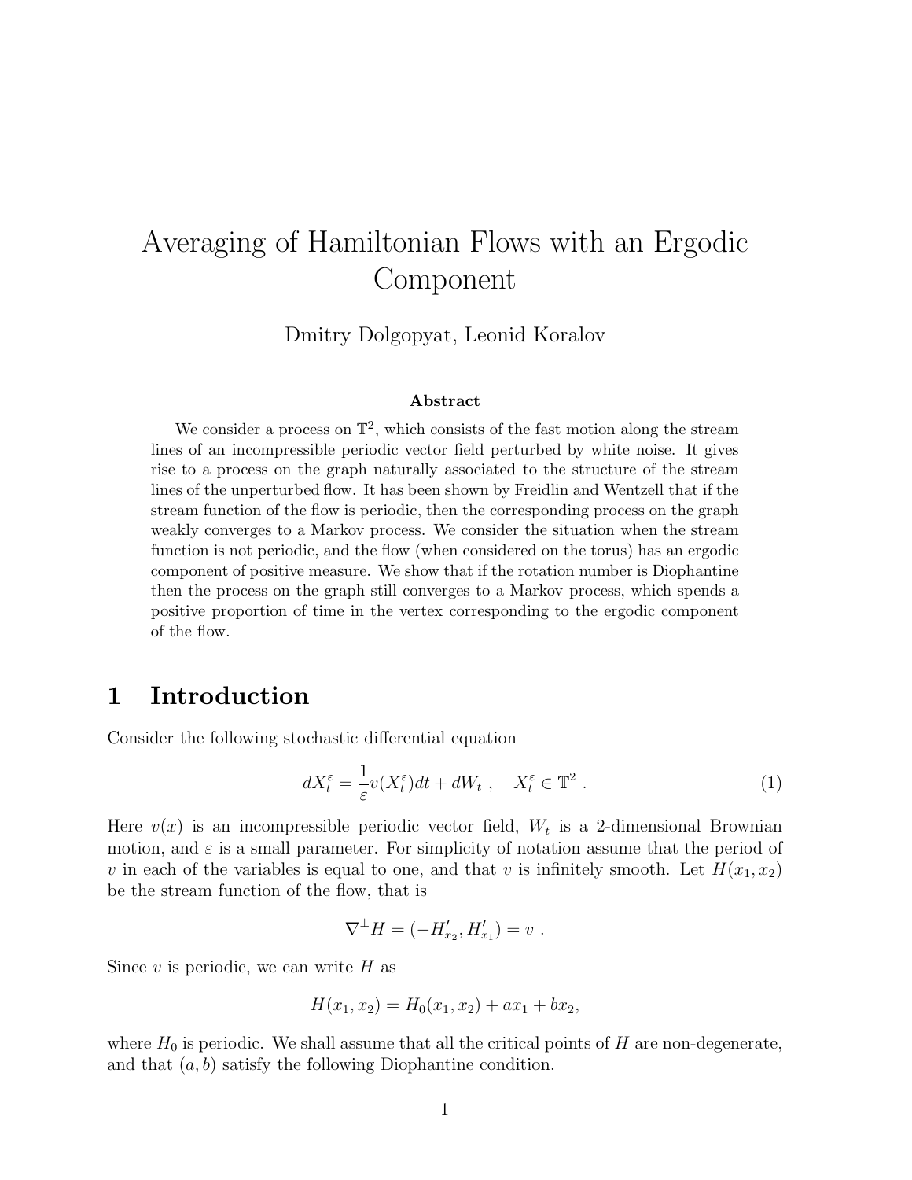# Averaging of Hamiltonian Flows with an Ergodic Component

Dmitry Dolgopyat, Leonid Koralov

### Abstract

We consider a process on $\mathbb{T}^2$, which consists of the fast motion along the stream lines of an incompressible periodic vector field perturbed by white noise. It gives rise to a process on the graph naturally associated to the structure of the stream lines of the unperturbed flow. It has been shown by Freidlin and Wentzell that if the stream function of the flow is periodic, then the corresponding process on the graph weakly converges to a Markov process. We consider the situation when the stream function is not periodic, and the flow (when considered on the torus) has an ergodic component of positive measure. We show that if the rotation number is Diophantine then the process on the graph still converges to a Markov process, which spends a positive proportion of time in the vertex corresponding to the ergodic component of the flow.

## 1 Introduction

Consider the following stochastic differential equation

$$dX_t^\varepsilon = \frac{1}{\varepsilon} v(X_t^\varepsilon) dt + dW_t \ , \quad X_t^\varepsilon \in \mathbb{T}^2 \ . \tag{1}$$

Here $v(x)$ is an incompressible periodic vector field, $W_t$ is a 2-dimensional Brownian motion, and $\varepsilon$ is a small parameter. For simplicity of notation assume that the period of $v$ in each of the variables is equal to one, and that $v$ is infinitely smooth. Let $H(x_1, x_2)$ be the stream function of the flow, that is

$$\nabla^\perp H = (-H'_{x_2}, H'_{x_1}) = v \ .$$

Since $v$ is periodic, we can write $H$ as

$$H(x_1, x_2) = H_0(x_1, x_2) + ax_1 + bx_2,$$

where $H_0$ is periodic. We shall assume that all the critical points of $H$ are non-degenerate, and that $(a, b)$ satisfy the following Diophantine condition.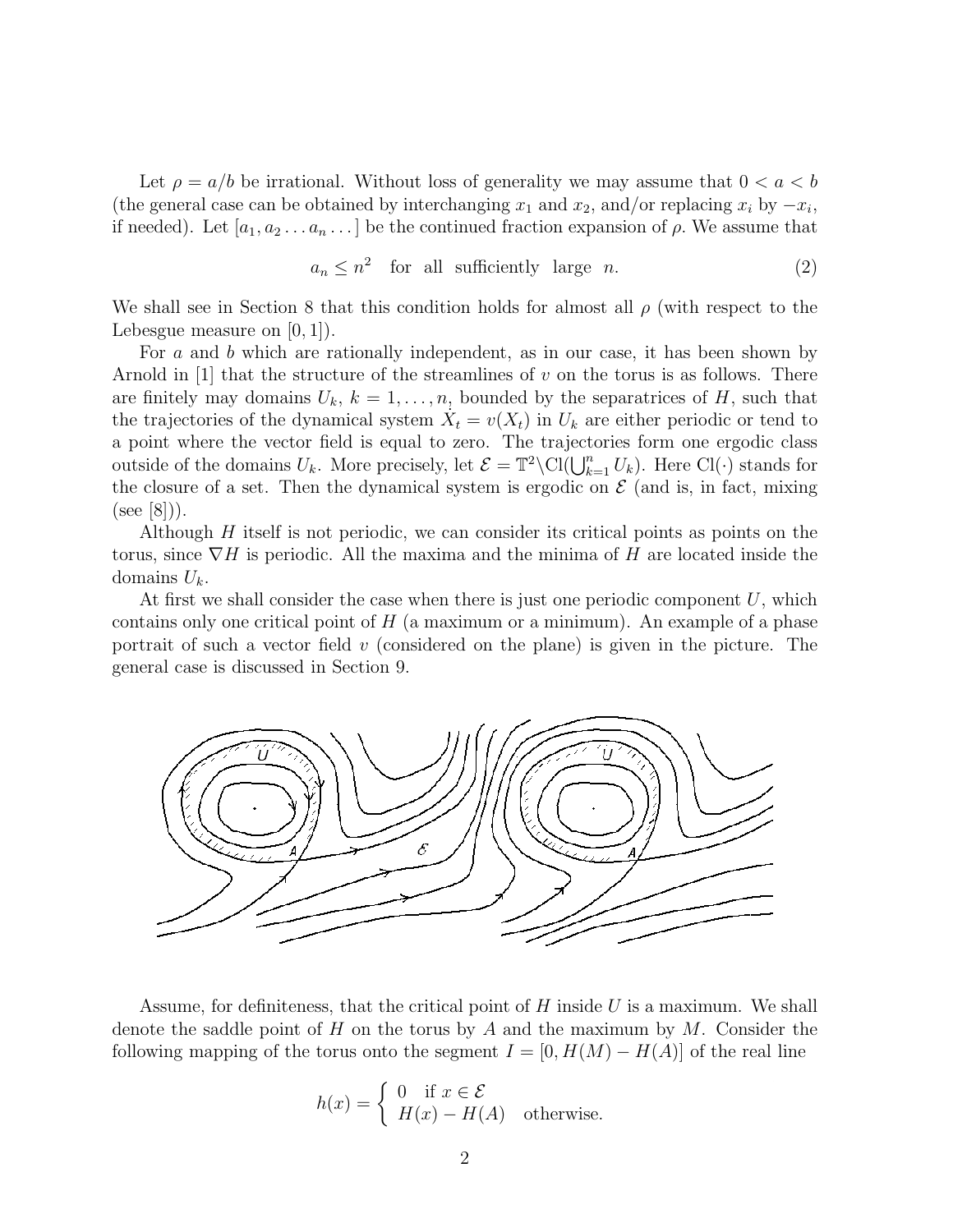Let $\rho = a/b$ be irrational. Without loss of generality we may assume that $0 < a < b$ (the general case can be obtained by interchanging $x_1$ and $x_2$, and/or replacing $x_i$ by $-x_i$, if needed). Let $[a_1, a_2 \dots a_n \dots]$ be the continued fraction expansion of $\rho$. We assume that

$$a_n \le n^2 \quad \text{for all sufficiently large } n. \tag{2}$$

We shall see in Section 8 that this condition holds for almost all $\rho$ (with respect to the Lebesgue measure on $[0, 1]$).

For $a$ and $b$ which are rationally independent, as in our case, it has been shown by Arnold in [1] that the structure of the streamlines of $v$ on the torus is as follows. There are finitely may domains $U_k$, $k = 1, \dots, n$, bounded by the separatrices of $H$, such that the trajectories of the dynamical system $\dot{X}_t = v(X_t)$ in $U_k$ are either periodic or tend to a point where the vector field is equal to zero. The trajectories form one ergodic class outside of the domains $U_k$. More precisely, let $\mathcal{E} = \mathbb{T}^2 \backslash \mathrm{Cl}(\bigcup_{k=1}^n U_k)$. Here $\mathrm{Cl}(\cdot)$ stands for the closure of a set. Then the dynamical system is ergodic on $\mathcal{E}$ (and is, in fact, mixing (see [8])).

Although $H$ itself is not periodic, we can consider its critical points as points on the torus, since $\nabla H$ is periodic. All the maxima and the minima of $H$ are located inside the domains $U_k$.

At first we shall consider the case when there is just one periodic component $U$, which contains only one critical point of $H$ (a maximum or a minimum). An example of a phase portrait of such a vector field $v$ (considered on the plane) is given in the picture. The general case is discussed in Section 9.

Assume, for definiteness, that the critical point of $H$ inside $U$ is a maximum. We shall denote the saddle point of $H$ on the torus by $A$ and the maximum by $M$. Consider the following mapping of the torus onto the segment $I = [0, H(M) - H(A)]$ of the real line

$$h(x) = \begin{cases} 0 & \text{if } x \in \mathcal{E} \\ H(x) - H(A) & \text{otherwise.} \end{cases}$$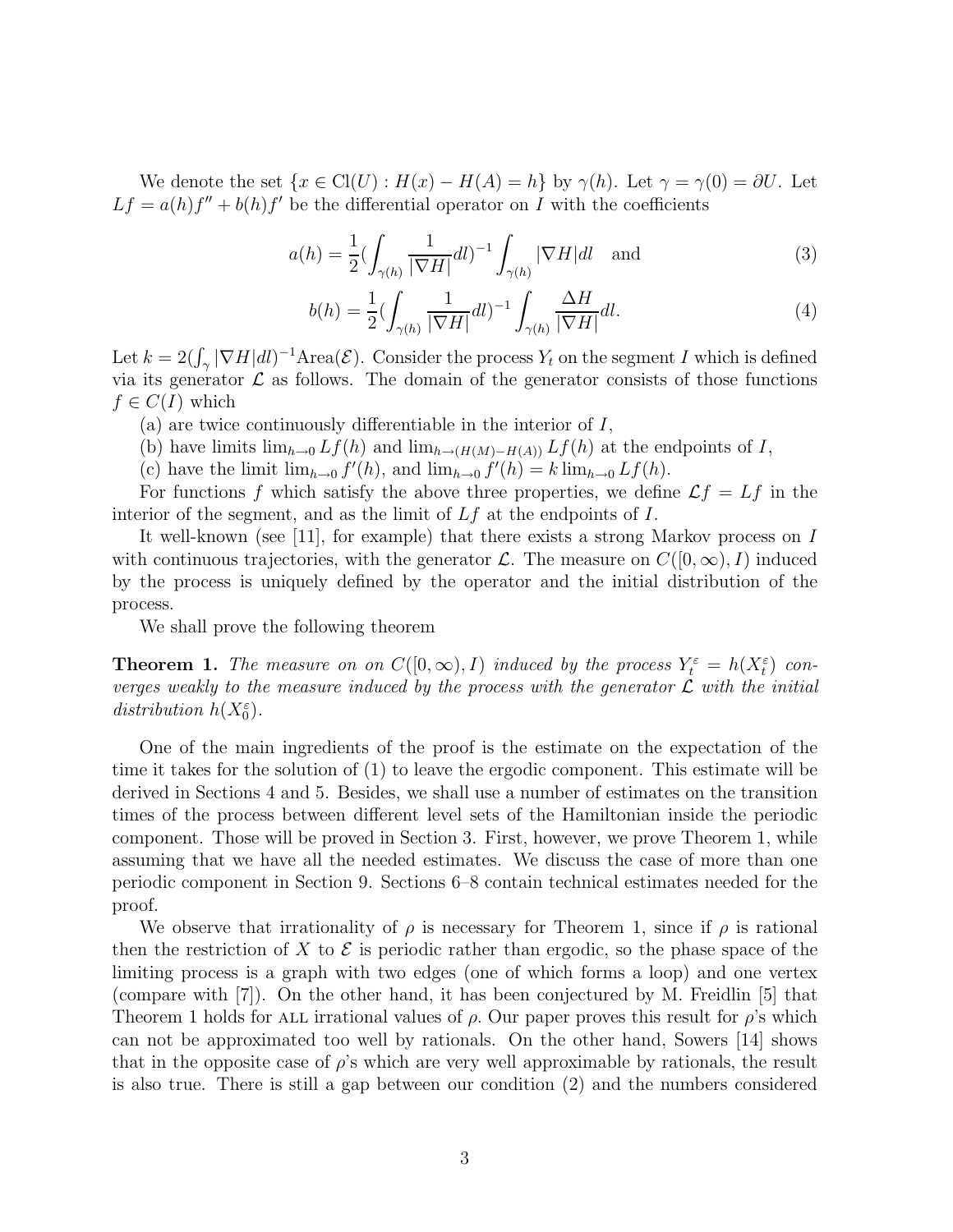We denote the set $\{x \in \mathrm{Cl}(U) : H(x) - H(A) = h\}$ by $\gamma(h)$. Let $\gamma = \gamma(0) = \partial U$. Let $Lf = a(h)f'' + b(h)f'$ be the differential operator on $I$ with the coefficients

$$a(h) = \frac{1}{2}(\int_{\gamma(h)} \frac{1}{|\nabla H|} dl)^{-1} \int_{\gamma(h)} |\nabla H| dl \quad \text{and} \tag{3}$$

$$b(h) = \frac{1}{2}(\int_{\gamma(h)} \frac{1}{|\nabla H|} dl)^{-1} \int_{\gamma(h)} \frac{\Delta H}{|\nabla H|} dl. \tag{4}$$

Let $k = 2(\int_\gamma |\nabla H| dl)^{-1} \mathrm{Area}(\mathcal{E})$. Consider the process $Y_t$ on the segment $I$ which is defined via its generator $\mathcal{L}$ as follows. The domain of the generator consists of those functions $f \in C(I)$ which

(a) are twice continuously differentiable in the interior of $I$,

(b) have limits $\lim_{h \to 0} Lf(h)$ and $\lim_{h \to (H(M)-H(A))} Lf(h)$ at the endpoints of $I$,

(c) have the limit $\lim_{h \to 0} f'(h)$, and $\lim_{h \to 0} f'(h) = k \lim_{h \to 0} Lf(h)$.

For functions $f$ which satisfy the above three properties, we define $\mathcal{L}f = Lf$ in the interior of the segment, and as the limit of $Lf$ at the endpoints of $I$.

It well-known (see [11], for example) that there exists a strong Markov process on $I$ with continuous trajectories, with the generator $\mathcal{L}$. The measure on $C([0, \infty), I)$ induced by the process is uniquely defined by the operator and the initial distribution of the process.

We shall prove the following theorem

**Theorem 1.** *The measure on on $C([0, \infty), I)$ induced by the process $Y_t^\varepsilon = h(X_t^\varepsilon)$ converges weakly to the measure induced by the process with the generator $\mathcal{L}$ with the initial distribution $h(X_0^\varepsilon)$.*

One of the main ingredients of the proof is the estimate on the expectation of the time it takes for the solution of (1) to leave the ergodic component. This estimate will be derived in Sections 4 and 5. Besides, we shall use a number of estimates on the transition times of the process between different level sets of the Hamiltonian inside the periodic component. Those will be proved in Section 3. First, however, we prove Theorem 1, while assuming that we have all the needed estimates. We discuss the case of more than one periodic component in Section 9. Sections 6–8 contain technical estimates needed for the proof.

We observe that irrationality of $\rho$ is necessary for Theorem 1, since if $\rho$ is rational then the restriction of $X$ to $\mathcal{E}$ is periodic rather than ergodic, so the phase space of the limiting process is a graph with two edges (one of which forms a loop) and one vertex (compare with [7]). On the other hand, it has been conjectured by M. Freidlin [5] that Theorem 1 holds for ALL irrational values of $\rho$. Our paper proves this result for $\rho$'s which can not be approximated too well by rationals. On the other hand, Sowers [14] shows that in the opposite case of $\rho$'s which are very well approximable by rationals, the result is also true. There is still a gap between our condition (2) and the numbers considered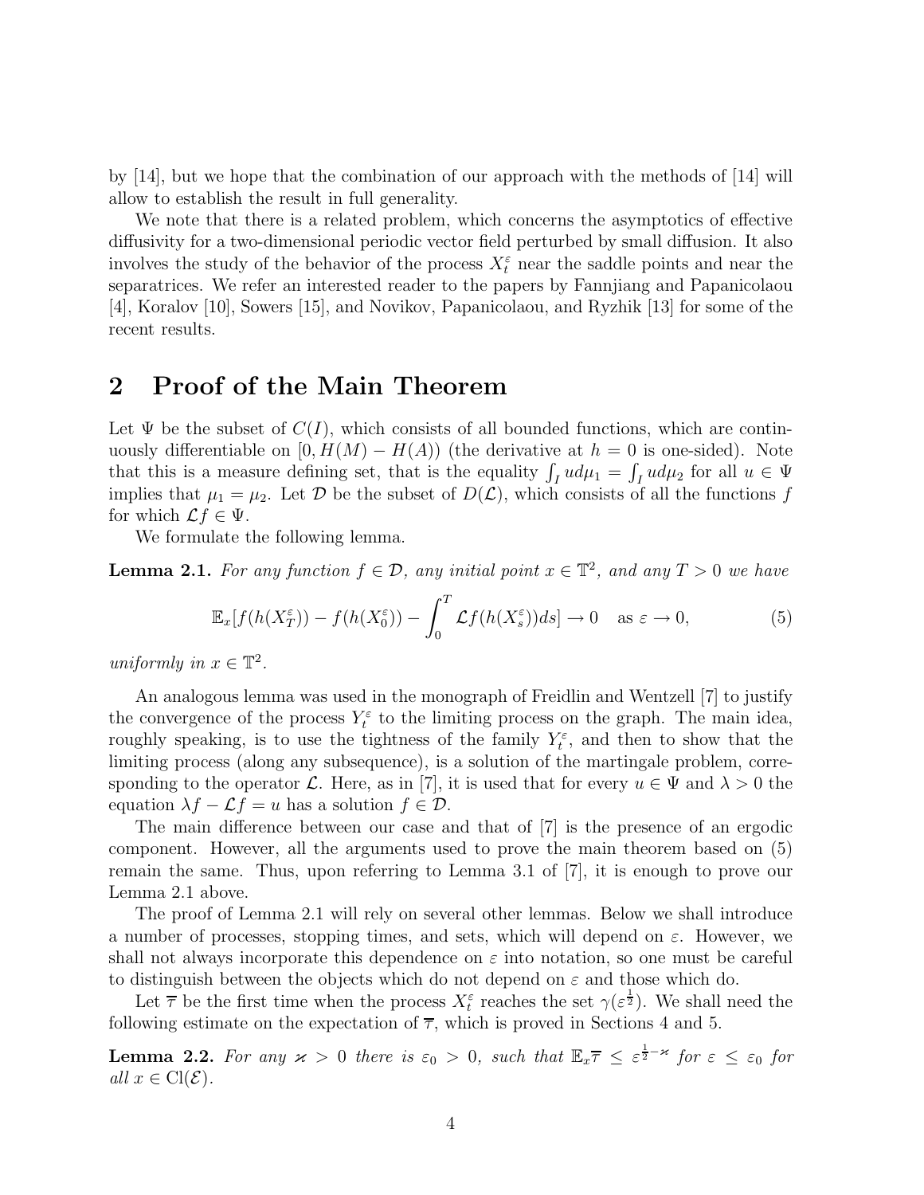by [14], but we hope that the combination of our approach with the methods of [14] will allow to establish the result in full generality.

We note that there is a related problem, which concerns the asymptotics of effective diffusivity for a two-dimensional periodic vector field perturbed by small diffusion. It also involves the study of the behavior of the process $X_t^\varepsilon$ near the saddle points and near the separatrices. We refer an interested reader to the papers by Fannjiang and Papanicolaou [4], Koralov [10], Sowers [15], and Novikov, Papanicolaou, and Ryzhik [13] for some of the recent results.

## 2 Proof of the Main Theorem

Let $\Psi$ be the subset of $C(I)$, which consists of all bounded functions, which are continuously differentiable on $[0, H(M) - H(A))$ (the derivative at $h = 0$ is one-sided). Note that this is a measure defining set, that is the equality $\int_I u d\mu_1 = \int_I u d\mu_2$ for all $u \in \Psi$ implies that $\mu_1 = \mu_2$. Let $\mathcal{D}$ be the subset of $D(\mathcal{L})$, which consists of all the functions $f$ for which $\mathcal{L}f \in \Psi$.

We formulate the following lemma.

**Lemma 2.1.** *For any function $f \in \mathcal{D}$, any initial point $x \in \mathbb{T}^2$, and any $T > 0$ we have*

$$\mathbb{E}_x[f(h(X_T^\varepsilon)) - f(h(X_0^\varepsilon)) - \int_0^T \mathcal{L}f(h(X_s^\varepsilon))ds] \to 0 \quad \text{as } \varepsilon \to 0, \tag{5}$$

*uniformly in $x \in \mathbb{T}^2$.*

An analogous lemma was used in the monograph of Freidlin and Wentzell [7] to justify the convergence of the process $Y_t^\varepsilon$ to the limiting process on the graph. The main idea, roughly speaking, is to use the tightness of the family $Y_t^\varepsilon$, and then to show that the limiting process (along any subsequence), is a solution of the martingale problem, corresponding to the operator $\mathcal{L}$. Here, as in [7], it is used that for every $u \in \Psi$ and $\lambda > 0$ the equation $\lambda f - \mathcal{L}f = u$ has a solution $f \in \mathcal{D}$.

The main difference between our case and that of [7] is the presence of an ergodic component. However, all the arguments used to prove the main theorem based on (5) remain the same. Thus, upon referring to Lemma 3.1 of [7], it is enough to prove our Lemma 2.1 above.

The proof of Lemma 2.1 will rely on several other lemmas. Below we shall introduce a number of processes, stopping times, and sets, which will depend on $\varepsilon$. However, we shall not always incorporate this dependence on $\varepsilon$ into notation, so one must be careful to distinguish between the objects which do not depend on $\varepsilon$ and those which do.

Let $\overline{\tau}$ be the first time when the process $X_t^\varepsilon$ reaches the set $\gamma(\varepsilon^{\frac{1}{2}})$. We shall need the following estimate on the expectation of $\overline{\tau}$, which is proved in Sections 4 and 5.

**Lemma 2.2.** *For any $\varkappa > 0$ there is $\varepsilon_0 > 0$, such that $\mathbb{E}_x\overline{\tau} \le \varepsilon^{\frac{1}{2}-\varkappa}$ for $\varepsilon \le \varepsilon_0$ for all $x \in \mathrm{Cl}(\mathcal{E})$.*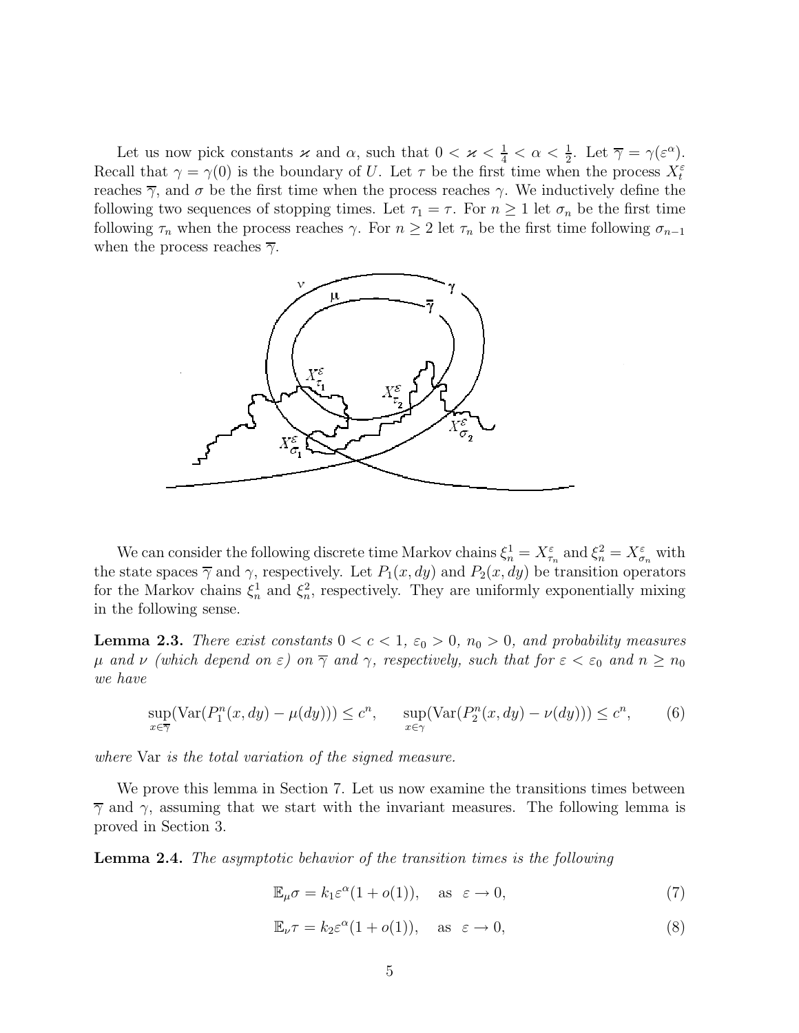Let us now pick constants $\varkappa$ and $\alpha$, such that $0 < \varkappa < \frac{1}{4} < \alpha < \frac{1}{2}$. Let $\overline{\gamma} = \gamma(\varepsilon^\alpha)$. Recall that $\gamma = \gamma(0)$ is the boundary of $U$. Let $\tau$ be the first time when the process $X_t^\varepsilon$ reaches $\overline{\gamma}$, and $\sigma$ be the first time when the process reaches $\gamma$. We inductively define the following two sequences of stopping times. Let $\tau_1 = \tau$. For $n \geq 1$ let $\sigma_n$ be the first time following $\tau_n$ when the process reaches $\gamma$. For $n \geq 2$ let $\tau_n$ be the first time following $\sigma_{n-1}$ when the process reaches $\overline{\gamma}$.

We can consider the following discrete time Markov chains $\xi_n^1 = X_{\tau_n}^\varepsilon$ and $\xi_n^2 = X_{\sigma_n}^\varepsilon$ with the state spaces $\overline{\gamma}$ and $\gamma$, respectively. Let $P_1(x, dy)$ and $P_2(x, dy)$ be transition operators for the Markov chains $\xi_n^1$ and $\xi_n^2$, respectively. They are uniformly exponentially mixing in the following sense.

**Lemma 2.3.** *There exist constants $0 < c < 1$, $\varepsilon_0 > 0$, $n_0 > 0$, and probability measures $\mu$ and $\nu$ (which depend on $\varepsilon$) on $\overline{\gamma}$ and $\gamma$, respectively, such that for $\varepsilon < \varepsilon_0$ and $n \geq n_0$ we have*

$$\sup_{x \in \overline{\gamma}} (\mathrm{Var}(P_1^n(x, dy) - \mu(dy))) \leq c^n, \qquad \sup_{x \in \gamma} (\mathrm{Var}(P_2^n(x, dy) - \nu(dy))) \leq c^n, \tag{6}$$

*where* Var *is the total variation of the signed measure.*

We prove this lemma in Section 7. Let us now examine the transitions times between $\overline{\gamma}$ and $\gamma$, assuming that we start with the invariant measures. The following lemma is proved in Section 3.

**Lemma 2.4.** *The asymptotic behavior of the transition times is the following*

$$\mathbb{E}_\mu \sigma = k_1 \varepsilon^\alpha (1 + o(1)), \quad \text{as} \quad \varepsilon \to 0, \tag{7}$$

$$\mathbb{E}_\nu \tau = k_2 \varepsilon^\alpha (1 + o(1)), \quad \text{as} \quad \varepsilon \to 0, \tag{8}$$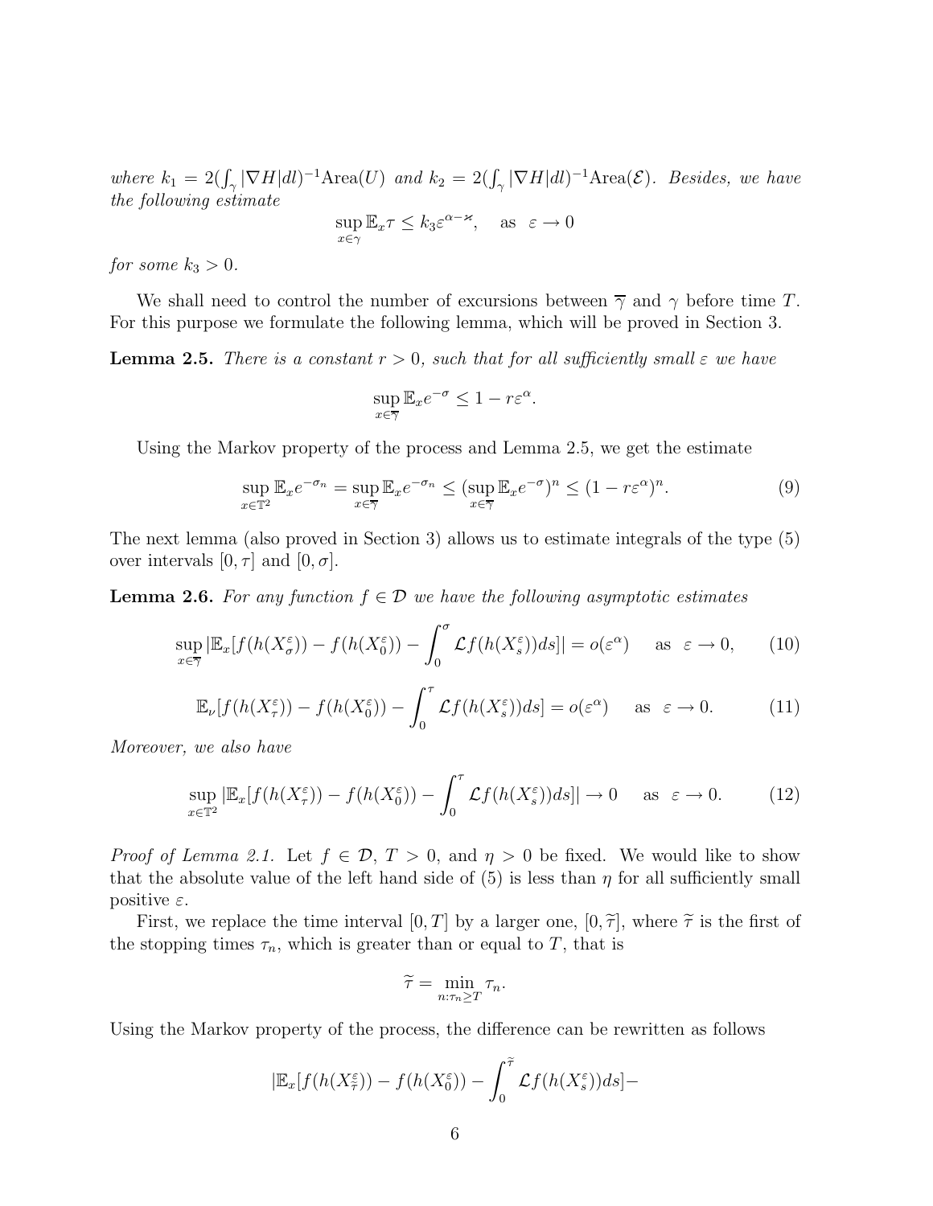*where* $k_1 = 2(\int_\gamma |\nabla H| dl)^{-1}\mathrm{Area}(U)$ *and* $k_2 = 2(\int_\gamma |\nabla H| dl)^{-1}\mathrm{Area}(\mathcal{E})$. *Besides, we have the following estimate*

$$\sup_{x\in\gamma} \mathbb{E}_x \tau \le k_3 \varepsilon^{\alpha - \varkappa}, \quad \text{as} \quad \varepsilon \to 0$$

*for some* $k_3 > 0$.

We shall need to control the number of excursions between $\overline{\gamma}$ and $\gamma$ before time $T$. For this purpose we formulate the following lemma, which will be proved in Section 3.

**Lemma 2.5.** *There is a constant* $r > 0$, *such that for all sufficiently small* $\varepsilon$ *we have*

$$\sup_{x\in\overline{\gamma}} \mathbb{E}_x e^{-\sigma} \le 1 - r\varepsilon^\alpha.$$

Using the Markov property of the process and Lemma 2.5, we get the estimate

$$\sup_{x\in\mathbb{T}^2} \mathbb{E}_x e^{-\sigma_n} = \sup_{x\in\overline{\gamma}} \mathbb{E}_x e^{-\sigma_n} \le (\sup_{x\in\overline{\gamma}} \mathbb{E}_x e^{-\sigma})^n \le (1 - r\varepsilon^\alpha)^n. \tag{9}$$

The next lemma (also proved in Section 3) allows us to estimate integrals of the type (5) over intervals $[0,\tau]$ and $[0,\sigma]$.

**Lemma 2.6.** *For any function* $f \in \mathcal{D}$ *we have the following asymptotic estimates*

$$\sup_{x\in\overline{\gamma}} |\mathbb{E}_x[f(h(X^\varepsilon_\sigma)) - f(h(X^\varepsilon_0)) - \int_0^\sigma \mathcal{L}f(h(X^\varepsilon_s))ds]| = o(\varepsilon^\alpha) \quad \text{as} \quad \varepsilon \to 0, \tag{10}$$

$$\mathbb{E}_\nu[f(h(X^\varepsilon_\tau)) - f(h(X^\varepsilon_0)) - \int_0^\tau \mathcal{L}f(h(X^\varepsilon_s))ds] = o(\varepsilon^\alpha) \quad \text{as} \quad \varepsilon \to 0. \tag{11}$$

*Moreover, we also have*

$$\sup_{x\in\mathbb{T}^2} |\mathbb{E}_x[f(h(X^\varepsilon_\tau)) - f(h(X^\varepsilon_0)) - \int_0^\tau \mathcal{L}f(h(X^\varepsilon_s))ds]| \to 0 \quad \text{as} \quad \varepsilon \to 0. \tag{12}$$

*Proof of Lemma 2.1.* Let $f \in \mathcal{D}$, $T > 0$, and $\eta > 0$ be fixed. We would like to show that the absolute value of the left hand side of (5) is less than $\eta$ for all sufficiently small positive $\varepsilon$.

First, we replace the time interval $[0,T]$ by a larger one, $[0,\widetilde{\tau}]$, where $\widetilde{\tau}$ is the first of the stopping times $\tau_n$, which is greater than or equal to $T$, that is

$$\widetilde{\tau} = \min_{n:\tau_n \ge T} \tau_n.$$

Using the Markov property of the process, the difference can be rewritten as follows

$$|\mathbb{E}_x[f(h(X^\varepsilon_{\widetilde{\tau}})) - f(h(X^\varepsilon_0)) - \int_0^{\widetilde{\tau}} \mathcal{L}f(h(X^\varepsilon_s))ds] -$$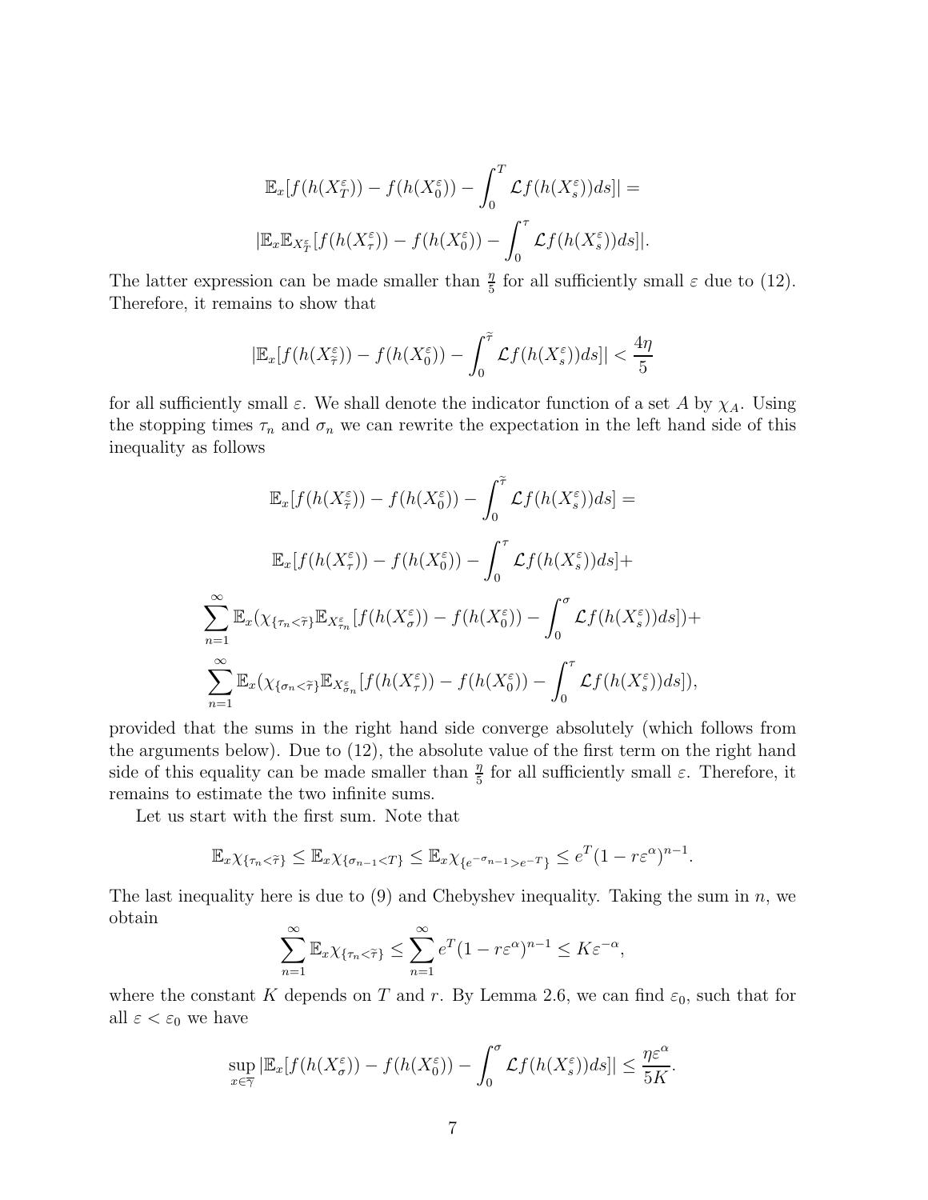$$\mathbb{E}_x[f(h(X^\varepsilon_T)) - f(h(X^\varepsilon_0)) - \int_0^T \mathcal{L}f(h(X^\varepsilon_s))ds]| =$$

$$|\mathbb{E}_x\mathbb{E}_{X^\varepsilon_{\widetilde{T}}}[f(h(X^\varepsilon_\tau)) - f(h(X^\varepsilon_0)) - \int_0^\tau \mathcal{L}f(h(X^\varepsilon_s))ds]|.$$

The latter expression can be made smaller than $\frac{\eta}{5}$ for all sufficiently small $\varepsilon$ due to (12). Therefore, it remains to show that

$$|\mathbb{E}_x[f(h(X^\varepsilon_{\widetilde{\tau}})) - f(h(X^\varepsilon_0)) - \int_0^{\widetilde{\tau}} \mathcal{L}f(h(X^\varepsilon_s))ds]| < \frac{4\eta}{5}$$

for all sufficiently small $\varepsilon$. We shall denote the indicator function of a set $A$ by $\chi_A$. Using the stopping times $\tau_n$ and $\sigma_n$ we can rewrite the expectation in the left hand side of this inequality as follows

$$\mathbb{E}_x[f(h(X^\varepsilon_{\widetilde{\tau}})) - f(h(X^\varepsilon_0)) - \int_0^{\widetilde{\tau}} \mathcal{L}f(h(X^\varepsilon_s))ds] =$$

$$\mathbb{E}_x[f(h(X^\varepsilon_\tau)) - f(h(X^\varepsilon_0)) - \int_0^\tau \mathcal{L}f(h(X^\varepsilon_s))ds] +$$

$$\sum_{n=1}^\infty \mathbb{E}_x(\chi_{\{\tau_n < \widetilde{\tau}\}}\mathbb{E}_{X^\varepsilon_{\tau_n}}[f(h(X^\varepsilon_\sigma)) - f(h(X^\varepsilon_0)) - \int_0^\sigma \mathcal{L}f(h(X^\varepsilon_s))ds]) +$$

$$\sum_{n=1}^\infty \mathbb{E}_x(\chi_{\{\sigma_n < \widetilde{\tau}\}}\mathbb{E}_{X^\varepsilon_{\sigma_n}}[f(h(X^\varepsilon_\tau)) - f(h(X^\varepsilon_0)) - \int_0^\tau \mathcal{L}f(h(X^\varepsilon_s))ds]),$$

provided that the sums in the right hand side converge absolutely (which follows from the arguments below). Due to (12), the absolute value of the first term on the right hand side of this equality can be made smaller than $\frac{\eta}{5}$ for all sufficiently small $\varepsilon$. Therefore, it remains to estimate the two infinite sums.

Let us start with the first sum. Note that

$$\mathbb{E}_x\chi_{\{\tau_n < \widetilde{\tau}\}} \leq \mathbb{E}_x\chi_{\{\sigma_{n-1} < T\}} \leq \mathbb{E}_x\chi_{\{e^{-\sigma_{n-1}} > e^{-T}\}} \leq e^T(1 - r\varepsilon^\alpha)^{n-1}.$$

The last inequality here is due to (9) and Chebyshev inequality. Taking the sum in $n$, we obtain

$$\sum_{n=1}^\infty \mathbb{E}_x\chi_{\{\tau_n < \widetilde{\tau}\}} \leq \sum_{n=1}^\infty e^T(1 - r\varepsilon^\alpha)^{n-1} \leq K\varepsilon^{-\alpha},$$

where the constant $K$ depends on $T$ and $r$. By Lemma 2.6, we can find $\varepsilon_0$, such that for all $\varepsilon < \varepsilon_0$ we have

$$\sup_{x \in \overline{\gamma}} |\mathbb{E}_x[f(h(X^\varepsilon_\sigma)) - f(h(X^\varepsilon_0)) - \int_0^\sigma \mathcal{L}f(h(X^\varepsilon_s))ds]| \leq \frac{\eta\varepsilon^\alpha}{5K}.$$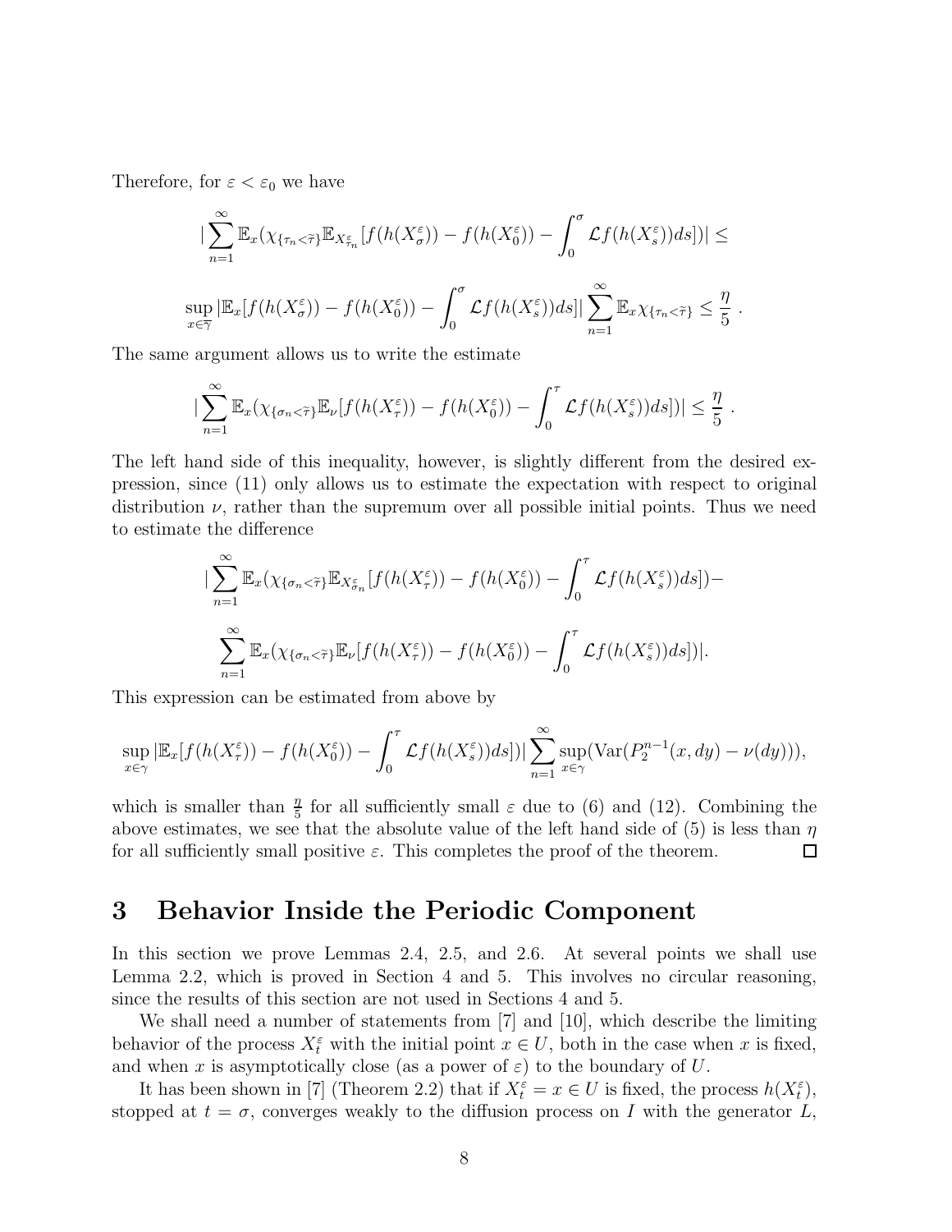Therefore, for $\varepsilon < \varepsilon_0$ we have

$$|\sum_{n=1}^{\infty} \mathbb{E}_x(\chi_{\{\tau_n<\widetilde{\tau}\}}\mathbb{E}_{X^\varepsilon_{\tau_n}}[f(h(X^\varepsilon_\sigma)) - f(h(X^\varepsilon_0)) - \int_0^\sigma \mathcal{L}f(h(X^\varepsilon_s))ds])| \leq$$

$$\sup_{x\in\widetilde{\gamma}} |\mathbb{E}_x[f(h(X^\varepsilon_\sigma)) - f(h(X^\varepsilon_0)) - \int_0^\sigma \mathcal{L}f(h(X^\varepsilon_s))ds]| \sum_{n=1}^{\infty} \mathbb{E}_x \chi_{\{\tau_n<\widetilde{\tau}\}} \leq \frac{\eta}{5}\ .$$

The same argument allows us to write the estimate

$$|\sum_{n=1}^{\infty} \mathbb{E}_x(\chi_{\{\sigma_n<\widetilde{\tau}\}}\mathbb{E}_\nu[f(h(X^\varepsilon_\tau)) - f(h(X^\varepsilon_0)) - \int_0^\tau \mathcal{L}f(h(X^\varepsilon_s))ds])| \leq \frac{\eta}{5}\ .$$

The left hand side of this inequality, however, is slightly different from the desired expression, since (11) only allows us to estimate the expectation with respect to original distribution $\nu$, rather than the supremum over all possible initial points. Thus we need to estimate the difference

$$|\sum_{n=1}^{\infty} \mathbb{E}_x(\chi_{\{\sigma_n<\widetilde{\tau}\}}\mathbb{E}_{X^\varepsilon_{\sigma_n}}[f(h(X^\varepsilon_\tau)) - f(h(X^\varepsilon_0)) - \int_0^\tau \mathcal{L}f(h(X^\varepsilon_s))ds])-$$

$$\sum_{n=1}^{\infty} \mathbb{E}_x(\chi_{\{\sigma_n<\widetilde{\tau}\}}\mathbb{E}_\nu[f(h(X^\varepsilon_\tau)) - f(h(X^\varepsilon_0)) - \int_0^\tau \mathcal{L}f(h(X^\varepsilon_s))ds])|.$$

This expression can be estimated from above by

$$\sup_{x\in\gamma} |\mathbb{E}_x[f(h(X^\varepsilon_\tau)) - f(h(X^\varepsilon_0)) - \int_0^\tau \mathcal{L}f(h(X^\varepsilon_s))ds]| \sum_{n=1}^{\infty} \sup_{x\in\gamma}(\mathrm{Var}(P_2^{n-1}(x,dy) - \nu(dy))),$$

which is smaller than $\frac{\eta}{5}$ for all sufficiently small $\varepsilon$ due to (6) and (12). Combining the above estimates, we see that the absolute value of the left hand side of (5) is less than $\eta$ for all sufficiently small positive $\varepsilon$. This completes the proof of the theorem. $\square$

# 3 Behavior Inside the Periodic Component

In this section we prove Lemmas 2.4, 2.5, and 2.6. At several points we shall use Lemma 2.2, which is proved in Section 4 and 5. This involves no circular reasoning, since the results of this section are not used in Sections 4 and 5.

We shall need a number of statements from [7] and [10], which describe the limiting behavior of the process $X^\varepsilon_t$ with the initial point $x \in U$, both in the case when $x$ is fixed, and when $x$ is asymptotically close (as a power of $\varepsilon$) to the boundary of $U$.

It has been shown in [7] (Theorem 2.2) that if $X^\varepsilon_t = x \in U$ is fixed, the process $h(X^\varepsilon_t)$, stopped at $t = \sigma$, converges weakly to the diffusion process on $I$ with the generator $L$,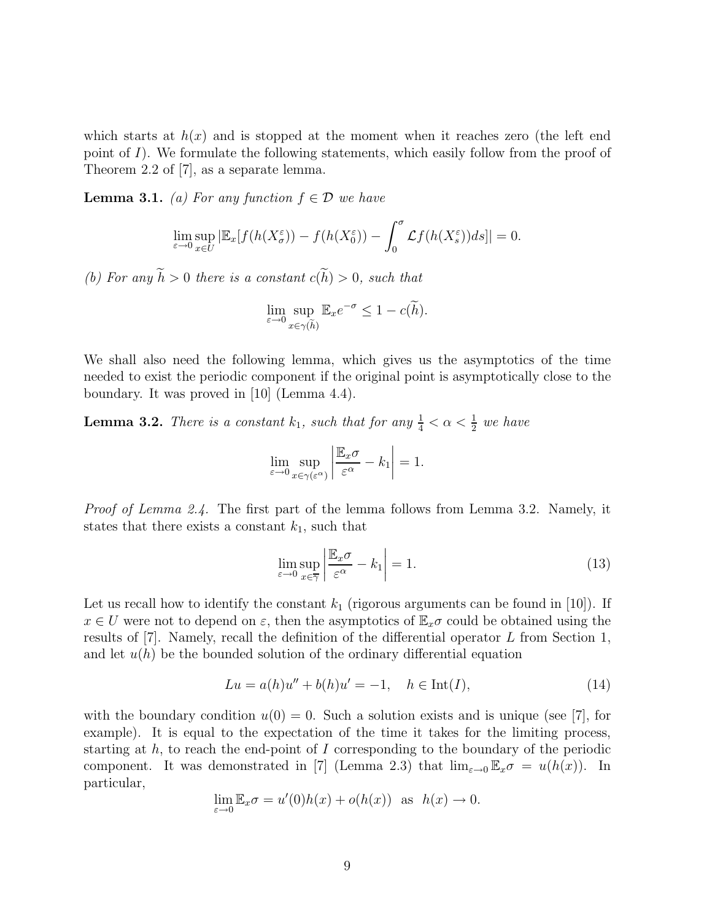which starts at $h(x)$ and is stopped at the moment when it reaches zero (the left end point of $I$). We formulate the following statements, which easily follow from the proof of Theorem 2.2 of [7], as a separate lemma.

**Lemma 3.1.** *(a) For any function $f \in \mathcal{D}$ we have*

$$\lim_{\varepsilon \to 0} \sup_{x \in U} |\mathbb{E}_x[f(h(X^\varepsilon_\sigma)) - f(h(X^\varepsilon_0)) - \int_0^\sigma \mathcal{L} f(h(X^\varepsilon_s)) ds]| = 0.$$

*(b) For any $\widetilde{h} > 0$ there is a constant $c(\widetilde{h}) > 0$, such that*

$$\lim_{\varepsilon \to 0} \sup_{x \in \gamma(\widetilde{h})} \mathbb{E}_x e^{-\sigma} \leq 1 - c(\widetilde{h}).$$

We shall also need the following lemma, which gives us the asymptotics of the time needed to exist the periodic component if the original point is asymptotically close to the boundary. It was proved in [10] (Lemma 4.4).

**Lemma 3.2.** *There is a constant $k_1$, such that for any $\frac{1}{4} < \alpha < \frac{1}{2}$ we have*

$$\lim_{\varepsilon \to 0} \sup_{x \in \gamma(\varepsilon^\alpha)} \left| \frac{\mathbb{E}_x \sigma}{\varepsilon^\alpha} - k_1 \right| = 1.$$

*Proof of Lemma 2.4.* The first part of the lemma follows from Lemma 3.2. Namely, it states that there exists a constant $k_1$, such that

$$\lim_{\varepsilon \to 0} \sup_{x \in \overline{\gamma}} \left| \frac{\mathbb{E}_x \sigma}{\varepsilon^\alpha} - k_1 \right| = 1. \tag{13}$$

Let us recall how to identify the constant $k_1$ (rigorous arguments can be found in [10]). If $x \in U$ were not to depend on $\varepsilon$, then the asymptotics of $\mathbb{E}_x \sigma$ could be obtained using the results of [7]. Namely, recall the definition of the differential operator $L$ from Section 1, and let $u(h)$ be the bounded solution of the ordinary differential equation

$$Lu = a(h)u'' + b(h)u' = -1, \quad h \in \text{Int}(I), \tag{14}$$

with the boundary condition $u(0) = 0$. Such a solution exists and is unique (see [7], for example). It is equal to the expectation of the time it takes for the limiting process, starting at $h$, to reach the end-point of $I$ corresponding to the boundary of the periodic component. It was demonstrated in [7] (Lemma 2.3) that $\lim_{\varepsilon \to 0} \mathbb{E}_x \sigma = u(h(x))$. In particular,

$$\lim_{\varepsilon \to 0} \mathbb{E}_x \sigma = u'(0) h(x) + o(h(x)) \text{ as } h(x) \to 0.$$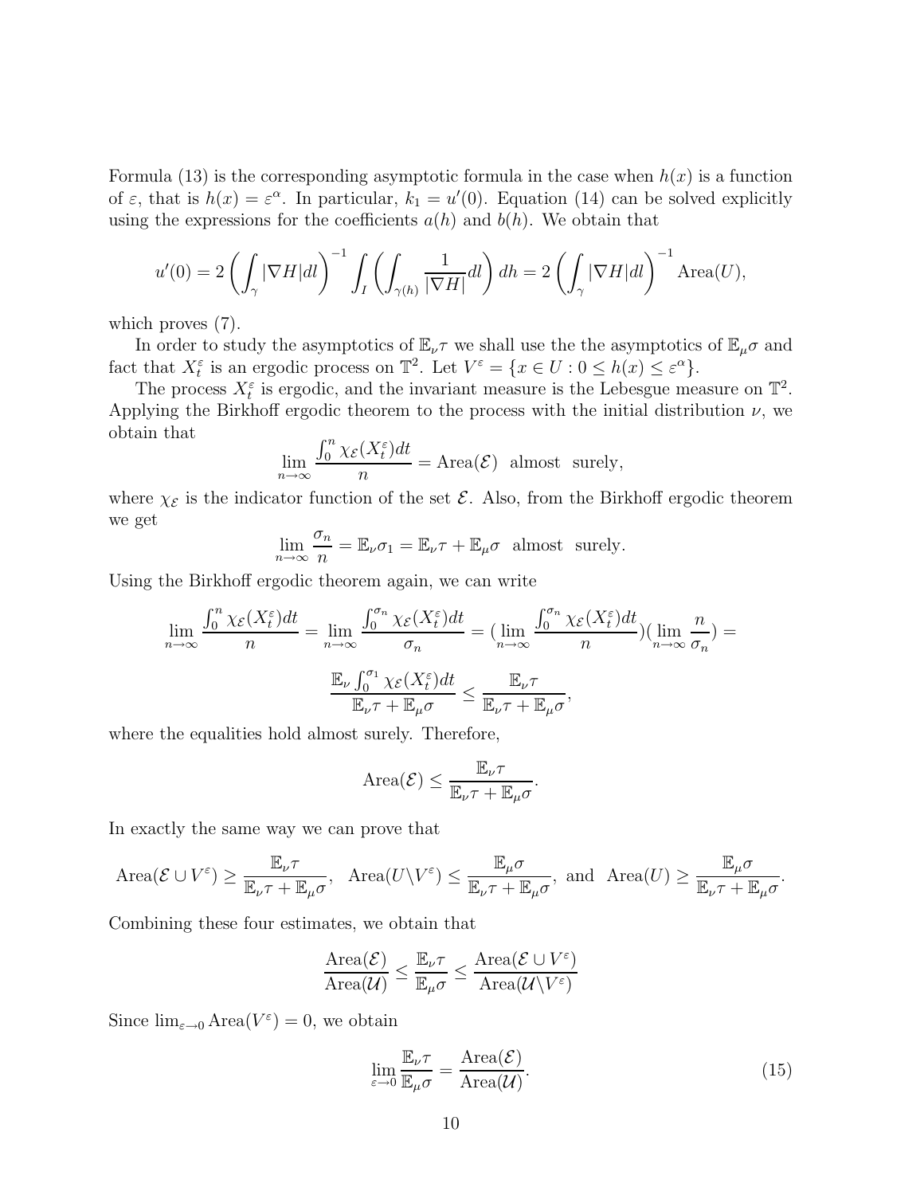Formula (13) is the corresponding asymptotic formula in the case when $h(x)$ is a function of $\varepsilon$, that is $h(x) = \varepsilon^\alpha$. In particular, $k_1 = u'(0)$. Equation (14) can be solved explicitly using the expressions for the coefficients $a(h)$ and $b(h)$. We obtain that

$$u'(0) = 2\left(\int_\gamma |\nabla H| dl\right)^{-1} \int_I \left(\int_{\gamma(h)} \frac{1}{|\nabla H|} dl\right) dh = 2\left(\int_\gamma |\nabla H| dl\right)^{-1} \mathrm{Area}(U),$$

which proves (7).

In order to study the asymptotics of $\mathbb{E}_\nu \tau$ we shall use the the asymptotics of $\mathbb{E}_\mu \sigma$ and fact that $X_t^\varepsilon$ is an ergodic process on $\mathbb{T}^2$. Let $V^\varepsilon = \{x \in U : 0 \leq h(x) \leq \varepsilon^\alpha\}$.

The process $X_t^\varepsilon$ is ergodic, and the invariant measure is the Lebesgue measure on $\mathbb{T}^2$. Applying the Birkhoff ergodic theorem to the process with the initial distribution $\nu$, we obtain that

$$\lim_{n\to\infty} \frac{\int_0^n \chi_{\mathcal{E}}(X_t^\varepsilon) dt}{n} = \mathrm{Area}(\mathcal{E}) \;\; \text{almost surely},$$

where $\chi_{\mathcal{E}}$ is the indicator function of the set $\mathcal{E}$. Also, from the Birkhoff ergodic theorem we get

$$\lim_{n\to\infty} \frac{\sigma_n}{n} = \mathbb{E}_\nu \sigma_1 = \mathbb{E}_\nu \tau + \mathbb{E}_\mu \sigma \;\; \text{almost surely}.$$

Using the Birkhoff ergodic theorem again, we can write

$$\lim_{n\to\infty} \frac{\int_0^n \chi_{\mathcal{E}}(X_t^\varepsilon) dt}{n} = \lim_{n\to\infty} \frac{\int_0^{\sigma_n} \chi_{\mathcal{E}}(X_t^\varepsilon) dt}{\sigma_n} = (\lim_{n\to\infty} \frac{\int_0^{\sigma_n} \chi_{\mathcal{E}}(X_t^\varepsilon) dt}{n})(\lim_{n\to\infty} \frac{n}{\sigma_n}) =$$

$$\frac{\mathbb{E}_\nu \int_0^{\sigma_1} \chi_{\mathcal{E}}(X_t^\varepsilon) dt}{\mathbb{E}_\nu \tau + \mathbb{E}_\mu \sigma} \leq \frac{\mathbb{E}_\nu \tau}{\mathbb{E}_\nu \tau + \mathbb{E}_\mu \sigma},$$

where the equalities hold almost surely. Therefore,

$$\mathrm{Area}(\mathcal{E}) \leq \frac{\mathbb{E}_\nu \tau}{\mathbb{E}_\nu \tau + \mathbb{E}_\mu \sigma}.$$

In exactly the same way we can prove that

$$\mathrm{Area}(\mathcal{E} \cup V^\varepsilon) \geq \frac{\mathbb{E}_\nu \tau}{\mathbb{E}_\nu \tau + \mathbb{E}_\mu \sigma}, \;\; \mathrm{Area}(U \backslash V^\varepsilon) \leq \frac{\mathbb{E}_\mu \sigma}{\mathbb{E}_\nu \tau + \mathbb{E}_\mu \sigma}, \text{ and } \mathrm{Area}(U) \geq \frac{\mathbb{E}_\mu \sigma}{\mathbb{E}_\nu \tau + \mathbb{E}_\mu \sigma}.$$

Combining these four estimates, we obtain that

$$\frac{\mathrm{Area}(\mathcal{E})}{\mathrm{Area}(\mathcal{U})} \leq \frac{\mathbb{E}_\nu \tau}{\mathbb{E}_\mu \sigma} \leq \frac{\mathrm{Area}(\mathcal{E} \cup V^\varepsilon)}{\mathrm{Area}(\mathcal{U} \backslash V^\varepsilon)}$$

Since $\lim_{\varepsilon\to 0} \mathrm{Area}(V^\varepsilon) = 0$, we obtain

$$\lim_{\varepsilon\to 0} \frac{\mathbb{E}_\nu \tau}{\mathbb{E}_\mu \sigma} = \frac{\mathrm{Area}(\mathcal{E})}{\mathrm{Area}(\mathcal{U})}. \tag{15}$$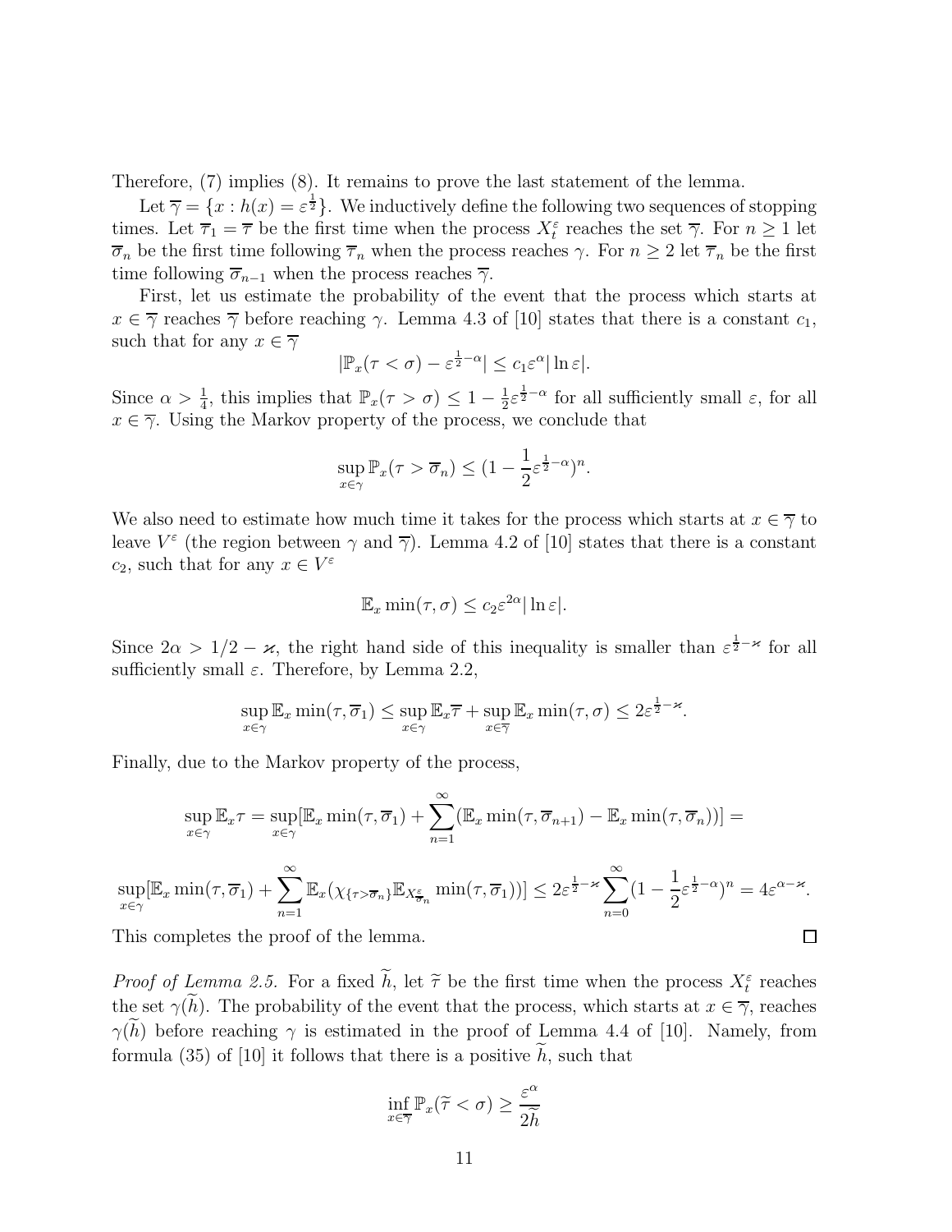Therefore, (7) implies (8). It remains to prove the last statement of the lemma.

Let $\overline{\gamma} = \{x : h(x) = \varepsilon^{\frac{1}{2}}\}$. We inductively define the following two sequences of stopping times. Let $\overline{\tau}_1 = \overline{\tau}$ be the first time when the process $X_t^\varepsilon$ reaches the set $\overline{\gamma}$. For $n \geq 1$ let $\overline{\sigma}_n$ be the first time following $\overline{\tau}_n$ when the process reaches $\gamma$. For $n \geq 2$ let $\overline{\tau}_n$ be the first time following $\overline{\sigma}_{n-1}$ when the process reaches $\overline{\gamma}$.

First, let us estimate the probability of the event that the process which starts at $x \in \overline{\gamma}$ reaches $\overline{\gamma}$ before reaching $\gamma$. Lemma 4.3 of [10] states that there is a constant $c_1$, such that for any $x \in \overline{\gamma}$

$$|\mathbb{P}_x(\tau < \sigma) - \varepsilon^{\frac{1}{2}-\alpha}| \leq c_1 \varepsilon^\alpha |\ln \varepsilon|.$$

Since $\alpha > \frac{1}{4}$, this implies that $\mathbb{P}_x(\tau > \sigma) \leq 1 - \frac{1}{2}\varepsilon^{\frac{1}{2}-\alpha}$ for all sufficiently small $\varepsilon$, for all $x \in \overline{\gamma}$. Using the Markov property of the process, we conclude that

$$\sup_{x \in \gamma} \mathbb{P}_x(\tau > \overline{\sigma}_n) \leq (1 - \frac{1}{2}\varepsilon^{\frac{1}{2}-\alpha})^n.$$

We also need to estimate how much time it takes for the process which starts at $x \in \overline{\gamma}$ to leave $V^\varepsilon$ (the region between $\gamma$ and $\overline{\gamma}$). Lemma 4.2 of [10] states that there is a constant $c_2$, such that for any $x \in V^\varepsilon$

$$\mathbb{E}_x \min(\tau, \sigma) \leq c_2 \varepsilon^{2\alpha} |\ln \varepsilon|.$$

Since $2\alpha > 1/2 - \varkappa$, the right hand side of this inequality is smaller than $\varepsilon^{\frac{1}{2}-\varkappa}$ for all sufficiently small $\varepsilon$. Therefore, by Lemma 2.2,

$$\sup_{x \in \gamma} \mathbb{E}_x \min(\tau, \overline{\sigma}_1) \leq \sup_{x \in \gamma} \mathbb{E}_x \overline{\tau} + \sup_{x \in \overline{\gamma}} \mathbb{E}_x \min(\tau, \sigma) \leq 2\varepsilon^{\frac{1}{2}-\varkappa}.$$

Finally, due to the Markov property of the process,

$$\sup_{x \in \gamma} \mathbb{E}_x \tau = \sup_{x \in \gamma} [\mathbb{E}_x \min(\tau, \overline{\sigma}_1) + \sum_{n=1}^\infty (\mathbb{E}_x \min(\tau, \overline{\sigma}_{n+1}) - \mathbb{E}_x \min(\tau, \overline{\sigma}_n))] =$$

$$\sup_{x \in \gamma} [\mathbb{E}_x \min(\tau, \overline{\sigma}_1) + \sum_{n=1}^\infty \mathbb{E}_x(\chi_{\{\tau > \overline{\sigma}_n\}} \mathbb{E}_{X^\varepsilon_{\overline{\sigma}_n}} \min(\tau, \overline{\sigma}_1))] \leq 2\varepsilon^{\frac{1}{2}-\varkappa} \sum_{n=0}^\infty (1 - \frac{1}{2}\varepsilon^{\frac{1}{2}-\alpha})^n = 4\varepsilon^{\alpha-\varkappa}.$$

This completes the proof of the lemma. □

*Proof of Lemma 2.5.* For a fixed $\widetilde{h}$, let $\widetilde{\tau}$ be the first time when the process $X_t^\varepsilon$ reaches the set $\gamma(\widetilde{h})$. The probability of the event that the process, which starts at $x \in \overline{\gamma}$, reaches $\gamma(\widetilde{h})$ before reaching $\gamma$ is estimated in the proof of Lemma 4.4 of [10]. Namely, from formula (35) of [10] it follows that there is a positive $\widetilde{h}$, such that

$$\inf_{x \in \overline{\gamma}} \mathbb{P}_x(\widetilde{\tau} < \sigma) \geq \frac{\varepsilon^\alpha}{2\widetilde{h}}$$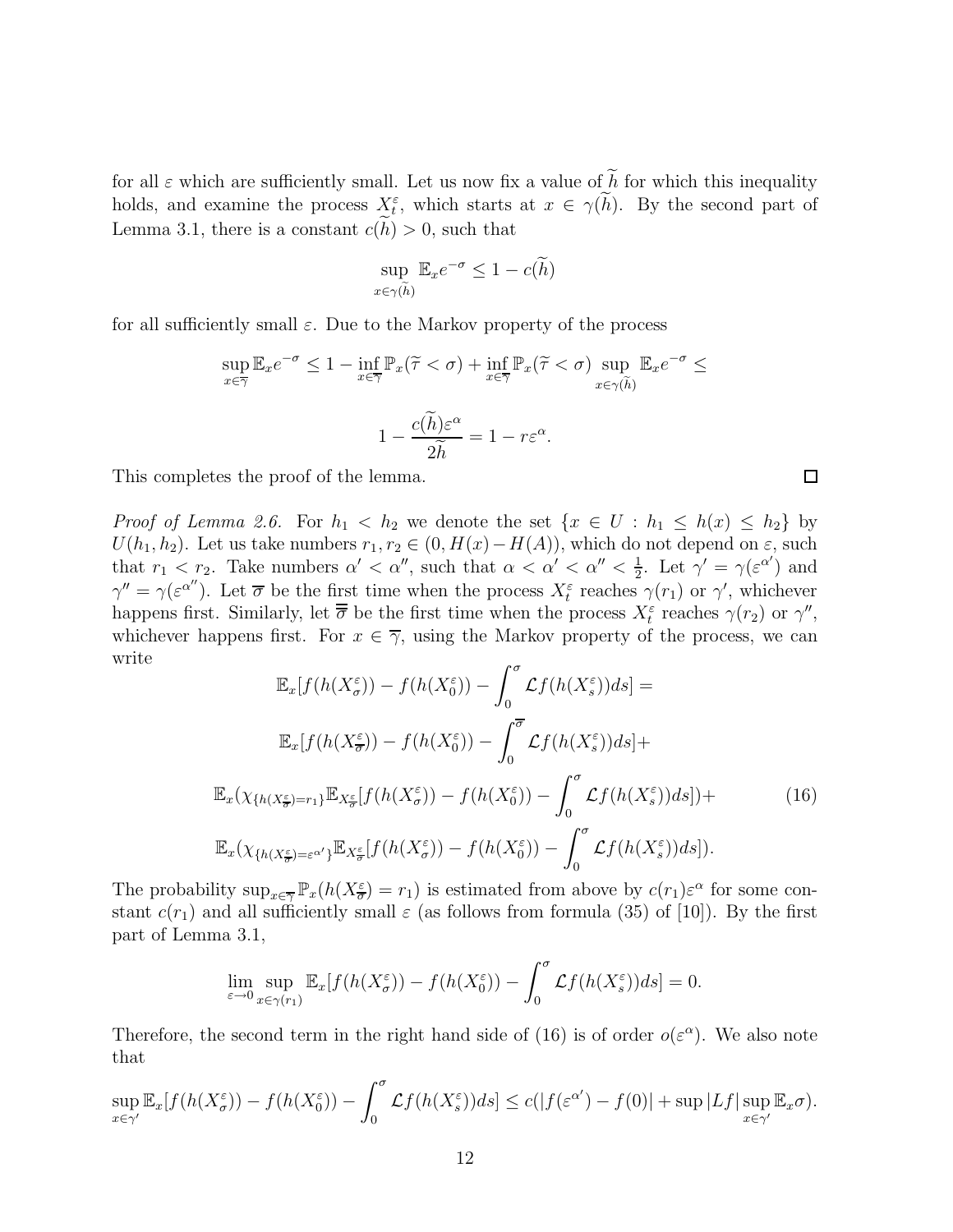for all $\varepsilon$ which are sufficiently small. Let us now fix a value of $\widetilde{h}$ for which this inequality holds, and examine the process $X_t^\varepsilon$, which starts at $x \in \gamma(\widetilde{h})$. By the second part of Lemma 3.1, there is a constant $c(\widetilde{h}) > 0$, such that

$$\sup_{x \in \gamma(\widetilde{h})} \mathbb{E}_x e^{-\sigma} \leq 1 - c(\widetilde{h})$$

for all sufficiently small $\varepsilon$. Due to the Markov property of the process

$$\sup_{x \in \overline{\gamma}} \mathbb{E}_x e^{-\sigma} \leq 1 - \inf_{x \in \overline{\gamma}} \mathbb{P}_x(\widetilde{\tau} < \sigma) + \inf_{x \in \overline{\gamma}} \mathbb{P}_x(\widetilde{\tau} < \sigma) \sup_{x \in \gamma(\widetilde{h})} \mathbb{E}_x e^{-\sigma} \leq$$

$$1 - \frac{c(\widetilde{h}) \varepsilon^\alpha}{2\widetilde{h}} = 1 - r\varepsilon^\alpha.$$

This completes the proof of the lemma. $\square$

*Proof of Lemma 2.6.* For $h_1 < h_2$ we denote the set $\{x \in U : h_1 \leq h(x) \leq h_2\}$ by $U(h_1, h_2)$. Let us take numbers $r_1, r_2 \in (0, H(x) - H(A))$, which do not depend on $\varepsilon$, such that $r_1 < r_2$. Take numbers $\alpha' < \alpha''$, such that $\alpha < \alpha' < \alpha'' < \frac{1}{2}$. Let $\gamma' = \gamma(\varepsilon^{\alpha'})$ and $\gamma'' = \gamma(\varepsilon^{\alpha''})$. Let $\overline{\sigma}$ be the first time when the process $X_t^\varepsilon$ reaches $\gamma(r_1)$ or $\gamma'$, whichever happens first. Similarly, let $\overline{\overline{\sigma}}$ be the first time when the process $X_t^\varepsilon$ reaches $\gamma(r_2)$ or $\gamma''$, whichever happens first. For $x \in \overline{\gamma}$, using the Markov property of the process, we can write

$$\mathbb{E}_x[f(h(X_\sigma^\varepsilon)) - f(h(X_0^\varepsilon)) - \int_0^\sigma \mathcal{L} f(h(X_s^\varepsilon)) ds] =$$

$$\mathbb{E}_x[f(h(X_{\overline{\sigma}}^\varepsilon)) - f(h(X_0^\varepsilon)) - \int_0^{\overline{\sigma}} \mathcal{L} f(h(X_s^\varepsilon)) ds] +$$

$$\mathbb{E}_x(\chi_{\{h(X_{\overline{\sigma}}^\varepsilon) = r_1\}} \mathbb{E}_{X_{\overline{\sigma}}^\varepsilon}[f(h(X_\sigma^\varepsilon)) - f(h(X_0^\varepsilon)) - \int_0^\sigma \mathcal{L} f(h(X_s^\varepsilon)) ds]) + \tag{16}$$

$$\mathbb{E}_x(\chi_{\{h(X_{\overline{\sigma}}^\varepsilon) = \varepsilon^{\alpha'}\}} \mathbb{E}_{X_{\overline{\sigma}}^\varepsilon}[f(h(X_\sigma^\varepsilon)) - f(h(X_0^\varepsilon)) - \int_0^\sigma \mathcal{L} f(h(X_s^\varepsilon)) ds]).$$

The probability $\sup_{x \in \overline{\gamma}} \mathbb{P}_x(h(X_{\overline{\sigma}}^\varepsilon) = r_1)$ is estimated from above by $c(r_1)\varepsilon^\alpha$ for some constant $c(r_1)$ and all sufficiently small $\varepsilon$ (as follows from formula (35) of [10]). By the first part of Lemma 3.1,

$$\lim_{\varepsilon \to 0} \sup_{x \in \gamma(r_1)} \mathbb{E}_x[f(h(X_\sigma^\varepsilon)) - f(h(X_0^\varepsilon)) - \int_0^\sigma \mathcal{L} f(h(X_s^\varepsilon)) ds] = 0.$$

Therefore, the second term in the right hand side of (16) is of order $o(\varepsilon^\alpha)$. We also note that

$$\sup_{x \in \gamma'} \mathbb{E}_x[f(h(X_\sigma^\varepsilon)) - f(h(X_0^\varepsilon)) - \int_0^\sigma \mathcal{L} f(h(X_s^\varepsilon)) ds] \leq c(|f(\varepsilon^{\alpha'}) - f(0)| + \sup |Lf| \sup_{x \in \gamma'} \mathbb{E}_x \sigma).$$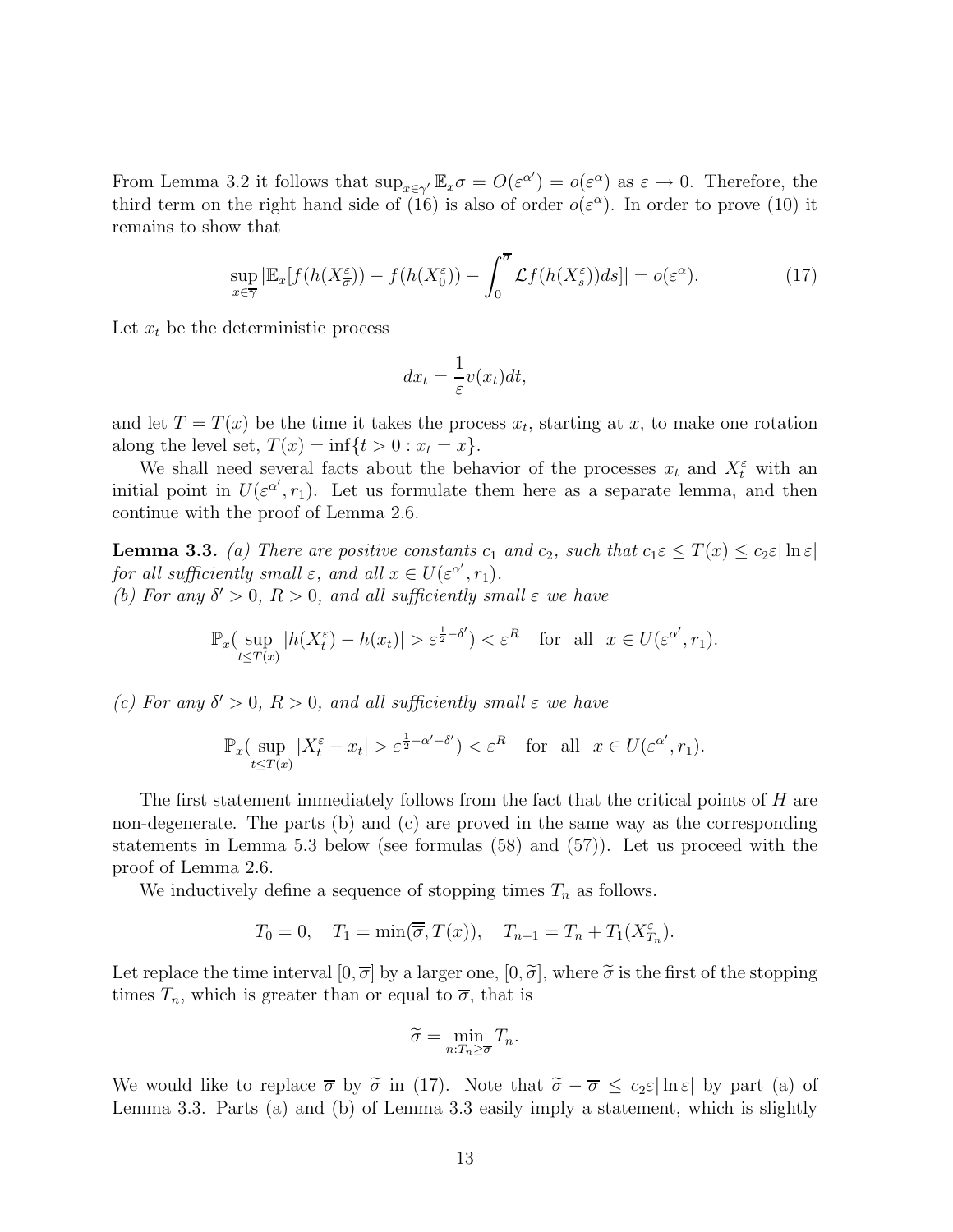From Lemma 3.2 it follows that $\sup_{x \in \gamma'} \mathbb{E}_x \sigma = O(\varepsilon^{\alpha'}) = o(\varepsilon^{\alpha})$ as $\varepsilon \to 0$. Therefore, the third term on the right hand side of (16) is also of order $o(\varepsilon^{\alpha})$. In order to prove (10) it remains to show that

$$\sup_{x \in \overline{\gamma}} |\mathbb{E}_x[f(h(X^{\varepsilon}_{\overline{\sigma}})) - f(h(X^{\varepsilon}_0)) - \int_0^{\overline{\sigma}} \mathcal{L}f(h(X^{\varepsilon}_s))ds]| = o(\varepsilon^{\alpha}). \tag{17}$$

Let $x_t$ be the deterministic process

$$dx_t = \frac{1}{\varepsilon} v(x_t) dt,$$

and let $T = T(x)$ be the time it takes the process $x_t$, starting at $x$, to make one rotation along the level set, $T(x) = \inf\{t > 0 : x_t = x\}$.

We shall need several facts about the behavior of the processes $x_t$ and $X^{\varepsilon}_t$ with an initial point in $U(\varepsilon^{\alpha'}, r_1)$. Let us formulate them here as a separate lemma, and then continue with the proof of Lemma 2.6.

**Lemma 3.3.** *(a) There are positive constants $c_1$ and $c_2$, such that $c_1 \varepsilon \leq T(x) \leq c_2 \varepsilon |\ln \varepsilon|$ for all sufficiently small $\varepsilon$, and all $x \in U(\varepsilon^{\alpha'}, r_1)$.*
*(b) For any $\delta' > 0$, $R > 0$, and all sufficiently small $\varepsilon$ we have*

$$\mathbb{P}_x(\sup_{t \leq T(x)} |h(X^{\varepsilon}_t) - h(x_t)| > \varepsilon^{\frac{1}{2} - \delta'}) < \varepsilon^R \quad \text{for all} \quad x \in U(\varepsilon^{\alpha'}, r_1).$$

*(c) For any $\delta' > 0$, $R > 0$, and all sufficiently small $\varepsilon$ we have*

$$\mathbb{P}_x(\sup_{t \leq T(x)} |X^{\varepsilon}_t - x_t| > \varepsilon^{\frac{1}{2} - \alpha' - \delta'}) < \varepsilon^R \quad \text{for all} \quad x \in U(\varepsilon^{\alpha'}, r_1).$$

The first statement immediately follows from the fact that the critical points of $H$ are non-degenerate. The parts (b) and (c) are proved in the same way as the corresponding statements in Lemma 5.3 below (see formulas (58) and (57)). Let us proceed with the proof of Lemma 2.6.

We inductively define a sequence of stopping times $T_n$ as follows.

$$T_0 = 0, \quad T_1 = \min(\overline{\overline{\sigma}}, T(x)), \quad T_{n+1} = T_n + T_1(X^{\varepsilon}_{T_n}).$$

Let replace the time interval $[0, \overline{\sigma}]$ by a larger one, $[0, \widetilde{\sigma}]$, where $\widetilde{\sigma}$ is the first of the stopping times $T_n$, which is greater than or equal to $\overline{\sigma}$, that is

$$\widetilde{\sigma} = \min_{n : T_n \geq \overline{\sigma}} T_n.$$

We would like to replace $\overline{\sigma}$ by $\widetilde{\sigma}$ in (17). Note that $\widetilde{\sigma} - \overline{\sigma} \leq c_2 \varepsilon |\ln \varepsilon|$ by part (a) of Lemma 3.3. Parts (a) and (b) of Lemma 3.3 easily imply a statement, which is slightly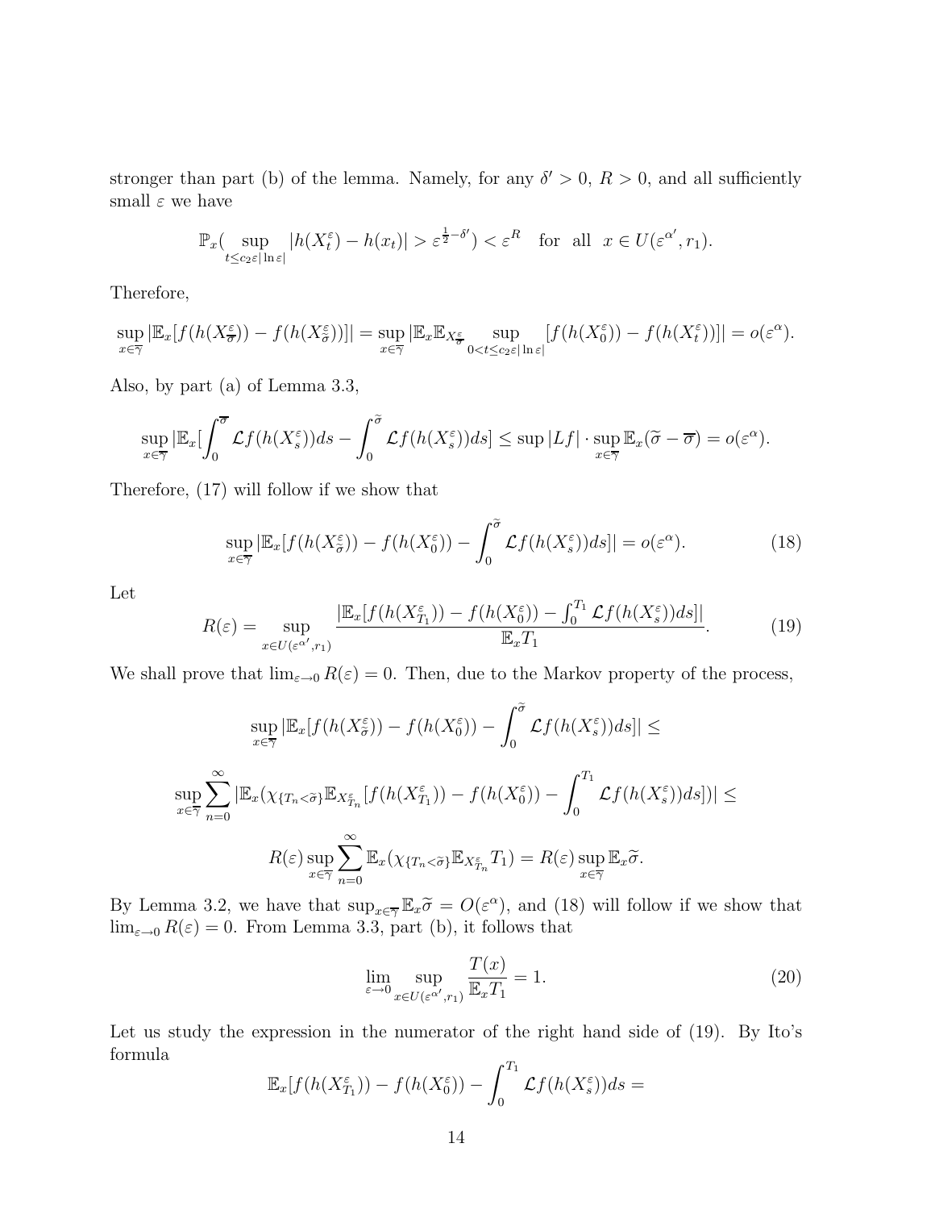stronger than part (b) of the lemma. Namely, for any $\delta' > 0$, $R > 0$, and all sufficiently small $\varepsilon$ we have

$$\mathbb{P}_x\big(\sup_{t \le c_2 \varepsilon |\ln \varepsilon|} |h(X^\varepsilon_t) - h(x_t)| > \varepsilon^{\frac{1}{2}-\delta'}\big) < \varepsilon^R \quad \text{for all } x \in U(\varepsilon^{\alpha'}, r_1).$$

Therefore,

$$\sup_{x \in \overline{\gamma}} |\mathbb{E}_x[f(h(X^\varepsilon_{\overline{\sigma}})) - f(h(X^\varepsilon_{\widetilde{\sigma}}))]| = \sup_{x \in \overline{\gamma}} |\mathbb{E}_x \mathbb{E}_{X^\varepsilon_{\overline{\sigma}}} \sup_{0 < t \le c_2 \varepsilon |\ln \varepsilon|} [f(h(X^\varepsilon_0)) - f(h(X^\varepsilon_t))]| = o(\varepsilon^\alpha).$$

Also, by part (a) of Lemma 3.3,

$$\sup_{x \in \overline{\gamma}} |\mathbb{E}_x[\int_0^{\overline{\sigma}} \mathcal{L} f(h(X^\varepsilon_s))ds - \int_0^{\widetilde{\sigma}} \mathcal{L} f(h(X^\varepsilon_s))ds] \le \sup |Lf| \cdot \sup_{x \in \overline{\gamma}} \mathbb{E}_x(\widetilde{\sigma} - \overline{\sigma}) = o(\varepsilon^\alpha).$$

Therefore, (17) will follow if we show that

$$\sup_{x \in \overline{\gamma}} |\mathbb{E}_x[f(h(X^\varepsilon_{\widetilde{\sigma}})) - f(h(X^\varepsilon_0)) - \int_0^{\widetilde{\sigma}} \mathcal{L} f(h(X^\varepsilon_s))ds]| = o(\varepsilon^\alpha). \tag{18}$$

Let

$$R(\varepsilon) = \sup_{x \in U(\varepsilon^{\alpha'}, r_1)} \frac{|\mathbb{E}_x[f(h(X^\varepsilon_{T_1})) - f(h(X^\varepsilon_0)) - \int_0^{T_1} \mathcal{L} f(h(X^\varepsilon_s))ds]|}{\mathbb{E}_x T_1}. \tag{19}$$

We shall prove that $\lim_{\varepsilon \to 0} R(\varepsilon) = 0$. Then, due to the Markov property of the process,

$$\sup_{x \in \overline{\gamma}} |\mathbb{E}_x[f(h(X^\varepsilon_{\widetilde{\sigma}})) - f(h(X^\varepsilon_0)) - \int_0^{\widetilde{\sigma}} \mathcal{L} f(h(X^\varepsilon_s))ds]| \le$$

$$\sup_{x \in \overline{\gamma}} \sum_{n=0}^\infty |\mathbb{E}_x(\chi_{\{T_n < \widetilde{\sigma}\}} \mathbb{E}_{X^\varepsilon_{T_n}}[f(h(X^\varepsilon_{T_1})) - f(h(X^\varepsilon_0)) - \int_0^{T_1} \mathcal{L} f(h(X^\varepsilon_s))ds])| \le$$

$$R(\varepsilon) \sup_{x \in \overline{\gamma}} \sum_{n=0}^\infty \mathbb{E}_x(\chi_{\{T_n < \widetilde{\sigma}\}} \mathbb{E}_{X^\varepsilon_{T_n}} T_1) = R(\varepsilon) \sup_{x \in \overline{\gamma}} \mathbb{E}_x \widetilde{\sigma}.$$

By Lemma 3.2, we have that $\sup_{x \in \overline{\gamma}} \mathbb{E}_x \widetilde{\sigma} = O(\varepsilon^\alpha)$, and (18) will follow if we show that $\lim_{\varepsilon \to 0} R(\varepsilon) = 0$. From Lemma 3.3, part (b), it follows that

$$\lim_{\varepsilon \to 0} \sup_{x \in U(\varepsilon^{\alpha'}, r_1)} \frac{T(x)}{\mathbb{E}_x T_1} = 1. \tag{20}$$

Let us study the expression in the numerator of the right hand side of (19). By Ito's formula

$$\mathbb{E}_x[f(h(X^\varepsilon_{T_1})) - f(h(X^\varepsilon_0)) - \int_0^{T_1} \mathcal{L} f(h(X^\varepsilon_s))ds =$$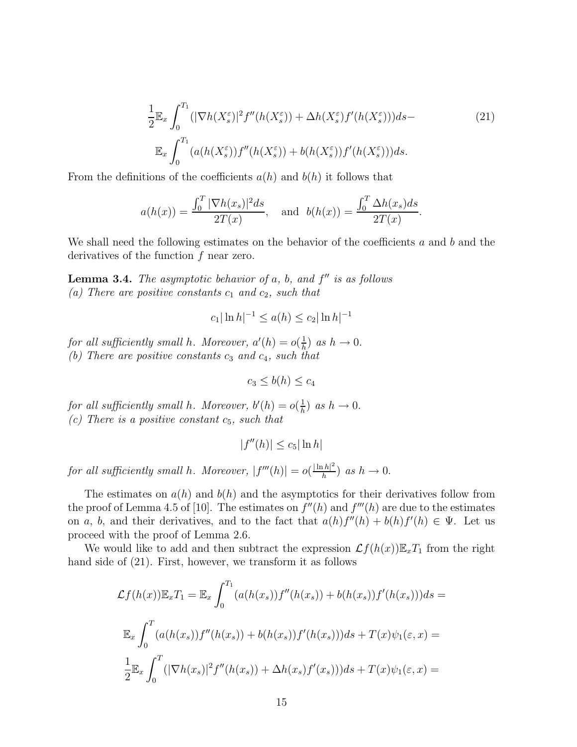$$\frac{1}{2}\mathbb{E}_x \int_0^{T_1} (|\nabla h(X_s^\varepsilon)|^2 f''(h(X_s^\varepsilon)) + \Delta h(X_s^\varepsilon) f'(h(X_s^\varepsilon)))ds - \tag{21}$$
$$\mathbb{E}_x \int_0^{T_1} (a(h(X_s^\varepsilon)) f''(h(X_s^\varepsilon)) + b(h(X_s^\varepsilon)) f'(h(X_s^\varepsilon)))ds.$$

From the definitions of the coefficients $a(h)$ and $b(h)$ it follows that

$$a(h(x)) = \frac{\int_0^T |\nabla h(x_s)|^2 ds}{2T(x)}, \quad \text{and} \quad b(h(x)) = \frac{\int_0^T \Delta h(x_s) ds}{2T(x)}.$$

We shall need the following estimates on the behavior of the coefficients $a$ and $b$ and the derivatives of the function $f$ near zero.

**Lemma 3.4.** *The asymptotic behavior of $a$, $b$, and $f''$ is as follows*
*(a) There are positive constants $c_1$ and $c_2$, such that*

$$c_1 |\ln h|^{-1} \le a(h) \le c_2 |\ln h|^{-1}$$

*for all sufficiently small $h$. Moreover, $a'(h) = o(\frac{1}{h})$ as $h \to 0$.*
*(b) There are positive constants $c_3$ and $c_4$, such that*

$$c_3 \le b(h) \le c_4$$

*for all sufficiently small $h$. Moreover, $b'(h) = o(\frac{1}{h})$ as $h \to 0$.*
*(c) There is a positive constant $c_5$, such that*

$$|f''(h)| \le c_5 |\ln h|$$

*for all sufficiently small $h$. Moreover, $|f'''(h)| = o(\frac{|\ln h|^2}{h})$ as $h \to 0$.*

The estimates on $a(h)$ and $b(h)$ and the asymptotics for their derivatives follow from the proof of Lemma 4.5 of [10]. The estimates on $f''(h)$ and $f'''(h)$ are due to the estimates on $a$, $b$, and their derivatives, and to the fact that $a(h)f''(h) + b(h)f'(h) \in \Psi$. Let us proceed with the proof of Lemma 2.6.

We would like to add and then subtract the expression $\mathcal{L}f(h(x))\mathbb{E}_x T_1$ from the right hand side of (21). First, however, we transform it as follows

$$\mathcal{L}f(h(x))\mathbb{E}_x T_1 = \mathbb{E}_x \int_0^{T_1} (a(h(x_s)) f''(h(x_s)) + b(h(x_s)) f'(h(x_s)))ds =$$
$$\mathbb{E}_x \int_0^{T} (a(h(x_s)) f''(h(x_s)) + b(h(x_s)) f'(h(x_s)))ds + T(x)\psi_1(\varepsilon, x) =$$
$$\frac{1}{2}\mathbb{E}_x \int_0^{T} (|\nabla h(x_s)|^2 f''(h(x_s)) + \Delta h(x_s) f'(x_s)))ds + T(x)\psi_1(\varepsilon, x) =$$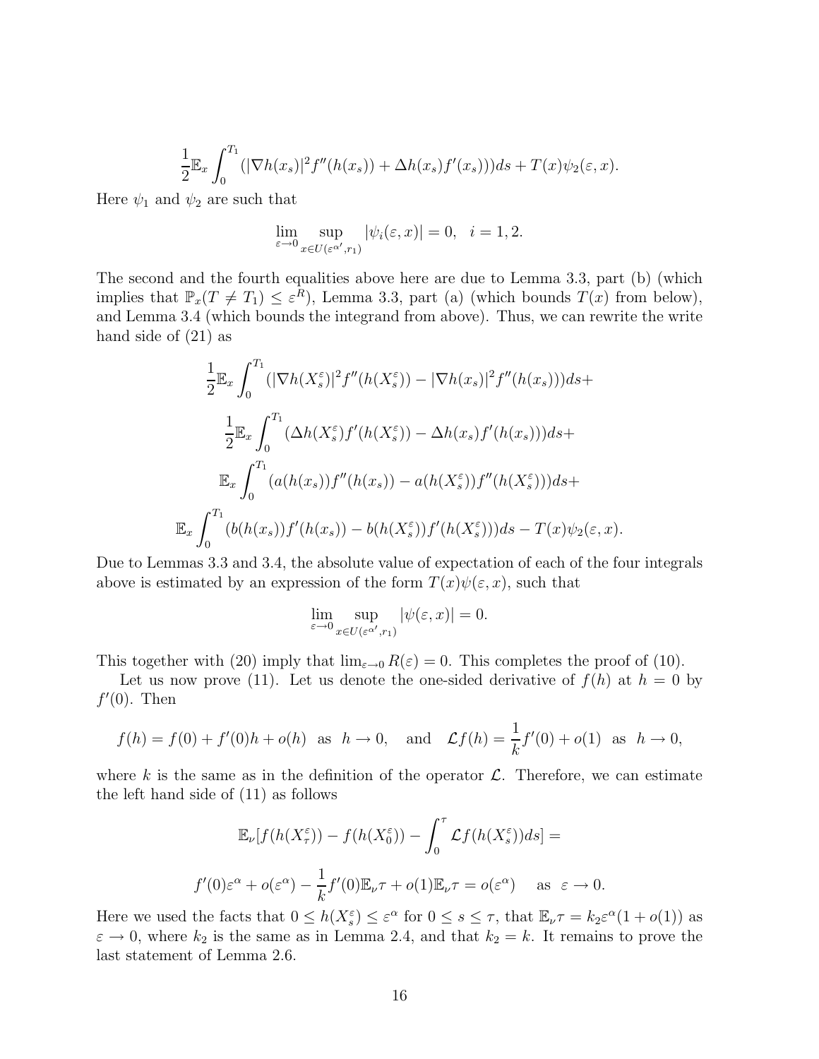$$\frac{1}{2}\mathbb{E}_x \int_0^{T_1} (|\nabla h(x_s)|^2 f''(h(x_s)) + \Delta h(x_s) f'(x_s)))ds + T(x)\psi_2(\varepsilon, x).$$

Here $\psi_1$ and $\psi_2$ are such that

$$\lim_{\varepsilon\to 0} \sup_{x\in U(\varepsilon^{\alpha'}, r_1)} |\psi_i(\varepsilon, x)| = 0, \quad i = 1, 2.$$

The second and the fourth equalities above here are due to Lemma 3.3, part (b) (which implies that $\mathbb{P}_x(T \neq T_1) \leq \varepsilon^R$), Lemma 3.3, part (a) (which bounds $T(x)$ from below), and Lemma 3.4 (which bounds the integrand from above). Thus, we can rewrite the write hand side of (21) as

$$\frac{1}{2}\mathbb{E}_x \int_0^{T_1} (|\nabla h(X_s^\varepsilon)|^2 f''(h(X_s^\varepsilon)) - |\nabla h(x_s)|^2 f''(h(x_s)))ds +$$

$$\frac{1}{2}\mathbb{E}_x \int_0^{T_1} (\Delta h(X_s^\varepsilon) f'(h(X_s^\varepsilon)) - \Delta h(x_s) f'(h(x_s)))ds +$$

$$\mathbb{E}_x \int_0^{T_1} (a(h(x_s)) f''(h(x_s)) - a(h(X_s^\varepsilon)) f''(h(X_s^\varepsilon)))ds +$$

$$\mathbb{E}_x \int_0^{T_1} (b(h(x_s)) f'(h(x_s)) - b(h(X_s^\varepsilon)) f'(h(X_s^\varepsilon)))ds - T(x)\psi_2(\varepsilon, x).$$

Due to Lemmas 3.3 and 3.4, the absolute value of expectation of each of the four integrals above is estimated by an expression of the form $T(x)\psi(\varepsilon, x)$, such that

$$\lim_{\varepsilon\to 0} \sup_{x\in U(\varepsilon^{\alpha'}, r_1)} |\psi(\varepsilon, x)| = 0.$$

This together with (20) imply that $\lim_{\varepsilon\to 0} R(\varepsilon) = 0$. This completes the proof of (10).

Let us now prove (11). Let us denote the one-sided derivative of $f(h)$ at $h = 0$ by $f'(0)$. Then

$$f(h) = f(0) + f'(0)h + o(h) \ \text{ as } \ h \to 0, \quad \text{and} \quad \mathcal{L}f(h) = \frac{1}{k}f'(0) + o(1) \ \text{ as } \ h \to 0,$$

where $k$ is the same as in the definition of the operator $\mathcal{L}$. Therefore, we can estimate the left hand side of (11) as follows

$$\mathbb{E}_\nu[f(h(X_\tau^\varepsilon)) - f(h(X_0^\varepsilon)) - \int_0^\tau \mathcal{L}f(h(X_s^\varepsilon))ds] =$$

$$f'(0)\varepsilon^\alpha + o(\varepsilon^\alpha) - \frac{1}{k}f'(0)\mathbb{E}_\nu\tau + o(1)\mathbb{E}_\nu\tau = o(\varepsilon^\alpha) \quad \text{ as } \ \varepsilon \to 0.$$

Here we used the facts that $0 \leq h(X_s^\varepsilon) \leq \varepsilon^\alpha$ for $0 \leq s \leq \tau$, that $\mathbb{E}_\nu\tau = k_2\varepsilon^\alpha(1 + o(1))$ as $\varepsilon \to 0$, where $k_2$ is the same as in Lemma 2.4, and that $k_2 = k$. It remains to prove the last statement of Lemma 2.6.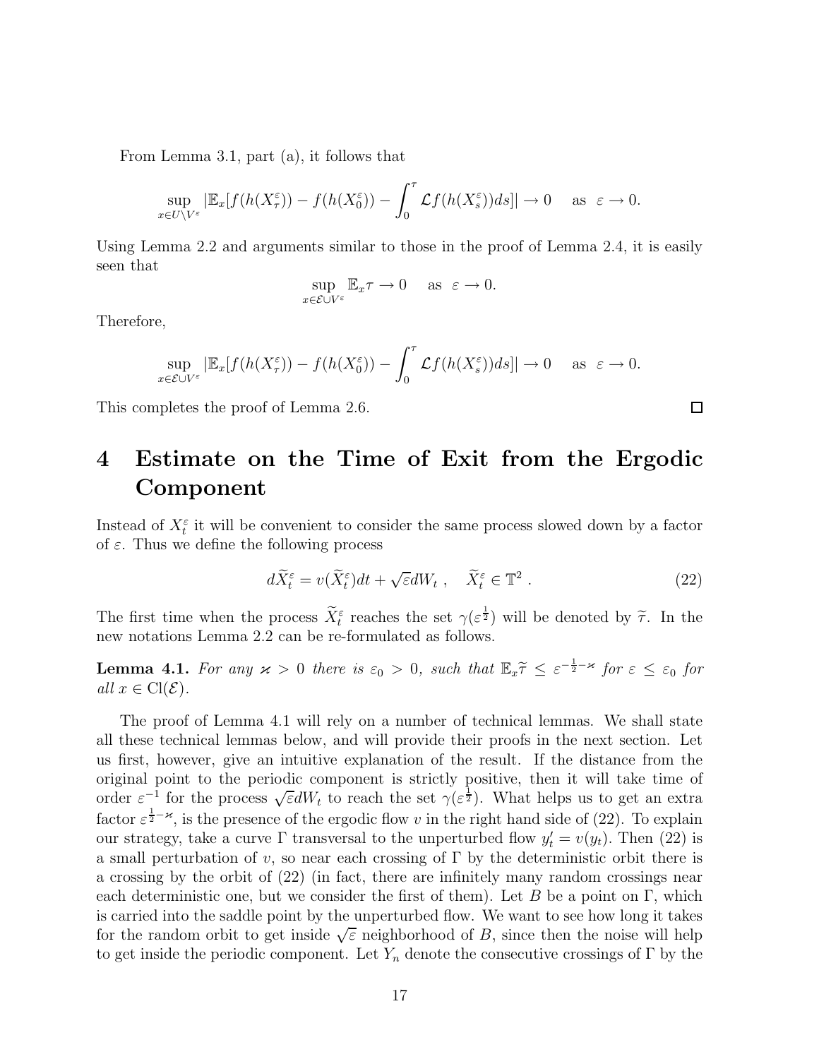From Lemma 3.1, part (a), it follows that

$$\sup_{x \in U \setminus V^\varepsilon} |\mathbb{E}_x[f(h(X_\tau^\varepsilon)) - f(h(X_0^\varepsilon)) - \int_0^\tau \mathcal{L}f(h(X_s^\varepsilon))ds]| \to 0 \quad \text{as } \varepsilon \to 0.$$

Using Lemma 2.2 and arguments similar to those in the proof of Lemma 2.4, it is easily seen that

$$\sup_{x \in \mathcal{E} \cup V^\varepsilon} \mathbb{E}_x \tau \to 0 \quad \text{as } \varepsilon \to 0.$$

Therefore,

$$\sup_{x \in \mathcal{E} \cup V^\varepsilon} |\mathbb{E}_x[f(h(X_\tau^\varepsilon)) - f(h(X_0^\varepsilon)) - \int_0^\tau \mathcal{L}f(h(X_s^\varepsilon))ds]| \to 0 \quad \text{as } \varepsilon \to 0.$$

This completes the proof of Lemma 2.6. □

# 4 Estimate on the Time of Exit from the Ergodic Component

Instead of $X_t^\varepsilon$ it will be convenient to consider the same process slowed down by a factor of $\varepsilon$. Thus we define the following process

$$d\widetilde{X}_t^\varepsilon = v(\widetilde{X}_t^\varepsilon)dt + \sqrt{\varepsilon}dW_t \ , \quad \widetilde{X}_t^\varepsilon \in \mathbb{T}^2 \ . \tag{22}$$

The first time when the process $\widetilde{X}_t^\varepsilon$ reaches the set $\gamma(\varepsilon^{\frac{1}{2}})$ will be denoted by $\widetilde{\tau}$. In the new notations Lemma 2.2 can be re-formulated as follows.

**Lemma 4.1.** *For any $\varkappa > 0$ there is $\varepsilon_0 > 0$, such that $\mathbb{E}_x \widetilde{\tau} \leq \varepsilon^{-\frac{1}{2}-\varkappa}$ for $\varepsilon \leq \varepsilon_0$ for all $x \in \mathrm{Cl}(\mathcal{E})$.*

The proof of Lemma 4.1 will rely on a number of technical lemmas. We shall state all these technical lemmas below, and will provide their proofs in the next section. Let us first, however, give an intuitive explanation of the result. If the distance from the original point to the periodic component is strictly positive, then it will take time of order $\varepsilon^{-1}$ for the process $\sqrt{\varepsilon}dW_t$ to reach the set $\gamma(\varepsilon^{\frac{1}{2}})$. What helps us to get an extra factor $\varepsilon^{\frac{1}{2}-\varkappa}$, is the presence of the ergodic flow $v$ in the right hand side of (22). To explain our strategy, take a curve $\Gamma$ transversal to the unperturbed flow $y_t' = v(y_t)$. Then (22) is a small perturbation of $v$, so near each crossing of $\Gamma$ by the deterministic orbit there is a crossing by the orbit of (22) (in fact, there are infinitely many random crossings near each deterministic one, but we consider the first of them). Let $B$ be a point on $\Gamma$, which is carried into the saddle point by the unperturbed flow. We want to see how long it takes for the random orbit to get inside $\sqrt{\varepsilon}$ neighborhood of $B$, since then the noise will help to get inside the periodic component. Let $Y_n$ denote the consecutive crossings of $\Gamma$ by the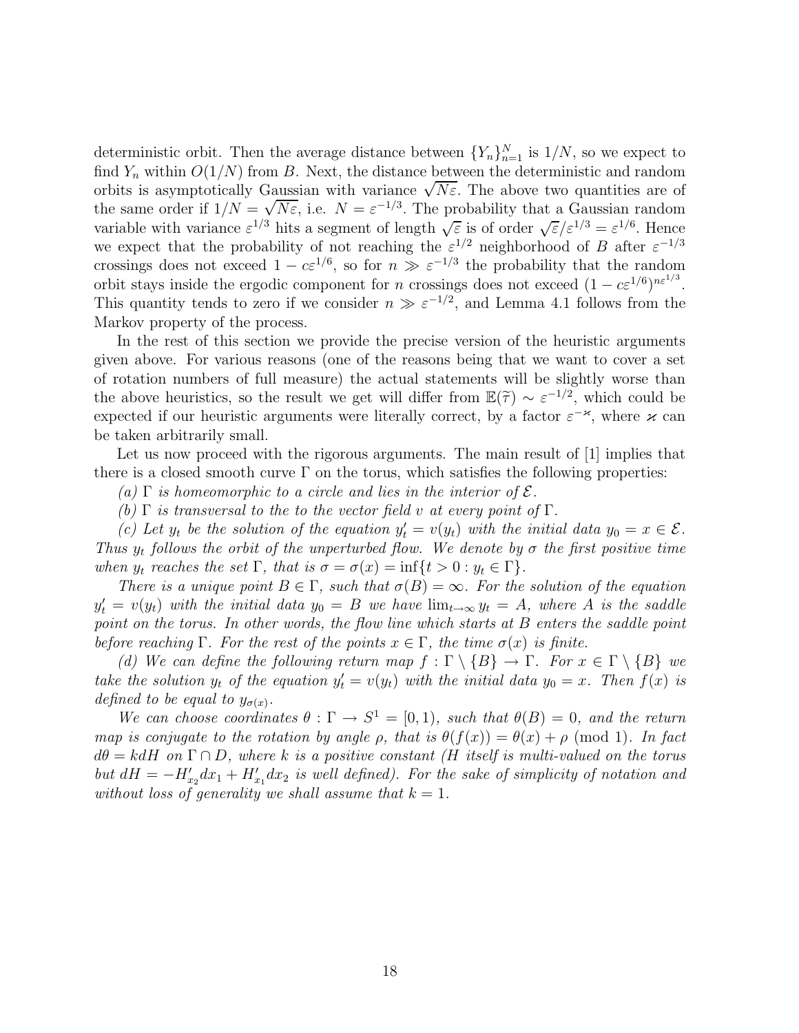deterministic orbit. Then the average distance between $\{Y_n\}_{n=1}^N$ is $1/N$, so we expect to find $Y_n$ within $O(1/N)$ from $B$. Next, the distance between the deterministic and random orbits is asymptotically Gaussian with variance $\sqrt{N\varepsilon}$. The above two quantities are of the same order if $1/N = \sqrt{N\varepsilon}$, i.e. $N = \varepsilon^{-1/3}$. The probability that a Gaussian random variable with variance $\varepsilon^{1/3}$ hits a segment of length $\sqrt{\varepsilon}$ is of order $\sqrt{\varepsilon}/\varepsilon^{1/3} = \varepsilon^{1/6}$. Hence we expect that the probability of not reaching the $\varepsilon^{1/2}$ neighborhood of $B$ after $\varepsilon^{-1/3}$ crossings does not exceed $1 - c\varepsilon^{1/6}$, so for $n \gg \varepsilon^{-1/3}$ the probability that the random orbit stays inside the ergodic component for $n$ crossings does not exceed $(1 - c\varepsilon^{1/6})^{n\varepsilon^{1/3}}$. This quantity tends to zero if we consider $n \gg \varepsilon^{-1/2}$, and Lemma 4.1 follows from the Markov property of the process.

In the rest of this section we provide the precise version of the heuristic arguments given above. For various reasons (one of the reasons being that we want to cover a set of rotation numbers of full measure) the actual statements will be slightly worse than the above heuristics, so the result we get will differ from $\mathbb{E}(\widetilde{\tau}) \sim \varepsilon^{-1/2}$, which could be expected if our heuristic arguments were literally correct, by a factor $\varepsilon^{-\varkappa}$, where $\varkappa$ can be taken arbitrarily small.

Let us now proceed with the rigorous arguments. The main result of [1] implies that there is a closed smooth curve $\Gamma$ on the torus, which satisfies the following properties:

*(a) $\Gamma$ is homeomorphic to a circle and lies in the interior of $\mathcal{E}$.*

*(b) $\Gamma$ is transversal to the to the vector field $v$ at every point of $\Gamma$.*

*(c) Let $y_t$ be the solution of the equation $y_t' = v(y_t)$ with the initial data $y_0 = x \in \mathcal{E}$. Thus $y_t$ follows the orbit of the unperturbed flow. We denote by $\sigma$ the first positive time when $y_t$ reaches the set $\Gamma$, that is $\sigma = \sigma(x) = \inf\{t > 0 : y_t \in \Gamma\}$.*

*There is a unique point $B \in \Gamma$, such that $\sigma(B) = \infty$. For the solution of the equation $y_t' = v(y_t)$ with the initial data $y_0 = B$ we have $\lim_{t\to\infty} y_t = A$, where $A$ is the saddle point on the torus. In other words, the flow line which starts at $B$ enters the saddle point before reaching $\Gamma$. For the rest of the points $x \in \Gamma$, the time $\sigma(x)$ is finite.*

*(d) We can define the following return map $f : \Gamma \setminus \{B\} \to \Gamma$. For $x \in \Gamma \setminus \{B\}$ we take the solution $y_t$ of the equation $y_t' = v(y_t)$ with the initial data $y_0 = x$. Then $f(x)$ is defined to be equal to $y_{\sigma(x)}$.*

*We can choose coordinates $\theta : \Gamma \to S^1 = [0, 1)$, such that $\theta(B) = 0$, and the return map is conjugate to the rotation by angle $\rho$, that is $\theta(f(x)) = \theta(x) + \rho \pmod 1$. In fact $d\theta = kdH$ on $\Gamma \cap D$, where $k$ is a positive constant ($H$ itself is multi-valued on the torus but $dH = -H'_{x_2}dx_1 + H'_{x_1}dx_2$ is well defined). For the sake of simplicity of notation and without loss of generality we shall assume that $k = 1$.*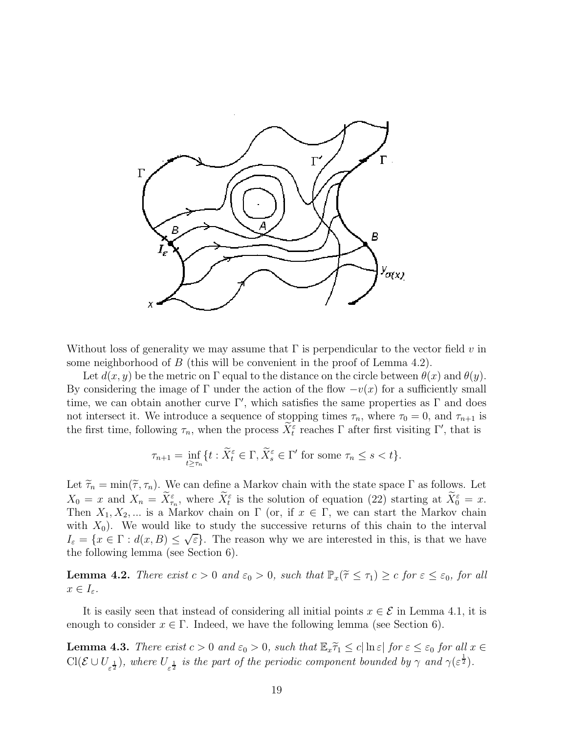Without loss of generality we may assume that $\Gamma$ is perpendicular to the vector field $v$ in some neighborhood of $B$ (this will be convenient in the proof of Lemma 4.2).

Let $d(x, y)$ be the metric on $\Gamma$ equal to the distance on the circle between $\theta(x)$ and $\theta(y)$. By considering the image of $\Gamma$ under the action of the flow $-v(x)$ for a sufficiently small time, we can obtain another curve $\Gamma'$, which satisfies the same properties as $\Gamma$ and does not intersect it. We introduce a sequence of stopping times $\tau_n$, where $\tau_0 = 0$, and $\tau_{n+1}$ is the first time, following $\tau_n$, when the process $\widetilde{X}_t^\varepsilon$ reaches $\Gamma$ after first visiting $\Gamma'$, that is

$$\tau_{n+1} = \inf_{t \geq \tau_n} \{t : \widetilde{X}_t^\varepsilon \in \Gamma, \widetilde{X}_s^\varepsilon \in \Gamma' \text{ for some } \tau_n \leq s < t\}.$$

Let $\widetilde{\tau}_n = \min(\widetilde{\tau}, \tau_n)$. We can define a Markov chain with the state space $\Gamma$ as follows. Let $X_0 = x$ and $X_n = \widetilde{X}_{\widetilde{\tau}_n}^\varepsilon$, where $\widetilde{X}_t^\varepsilon$ is the solution of equation (22) starting at $\widetilde{X}_0^\varepsilon = x$. Then $X_1, X_2, ...$ is a Markov chain on $\Gamma$ (or, if $x \in \Gamma$, we can start the Markov chain with $X_0$). We would like to study the successive returns of this chain to the interval $I_\varepsilon = \{x \in \Gamma : d(x, B) \leq \sqrt{\varepsilon}\}$. The reason why we are interested in this, is that we have the following lemma (see Section 6).

**Lemma 4.2.** *There exist $c > 0$ and $\varepsilon_0 > 0$, such that $\mathbb{P}_x(\widetilde{\tau} \leq \tau_1) \geq c$ for $\varepsilon \leq \varepsilon_0$, for all $x \in I_\varepsilon$.*

It is easily seen that instead of considering all initial points $x \in \mathcal{E}$ in Lemma 4.1, it is enough to consider $x \in \Gamma$. Indeed, we have the following lemma (see Section 6).

**Lemma 4.3.** *There exist $c > 0$ and $\varepsilon_0 > 0$, such that $\mathbb{E}_x \widetilde{\tau}_1 \leq c|\ln \varepsilon|$ for $\varepsilon \leq \varepsilon_0$ for all $x \in \mathrm{Cl}(\mathcal{E} \cup U_{\varepsilon^{\frac{1}{2}}})$, where $U_{\varepsilon^{\frac{1}{2}}}$ is the part of the periodic component bounded by $\gamma$ and $\gamma(\varepsilon^{\frac{1}{2}})$.*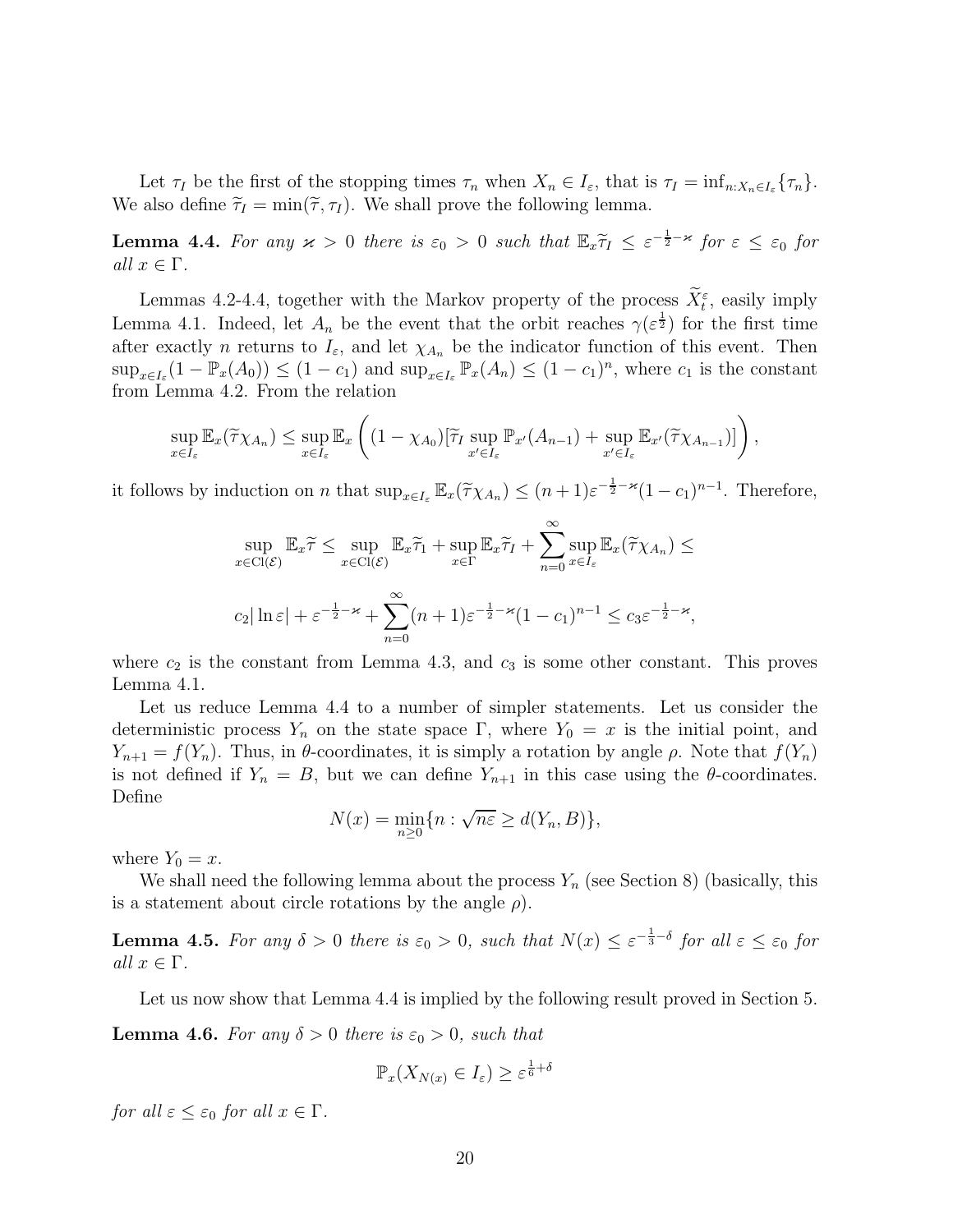Let $\tau_I$ be the first of the stopping times $\tau_n$ when $X_n \in I_\varepsilon$, that is $\tau_I = \inf_{n: X_n \in I_\varepsilon}\{\tau_n\}$. We also define $\widetilde{\tau}_I = \min(\widetilde{\tau}, \tau_I)$. We shall prove the following lemma.

**Lemma 4.4.** *For any $\varkappa > 0$ there is $\varepsilon_0 > 0$ such that $\mathbb{E}_x \widetilde{\tau}_I \leq \varepsilon^{-\frac{1}{2}-\varkappa}$ for $\varepsilon \leq \varepsilon_0$ for all $x \in \Gamma$.*

Lemmas 4.2-4.4, together with the Markov property of the process $\widetilde{X}^\varepsilon_t$, easily imply Lemma 4.1. Indeed, let $A_n$ be the event that the orbit reaches $\gamma(\varepsilon^{\frac{1}{2}})$ for the first time after exactly $n$ returns to $I_\varepsilon$, and let $\chi_{A_n}$ be the indicator function of this event. Then $\sup_{x \in I_\varepsilon}(1 - \mathbb{P}_x(A_0)) \leq (1 - c_1)$ and $\sup_{x \in I_\varepsilon} \mathbb{P}_x(A_n) \leq (1 - c_1)^n$, where $c_1$ is the constant from Lemma 4.2. From the relation

$$
\sup_{x \in I_\varepsilon} \mathbb{E}_x(\widetilde{\tau}\chi_{A_n}) \leq \sup_{x \in I_\varepsilon} \mathbb{E}_x \left( (1 - \chi_{A_0})[\widetilde{\tau}_I \sup_{x' \in I_\varepsilon} \mathbb{P}_{x'}(A_{n-1}) + \sup_{x' \in I_\varepsilon} \mathbb{E}_{x'}(\widetilde{\tau}\chi_{A_{n-1}})] \right),
$$

it follows by induction on $n$ that $\sup_{x \in I_\varepsilon} \mathbb{E}_x(\widetilde{\tau}\chi_{A_n}) \leq (n+1)\varepsilon^{-\frac{1}{2}-\varkappa}(1-c_1)^{n-1}$. Therefore,

$$
\sup_{x \in \mathrm{Cl}(\mathcal{E})} \mathbb{E}_x \widetilde{\tau} \leq \sup_{x \in \mathrm{Cl}(\mathcal{E})} \mathbb{E}_x \widetilde{\tau}_1 + \sup_{x \in \Gamma} \mathbb{E}_x \widetilde{\tau}_I + \sum_{n=0}^{\infty} \sup_{x \in I_\varepsilon} \mathbb{E}_x(\widetilde{\tau}\chi_{A_n}) \leq
$$

$$
c_2 |\ln \varepsilon| + \varepsilon^{-\frac{1}{2}-\varkappa} + \sum_{n=0}^{\infty} (n+1)\varepsilon^{-\frac{1}{2}-\varkappa}(1-c_1)^{n-1} \leq c_3 \varepsilon^{-\frac{1}{2}-\varkappa},
$$

where $c_2$ is the constant from Lemma 4.3, and $c_3$ is some other constant. This proves Lemma 4.1.

Let us reduce Lemma 4.4 to a number of simpler statements. Let us consider the deterministic process $Y_n$ on the state space $\Gamma$, where $Y_0 = x$ is the initial point, and $Y_{n+1} = f(Y_n)$. Thus, in $\theta$-coordinates, it is simply a rotation by angle $\rho$. Note that $f(Y_n)$ is not defined if $Y_n = B$, but we can define $Y_{n+1}$ in this case using the $\theta$-coordinates. Define

$$
N(x) = \min_{n \geq 0}\{n : \sqrt{n}\varepsilon \geq d(Y_n, B)\},
$$

where $Y_0 = x$.

We shall need the following lemma about the process $Y_n$ (see Section 8) (basically, this is a statement about circle rotations by the angle $\rho$).

**Lemma 4.5.** *For any $\delta > 0$ there is $\varepsilon_0 > 0$, such that $N(x) \leq \varepsilon^{-\frac{1}{3}-\delta}$ for all $\varepsilon \leq \varepsilon_0$ for all $x \in \Gamma$.*

Let us now show that Lemma 4.4 is implied by the following result proved in Section 5.

**Lemma 4.6.** *For any $\delta > 0$ there is $\varepsilon_0 > 0$, such that*

$$
\mathbb{P}_x(X_{N(x)} \in I_\varepsilon) \geq \varepsilon^{\frac{1}{6}+\delta}
$$

*for all $\varepsilon \leq \varepsilon_0$ for all $x \in \Gamma$.*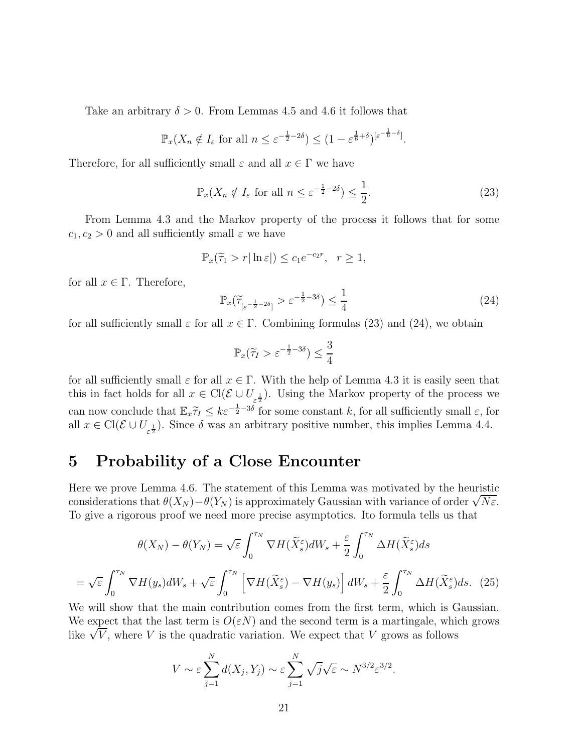Take an arbitrary $\delta > 0$. From Lemmas 4.5 and 4.6 it follows that

$$\mathbb{P}_x(X_n \notin I_\varepsilon \text{ for all } n \le \varepsilon^{-\frac{1}{2}-2\delta}) \le (1 - \varepsilon^{\frac{1}{6}+\delta})^{[\varepsilon^{-\frac{1}{6}-\delta}]}.$$

Therefore, for all sufficiently small $\varepsilon$ and all $x \in \Gamma$ we have

$$\mathbb{P}_x(X_n \notin I_\varepsilon \text{ for all } n \le \varepsilon^{-\frac{1}{2}-2\delta}) \le \frac{1}{2}. \tag{23}$$

From Lemma 4.3 and the Markov property of the process it follows that for some $c_1, c_2 > 0$ and all sufficiently small $\varepsilon$ we have

$$\mathbb{P}_x(\widetilde{\tau}_1 > r|\ln \varepsilon|) \le c_1 e^{-c_2 r}, \quad r \ge 1,$$

for all $x \in \Gamma$. Therefore,

$$\mathbb{P}_x(\widetilde{\tau}_{[\varepsilon^{-\frac{1}{2}-2\delta}]} > \varepsilon^{-\frac{1}{2}-3\delta}) \le \frac{1}{4} \tag{24}$$

for all sufficiently small $\varepsilon$ for all $x \in \Gamma$. Combining formulas (23) and (24), we obtain

$$\mathbb{P}_x(\widetilde{\tau}_I > \varepsilon^{-\frac{1}{2}-3\delta}) \le \frac{3}{4}$$

for all sufficiently small $\varepsilon$ for all $x \in \Gamma$. With the help of Lemma 4.3 it is easily seen that this in fact holds for all $x \in \mathrm{Cl}(\mathcal{E} \cup U_{\varepsilon^{\frac{1}{2}}})$. Using the Markov property of the process we can now conclude that $\mathbb{E}_x \widetilde{\tau}_I \le k\varepsilon^{-\frac{1}{2}-3\delta}$ for some constant $k$, for all sufficiently small $\varepsilon$, for all $x \in \mathrm{Cl}(\mathcal{E} \cup U_{\varepsilon^{\frac{1}{2}}})$. Since $\delta$ was an arbitrary positive number, this implies Lemma 4.4.

# 5 Probability of a Close Encounter

Here we prove Lemma 4.6. The statement of this Lemma was motivated by the heuristic considerations that $\theta(X_N) - \theta(Y_N)$ is approximately Gaussian with variance of order $\sqrt{N\varepsilon}$. To give a rigorous proof we need more precise asymptotics. Ito formula tells us that

$$\theta(X_N) - \theta(Y_N) = \sqrt{\varepsilon} \int_0^{\tau_N} \nabla H(\widetilde{X}_s^\varepsilon) dW_s + \frac{\varepsilon}{2} \int_0^{\tau_N} \Delta H(\widetilde{X}_s^\varepsilon) ds$$

$$= \sqrt{\varepsilon} \int_0^{\tau_N} \nabla H(y_s) dW_s + \sqrt{\varepsilon} \int_0^{\tau_N} \left[ \nabla H(\widetilde{X}_s^\varepsilon) - \nabla H(y_s) \right] dW_s + \frac{\varepsilon}{2} \int_0^{\tau_N} \Delta H(\widetilde{X}_s^\varepsilon) ds. \tag{25}$$

We will show that the main contribution comes from the first term, which is Gaussian. We expect that the last term is $O(\varepsilon N)$ and the second term is a martingale, which grows like $\sqrt{V}$, where $V$ is the quadratic variation. We expect that $V$ grows as follows

$$V \sim \varepsilon \sum_{j=1}^{N} d(X_j, Y_j) \sim \varepsilon \sum_{j=1}^{N} \sqrt{j}\sqrt{\varepsilon} \sim N^{3/2} \varepsilon^{3/2}.$$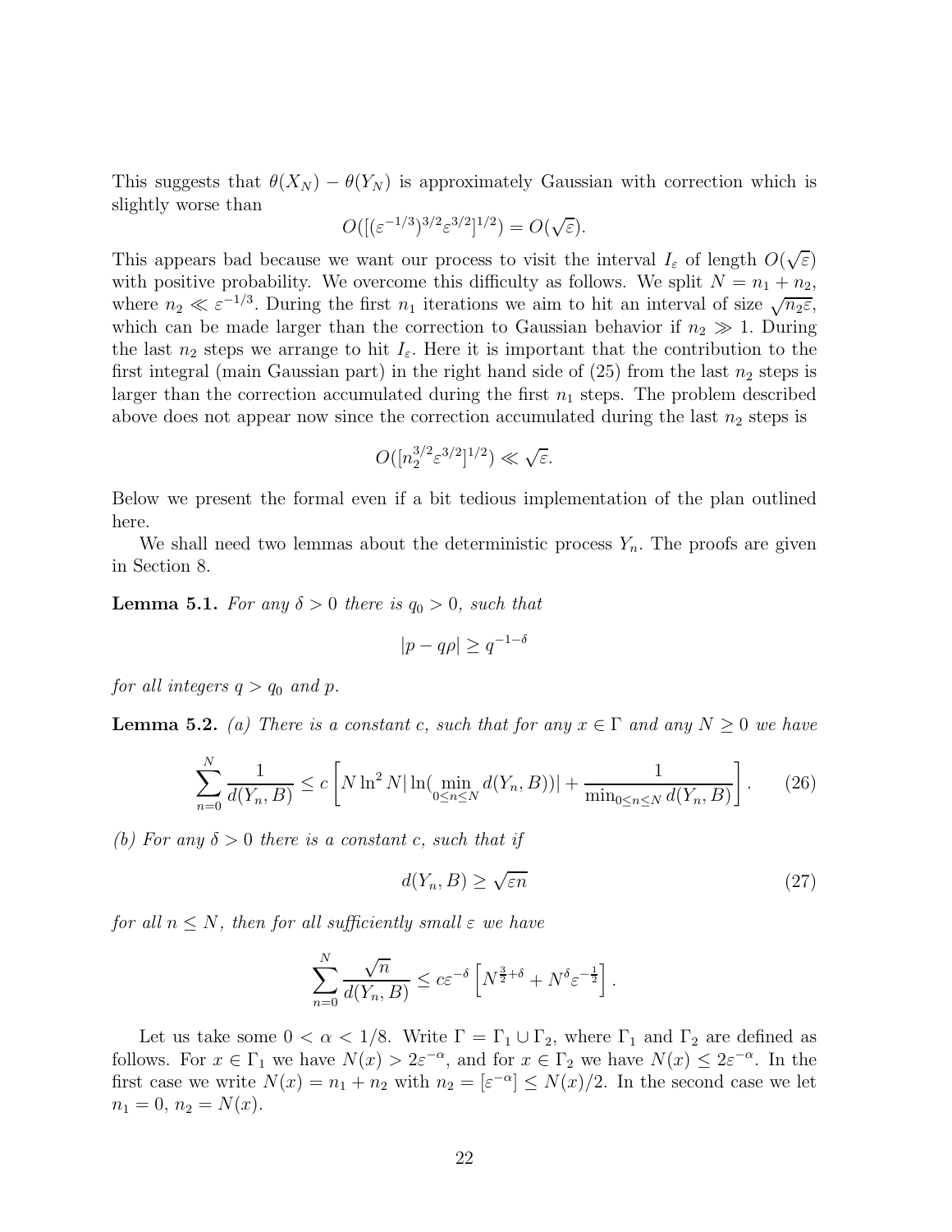This suggests that $\theta(X_N) - \theta(Y_N)$ is approximately Gaussian with correction which is slightly worse than

$$O([(\varepsilon^{-1/3})^{3/2}\varepsilon^{3/2}]^{1/2}) = O(\sqrt{\varepsilon}).$$

This appears bad because we want our process to visit the interval $I_\varepsilon$ of length $O(\sqrt{\varepsilon})$ with positive probability. We overcome this difficulty as follows. We split $N = n_1 + n_2$, where $n_2 \ll \varepsilon^{-1/3}$. During the first $n_1$ iterations we aim to hit an interval of size $\sqrt{n_2\varepsilon}$, which can be made larger than the correction to Gaussian behavior if $n_2 \gg 1$. During the last $n_2$ steps we arrange to hit $I_\varepsilon$. Here it is important that the contribution to the first integral (main Gaussian part) in the right hand side of (25) from the last $n_2$ steps is larger than the correction accumulated during the first $n_1$ steps. The problem described above does not appear now since the correction accumulated during the last $n_2$ steps is

$$O([n_2^{3/2}\varepsilon^{3/2}]^{1/2}) \ll \sqrt{\varepsilon}.$$

Below we present the formal even if a bit tedious implementation of the plan outlined here.

We shall need two lemmas about the deterministic process $Y_n$. The proofs are given in Section 8.

**Lemma 5.1.** *For any $\delta > 0$ there is $q_0 > 0$, such that*

$$|p - q\rho| \geq q^{-1-\delta}$$

*for all integers $q > q_0$ and $p$.*

**Lemma 5.2.** *(a) There is a constant $c$, such that for any $x \in \Gamma$ and any $N \geq 0$ we have*

$$\sum_{n=0}^{N} \frac{1}{d(Y_n, B)} \leq c\left[N \ln^2 N |\ln(\min_{0\leq n\leq N} d(Y_n, B))| + \frac{1}{\min_{0\leq n\leq N} d(Y_n, B)}\right]. \tag{26}$$

*(b) For any $\delta > 0$ there is a constant $c$, such that if*

$$d(Y_n, B) \geq \sqrt{\varepsilon n} \tag{27}$$

*for all $n \leq N$, then for all sufficiently small $\varepsilon$ we have*

$$\sum_{n=0}^{N} \frac{\sqrt{n}}{d(Y_n, B)} \leq c\varepsilon^{-\delta}\left[N^{\frac{3}{2}+\delta} + N^{\delta}\varepsilon^{-\frac{1}{2}}\right].$$

Let us take some $0 < \alpha < 1/8$. Write $\Gamma = \Gamma_1 \cup \Gamma_2$, where $\Gamma_1$ and $\Gamma_2$ are defined as follows. For $x \in \Gamma_1$ we have $N(x) > 2\varepsilon^{-\alpha}$, and for $x \in \Gamma_2$ we have $N(x) \leq 2\varepsilon^{-\alpha}$. In the first case we write $N(x) = n_1 + n_2$ with $n_2 = [\varepsilon^{-\alpha}] \leq N(x)/2$. In the second case we let $n_1 = 0$, $n_2 = N(x)$.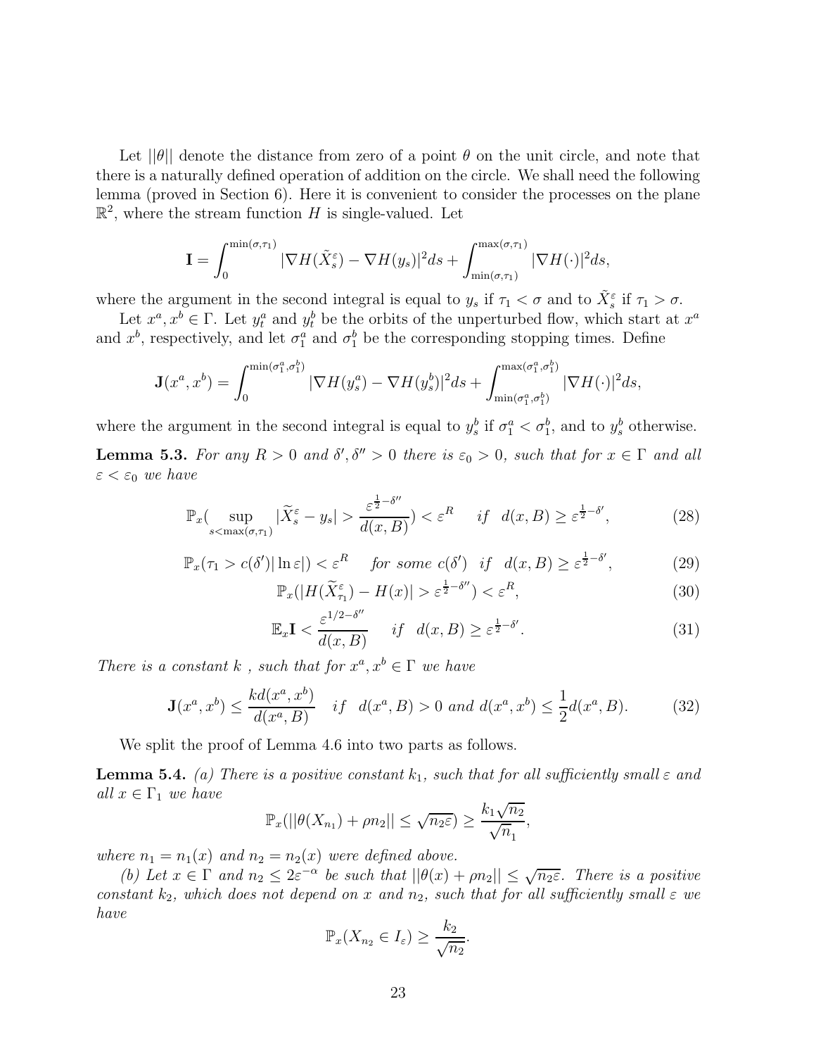Let $||\theta||$ denote the distance from zero of a point $\theta$ on the unit circle, and note that there is a naturally defined operation of addition on the circle. We shall need the following lemma (proved in Section 6). Here it is convenient to consider the processes on the plane $\mathbb{R}^2$, where the stream function $H$ is single-valued. Let

$$\mathbf{I} = \int_0^{\min(\sigma,\tau_1)} |\nabla H(\tilde{X}_s^\varepsilon) - \nabla H(y_s)|^2 ds + \int_{\min(\sigma,\tau_1)}^{\max(\sigma,\tau_1)} |\nabla H(\cdot)|^2 ds,$$

where the argument in the second integral is equal to $y_s$ if $\tau_1 < \sigma$ and to $\tilde{X}_s^\varepsilon$ if $\tau_1 > \sigma$.

Let $x^a, x^b \in \Gamma$. Let $y_t^a$ and $y_t^b$ be the orbits of the unperturbed flow, which start at $x^a$ and $x^b$, respectively, and let $\sigma_1^a$ and $\sigma_1^b$ be the corresponding stopping times. Define

$$\mathbf{J}(x^a, x^b) = \int_0^{\min(\sigma_1^a,\sigma_1^b)} |\nabla H(y_s^a) - \nabla H(y_s^b)|^2 ds + \int_{\min(\sigma_1^a,\sigma_1^b)}^{\max(\sigma_1^a,\sigma_1^b)} |\nabla H(\cdot)|^2 ds,$$

where the argument in the second integral is equal to $y_s^b$ if $\sigma_1^a < \sigma_1^b$, and to $y_s^b$ otherwise.

**Lemma 5.3.** *For any $R > 0$ and $\delta', \delta'' > 0$ there is $\varepsilon_0 > 0$, such that for $x \in \Gamma$ and all $\varepsilon < \varepsilon_0$ we have*

$$\mathbb{P}_x\left(\sup_{s<\max(\sigma,\tau_1)} |\widetilde{X}_s^\varepsilon - y_s| > \frac{\varepsilon^{\frac{1}{2}-\delta''}}{d(x,B)}\right) < \varepsilon^R \quad \text{if} \quad d(x,B) \geq \varepsilon^{\frac{1}{2}-\delta'}, \tag{28}$$

$$\mathbb{P}_x(\tau_1 > c(\delta')|\ln\varepsilon|) < \varepsilon^R \quad \text{for some } c(\delta') \quad \text{if} \quad d(x,B) \geq \varepsilon^{\frac{1}{2}-\delta'}, \tag{29}$$

$$\mathbb{P}_x(|H(\widetilde{X}_{\tau_1}^\varepsilon) - H(x)| > \varepsilon^{\frac{1}{2}-\delta''}) < \varepsilon^R, \tag{30}$$

$$\mathbb{E}_x \mathbf{I} < \frac{\varepsilon^{1/2-\delta''}}{d(x,B)} \quad \text{if} \quad d(x,B) \geq \varepsilon^{\frac{1}{2}-\delta'}. \tag{31}$$

*There is a constant $k$ , such that for $x^a, x^b \in \Gamma$ we have*

$$\mathbf{J}(x^a, x^b) \leq \frac{k d(x^a, x^b)}{d(x^a, B)} \quad \text{if} \quad d(x^a, B) > 0 \text{ and } d(x^a, x^b) \leq \frac{1}{2} d(x^a, B). \tag{32}$$

We split the proof of Lemma 4.6 into two parts as follows.

**Lemma 5.4.** *(a) There is a positive constant $k_1$, such that for all sufficiently small $\varepsilon$ and all $x \in \Gamma_1$ we have*

$$\mathbb{P}_x(||\theta(X_{n_1}) + \rho n_2|| \leq \sqrt{n_2 \varepsilon}) \geq \frac{k_1 \sqrt{n_2}}{\sqrt{n}_1},$$

*where $n_1 = n_1(x)$ and $n_2 = n_2(x)$ were defined above.*

*(b) Let $x \in \Gamma$ and $n_2 \leq 2\varepsilon^{-\alpha}$ be such that $||\theta(x) + \rho n_2|| \leq \sqrt{n_2 \varepsilon}$. There is a positive constant $k_2$, which does not depend on $x$ and $n_2$, such that for all sufficiently small $\varepsilon$ we have*

$$\mathbb{P}_x(X_{n_2} \in I_\varepsilon) \geq \frac{k_2}{\sqrt{n_2}}.$$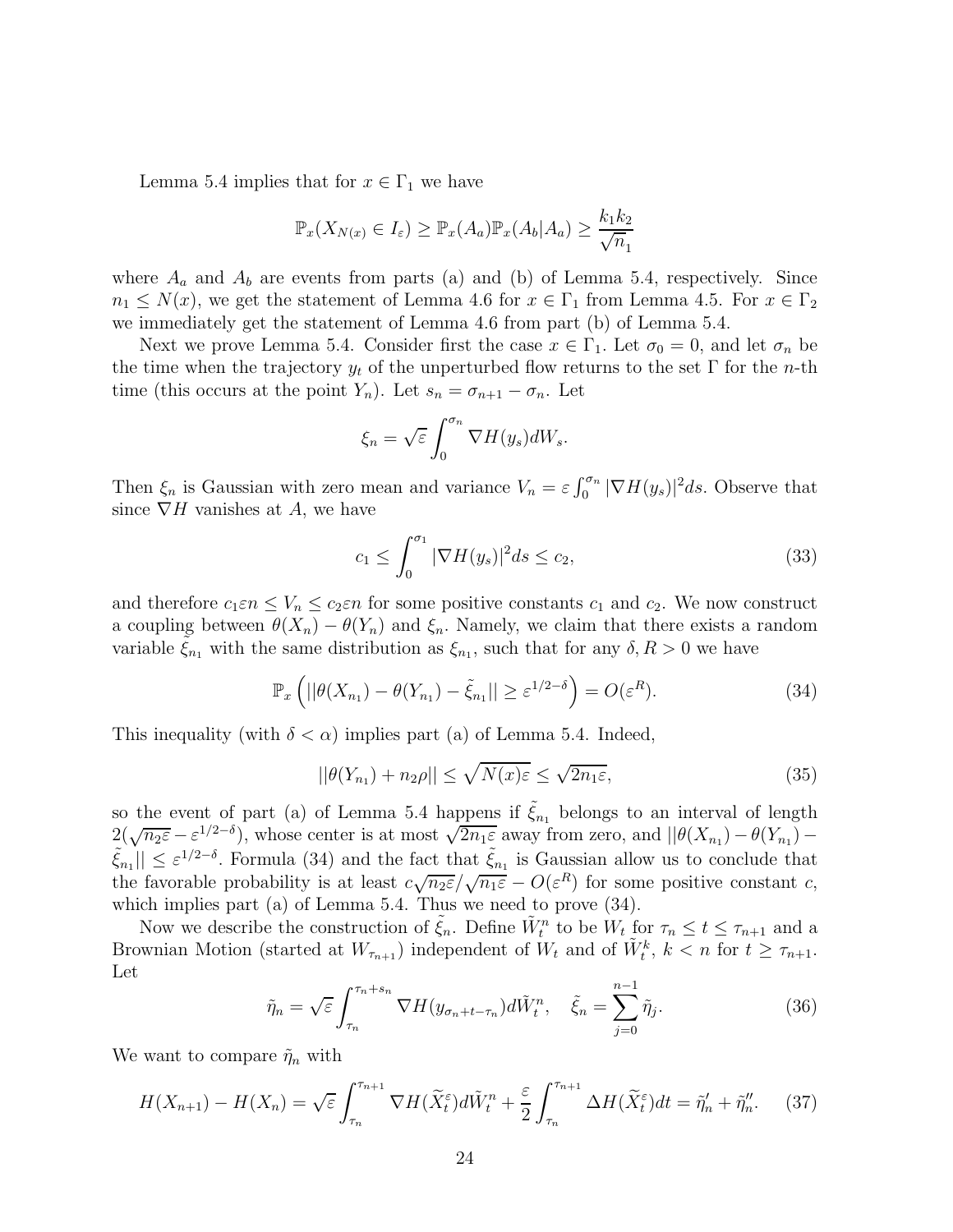Lemma 5.4 implies that for $x \in \Gamma_1$ we have

$$\mathbb{P}_x(X_{N(x)} \in I_\varepsilon) \geq \mathbb{P}_x(A_a)\mathbb{P}_x(A_b|A_a) \geq \frac{k_1 k_2}{\sqrt{n_1}}$$

where $A_a$ and $A_b$ are events from parts (a) and (b) of Lemma 5.4, respectively. Since $n_1 \leq N(x)$, we get the statement of Lemma 4.6 for $x \in \Gamma_1$ from Lemma 4.5. For $x \in \Gamma_2$ we immediately get the statement of Lemma 4.6 from part (b) of Lemma 5.4.

Next we prove Lemma 5.4. Consider first the case $x \in \Gamma_1$. Let $\sigma_0 = 0$, and let $\sigma_n$ be the time when the trajectory $y_t$ of the unperturbed flow returns to the set $\Gamma$ for the $n$-th time (this occurs at the point $Y_n$). Let $s_n = \sigma_{n+1} - \sigma_n$. Let

$$\xi_n = \sqrt{\varepsilon} \int_0^{\sigma_n} \nabla H(y_s) dW_s.$$

Then $\xi_n$ is Gaussian with zero mean and variance $V_n = \varepsilon \int_0^{\sigma_n} |\nabla H(y_s)|^2 ds$. Observe that since $\nabla H$ vanishes at $A$, we have

$$c_1 \leq \int_0^{\sigma_1} |\nabla H(y_s)|^2 ds \leq c_2, \tag{33}$$

and therefore $c_1 \varepsilon n \leq V_n \leq c_2 \varepsilon n$ for some positive constants $c_1$ and $c_2$. We now construct a coupling between $\theta(X_n) - \theta(Y_n)$ and $\xi_n$. Namely, we claim that there exists a random variable $\tilde{\xi}_{n_1}$ with the same distribution as $\xi_{n_1}$, such that for any $\delta, R > 0$ we have

$$\mathbb{P}_x\left(||\theta(X_{n_1}) - \theta(Y_{n_1}) - \tilde{\xi}_{n_1}|| \geq \varepsilon^{1/2-\delta}\right) = O(\varepsilon^R). \tag{34}$$

This inequality (with $\delta < \alpha$) implies part (a) of Lemma 5.4. Indeed,

$$||\theta(Y_{n_1}) + n_2 \rho|| \leq \sqrt{N(x)\varepsilon} \leq \sqrt{2 n_1 \varepsilon}, \tag{35}$$

so the event of part (a) of Lemma 5.4 happens if $\tilde{\xi}_{n_1}$ belongs to an interval of length $2(\sqrt{n_2 \varepsilon} - \varepsilon^{1/2-\delta})$, whose center is at most $\sqrt{2 n_1 \varepsilon}$ away from zero, and $||\theta(X_{n_1}) - \theta(Y_{n_1}) - \tilde{\xi}_{n_1}|| \leq \varepsilon^{1/2-\delta}$. Formula (34) and the fact that $\tilde{\xi}_{n_1}$ is Gaussian allow us to conclude that the favorable probability is at least $c\sqrt{n_2 \varepsilon}/\sqrt{n_1 \varepsilon} - O(\varepsilon^R)$ for some positive constant $c$, which implies part (a) of Lemma 5.4. Thus we need to prove (34).

Now we describe the construction of $\tilde{\xi}_n$. Define $\tilde{W}^n_t$ to be $W_t$ for $\tau_n \leq t \leq \tau_{n+1}$ and a Brownian Motion (started at $W_{\tau_{n+1}}$) independent of $W_t$ and of $\tilde{W}^k_t$, $k < n$ for $t \geq \tau_{n+1}$. Let

$$\tilde{\eta}_n = \sqrt{\varepsilon} \int_{\tau_n}^{\tau_n + s_n} \nabla H(y_{\sigma_n + t - \tau_n}) d\tilde{W}^n_t, \quad \tilde{\xi}_n = \sum_{j=0}^{n-1} \tilde{\eta}_j. \tag{36}$$

We want to compare $\tilde{\eta}_n$ with

$$H(X_{n+1}) - H(X_n) = \sqrt{\varepsilon} \int_{\tau_n}^{\tau_{n+1}} \nabla H(\widetilde{X}^\varepsilon_t) d\tilde{W}^n_t + \frac{\varepsilon}{2} \int_{\tau_n}^{\tau_{n+1}} \Delta H(\widetilde{X}^\varepsilon_t) dt = \tilde{\eta}'_n + \tilde{\eta}''_n. \tag{37}$$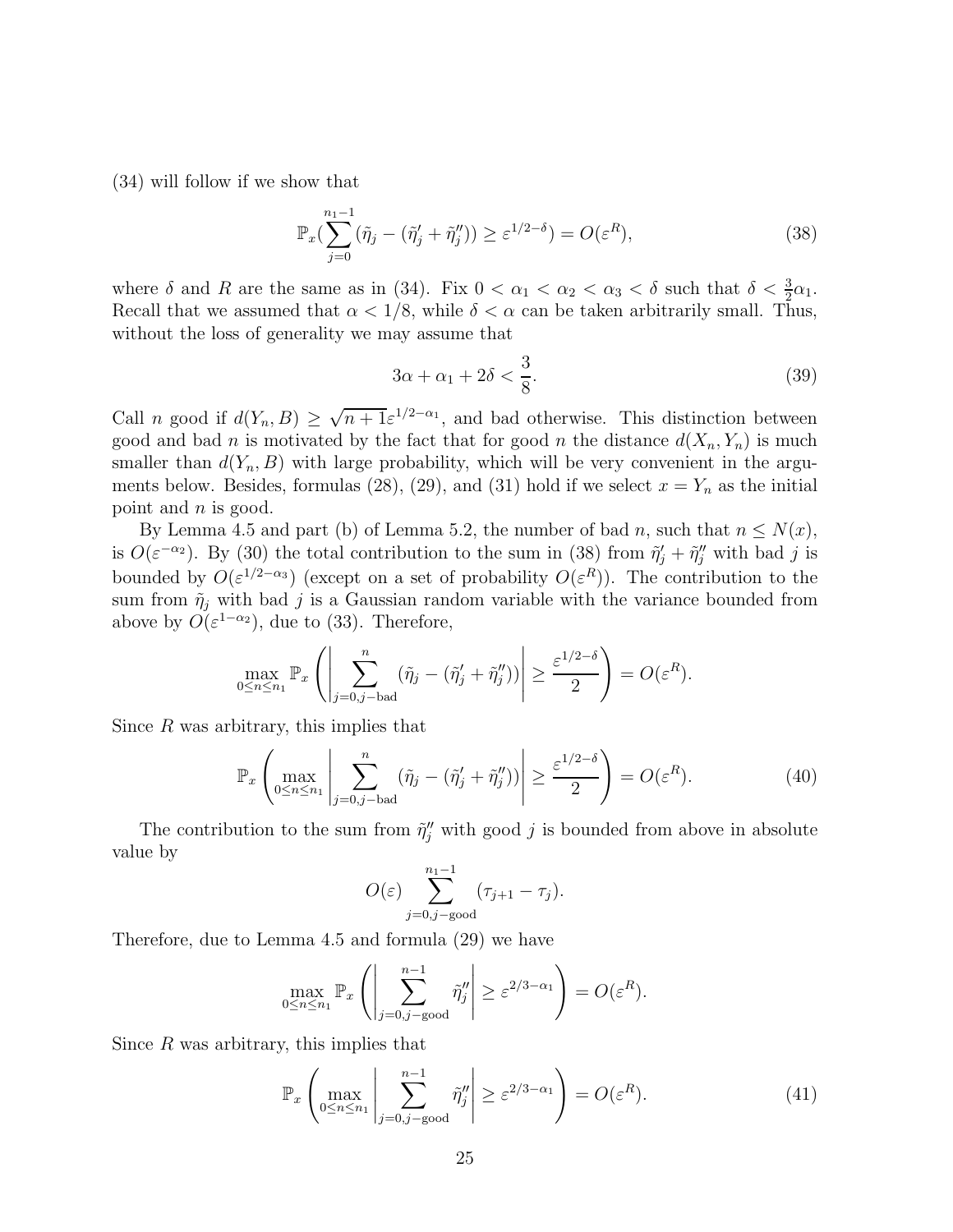(34) will follow if we show that

$$\mathbb{P}_x(\sum_{j=0}^{n_1-1}(\tilde{\eta}_j - (\tilde{\eta}'_j + \tilde{\eta}''_j)) \geq \varepsilon^{1/2-\delta}) = O(\varepsilon^R), \tag{38}$$

where $\delta$ and $R$ are the same as in (34). Fix $0 < \alpha_1 < \alpha_2 < \alpha_3 < \delta$ such that $\delta < \frac{3}{2}\alpha_1$. Recall that we assumed that $\alpha < 1/8$, while $\delta < \alpha$ can be taken arbitrarily small. Thus, without the loss of generality we may assume that

$$3\alpha + \alpha_1 + 2\delta < \frac{3}{8}. \tag{39}$$

Call $n$ good if $d(Y_n, B) \geq \sqrt{n+1}\varepsilon^{1/2-\alpha_1}$, and bad otherwise. This distinction between good and bad $n$ is motivated by the fact that for good $n$ the distance $d(X_n, Y_n)$ is much smaller than $d(Y_n, B)$ with large probability, which will be very convenient in the arguments below. Besides, formulas (28), (29), and (31) hold if we select $x = Y_n$ as the initial point and $n$ is good.

By Lemma 4.5 and part (b) of Lemma 5.2, the number of bad $n$, such that $n \leq N(x)$, is $O(\varepsilon^{-\alpha_2})$. By (30) the total contribution to the sum in (38) from $\tilde{\eta}'_j + \tilde{\eta}''_j$ with bad $j$ is bounded by $O(\varepsilon^{1/2-\alpha_3})$ (except on a set of probability $O(\varepsilon^R)$). The contribution to the sum from $\tilde{\eta}_j$ with bad $j$ is a Gaussian random variable with the variance bounded from above by $O(\varepsilon^{1-\alpha_2})$, due to (33). Therefore,

$$\max_{0 \leq n \leq n_1} \mathbb{P}_x\left(\left|\sum_{j=0, j-\text{bad}}^{n}(\tilde{\eta}_j - (\tilde{\eta}'_j + \tilde{\eta}''_j))\right| \geq \frac{\varepsilon^{1/2-\delta}}{2}\right) = O(\varepsilon^R).$$

Since $R$ was arbitrary, this implies that

$$\mathbb{P}_x\left(\max_{0 \leq n \leq n_1}\left|\sum_{j=0, j-\text{bad}}^{n}(\tilde{\eta}_j - (\tilde{\eta}'_j + \tilde{\eta}''_j))\right| \geq \frac{\varepsilon^{1/2-\delta}}{2}\right) = O(\varepsilon^R). \tag{40}$$

The contribution to the sum from $\tilde{\eta}''_j$ with good $j$ is bounded from above in absolute value by

$$O(\varepsilon)\sum_{j=0, j-\text{good}}^{n_1-1}(\tau_{j+1} - \tau_j).$$

Therefore, due to Lemma 4.5 and formula (29) we have

$$\max_{0 \leq n \leq n_1} \mathbb{P}_x\left(\left|\sum_{j=0, j-\text{good}}^{n-1}\tilde{\eta}''_j\right| \geq \varepsilon^{2/3-\alpha_1}\right) = O(\varepsilon^R).$$

Since $R$ was arbitrary, this implies that

$$\mathbb{P}_x\left(\max_{0 \leq n \leq n_1}\left|\sum_{j=0, j-\text{good}}^{n-1}\tilde{\eta}''_j\right| \geq \varepsilon^{2/3-\alpha_1}\right) = O(\varepsilon^R). \tag{41}$$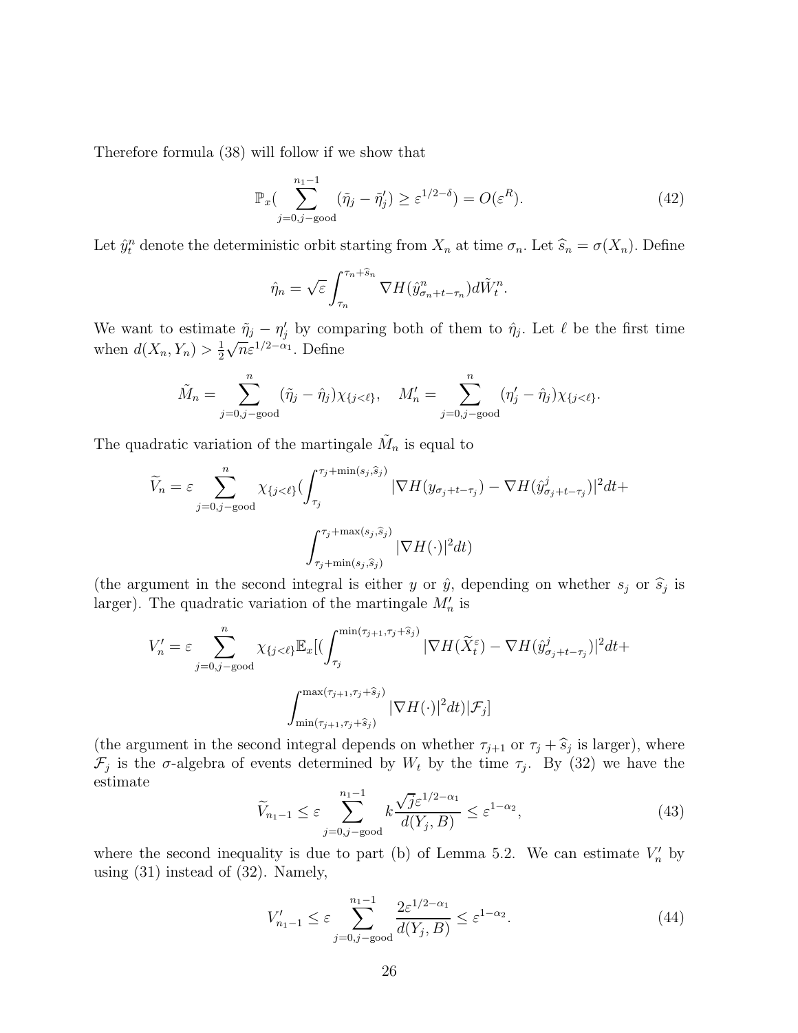Therefore formula (38) will follow if we show that

$$\mathbb{P}_x\Big(\sum_{j=0,j-\mathrm{good}}^{n_1-1}(\tilde{\eta}_j-\tilde{\eta}'_j)\geq \varepsilon^{1/2-\delta}\Big)=O(\varepsilon^R). \tag{42}$$

Let $\hat{y}^n_t$ denote the deterministic orbit starting from $X_n$ at time $\sigma_n$. Let $\widehat{s}_n=\sigma(X_n)$. Define

$$\hat{\eta}_n=\sqrt{\varepsilon}\int_{\tau_n}^{\tau_n+\widehat{s}_n}\nabla H(\hat{y}^n_{\sigma_n+t-\tau_n})d\tilde{W}^n_t.$$

We want to estimate $\tilde{\eta}_j-\eta'_j$ by comparing both of them to $\hat{\eta}_j$. Let $\ell$ be the first time when $d(X_n,Y_n)>\frac{1}{2}\sqrt{n}\varepsilon^{1/2-\alpha_1}$. Define

$$\tilde{M}_n=\sum_{j=0,j-\mathrm{good}}^{n}(\tilde{\eta}_j-\hat{\eta}_j)\chi_{\{j<\ell\}},\quad M'_n=\sum_{j=0,j-\mathrm{good}}^{n}(\eta'_j-\hat{\eta}_j)\chi_{\{j<\ell\}}.$$

The quadratic variation of the martingale $\tilde{M}_n$ is equal to

$$\widetilde{V}_n=\varepsilon\sum_{j=0,j-\mathrm{good}}^{n}\chi_{\{j<\ell\}}\Big(\int_{\tau_j}^{\tau_j+\min(s_j,\widehat{s}_j)}|\nabla H(y_{\sigma_j+t-\tau_j})-\nabla H(\hat{y}^j_{\sigma_j+t-\tau_j})|^2dt+$$

$$\int_{\tau_j+\min(s_j,\widehat{s}_j)}^{\tau_j+\max(s_j,\widehat{s}_j)}|\nabla H(\cdot)|^2dt\Big)$$

(the argument in the second integral is either $y$ or $\hat{y}$, depending on whether $s_j$ or $\widehat{s}_j$ is larger). The quadratic variation of the martingale $M'_n$ is

$$V'_n=\varepsilon\sum_{j=0,j-\mathrm{good}}^{n}\chi_{\{j<\ell\}}\mathbb{E}_x\Big[\Big(\int_{\tau_j}^{\min(\tau_{j+1},\tau_j+\widehat{s}_j)}|\nabla H(\widetilde{X}^\varepsilon_t)-\nabla H(\hat{y}^j_{\sigma_j+t-\tau_j})|^2dt+$$

$$\int_{\min(\tau_{j+1},\tau_j+\widehat{s}_j)}^{\max(\tau_{j+1},\tau_j+\widehat{s}_j)}|\nabla H(\cdot)|^2dt\Big)|\mathcal{F}_j\Big]$$

(the argument in the second integral depends on whether $\tau_{j+1}$ or $\tau_j+\widehat{s}_j$ is larger), where $\mathcal{F}_j$ is the $\sigma$-algebra of events determined by $W_t$ by the time $\tau_j$. By (32) we have the estimate

$$\widetilde{V}_{n_1-1}\leq\varepsilon\sum_{j=0,j-\mathrm{good}}^{n_1-1}k\frac{\sqrt{j}\varepsilon^{1/2-\alpha_1}}{d(Y_j,B)}\leq\varepsilon^{1-\alpha_2}, \tag{43}$$

where the second inequality is due to part (b) of Lemma 5.2. We can estimate $V'_n$ by using (31) instead of (32). Namely,

$$V'_{n_1-1}\leq\varepsilon\sum_{j=0,j-\mathrm{good}}^{n_1-1}\frac{2\varepsilon^{1/2-\alpha_1}}{d(Y_j,B)}\leq\varepsilon^{1-\alpha_2}. \tag{44}$$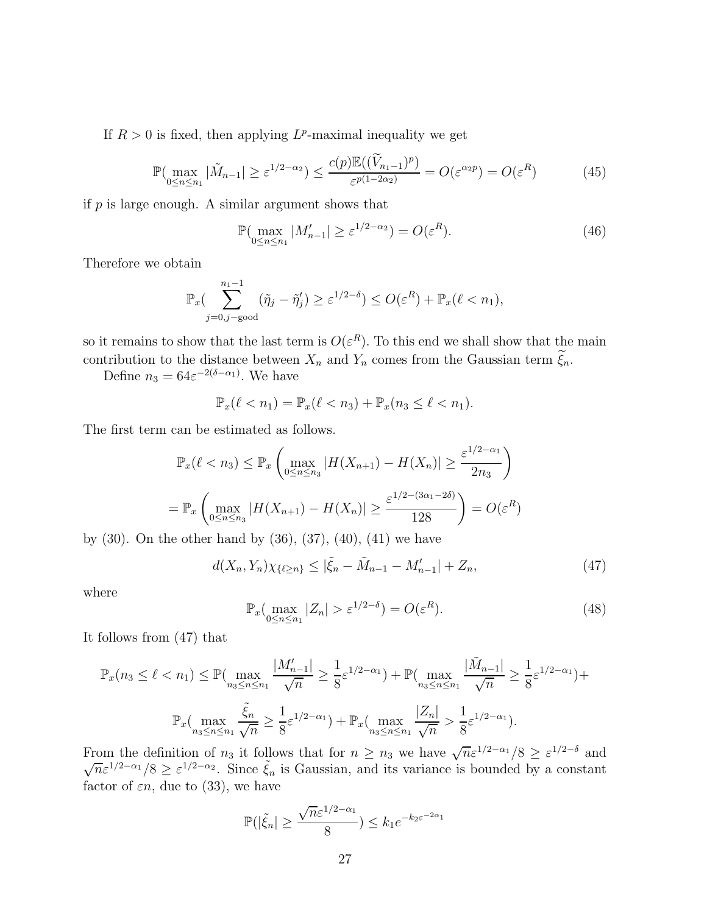If $R > 0$ is fixed, then applying $L^p$-maximal inequality we get

$$\mathbb{P}(\max_{0 \le n \le n_1} |\tilde{M}_{n-1}| \ge \varepsilon^{1/2-\alpha_2}) \le \frac{c(p)\mathbb{E}((\widetilde{V}_{n_1-1})^p)}{\varepsilon^{p(1-2\alpha_2)}} = O(\varepsilon^{\alpha_2 p}) = O(\varepsilon^R) \tag{45}$$

if $p$ is large enough. A similar argument shows that

$$\mathbb{P}(\max_{0 \le n \le n_1} |M'_{n-1}| \ge \varepsilon^{1/2-\alpha_2}) = O(\varepsilon^R). \tag{46}$$

Therefore we obtain

$$\mathbb{P}_x(\sum_{j=0, j-\text{good}}^{n_1-1} (\tilde{\eta}_j - \tilde{\eta}'_j) \ge \varepsilon^{1/2-\delta}) \le O(\varepsilon^R) + \mathbb{P}_x(\ell < n_1),$$

so it remains to show that the last term is $O(\varepsilon^R)$. To this end we shall show that the main contribution to the distance between $X_n$ and $Y_n$ comes from the Gaussian term $\widetilde{\xi}_n$.

Define $n_3 = 64\varepsilon^{-2(\delta-\alpha_1)}$. We have

$$\mathbb{P}_x(\ell < n_1) = \mathbb{P}_x(\ell < n_3) + \mathbb{P}_x(n_3 \le \ell < n_1).$$

The first term can be estimated as follows.

$$\mathbb{P}_x(\ell < n_3) \le \mathbb{P}_x\left(\max_{0 \le n \le n_3} |H(X_{n+1}) - H(X_n)| \ge \frac{\varepsilon^{1/2-\alpha_1}}{2n_3}\right)$$

$$= \mathbb{P}_x\left(\max_{0 \le n \le n_3} |H(X_{n+1}) - H(X_n)| \ge \frac{\varepsilon^{1/2-(3\alpha_1-2\delta)}}{128}\right) = O(\varepsilon^R)$$

by (30). On the other hand by (36), (37), (40), (41) we have

$$d(X_n, Y_n)\chi_{\{\ell \ge n\}} \le |\tilde{\xi}_n - \tilde{M}_{n-1} - M'_{n-1}| + Z_n, \tag{47}$$

where

$$\mathbb{P}_x(\max_{0 \le n \le n_1} |Z_n| > \varepsilon^{1/2-\delta}) = O(\varepsilon^R). \tag{48}$$

It follows from (47) that

$$\mathbb{P}_x(n_3 \le \ell < n_1) \le \mathbb{P}(\max_{n_3 \le n \le n_1} \frac{|M'_{n-1}|}{\sqrt{n}} \ge \frac{1}{8}\varepsilon^{1/2-\alpha_1}) + \mathbb{P}(\max_{n_3 \le n \le n_1} \frac{|\tilde{M}_{n-1}|}{\sqrt{n}} \ge \frac{1}{8}\varepsilon^{1/2-\alpha_1}) +$$

$$\mathbb{P}_x(\max_{n_3 \le n \le n_1} \frac{\tilde{\xi}_n}{\sqrt{n}} \ge \frac{1}{8}\varepsilon^{1/2-\alpha_1}) + \mathbb{P}_x(\max_{n_3 \le n \le n_1} \frac{|Z_n|}{\sqrt{n}} > \frac{1}{8}\varepsilon^{1/2-\alpha_1}).$$

From the definition of $n_3$ it follows that for $n \ge n_3$ we have $\sqrt{n}\varepsilon^{1/2-\alpha_1}/8 \ge \varepsilon^{1/2-\delta}$ and $\sqrt{n}\varepsilon^{1/2-\alpha_1}/8 \ge \varepsilon^{1/2-\alpha_2}$. Since $\tilde{\xi}_n$ is Gaussian, and its variance is bounded by a constant factor of $\varepsilon n$, due to (33), we have

$$\mathbb{P}(|\tilde{\xi}_n| \ge \frac{\sqrt{n}\varepsilon^{1/2-\alpha_1}}{8}) \le k_1 e^{-k_2\varepsilon^{-2\alpha_1}}$$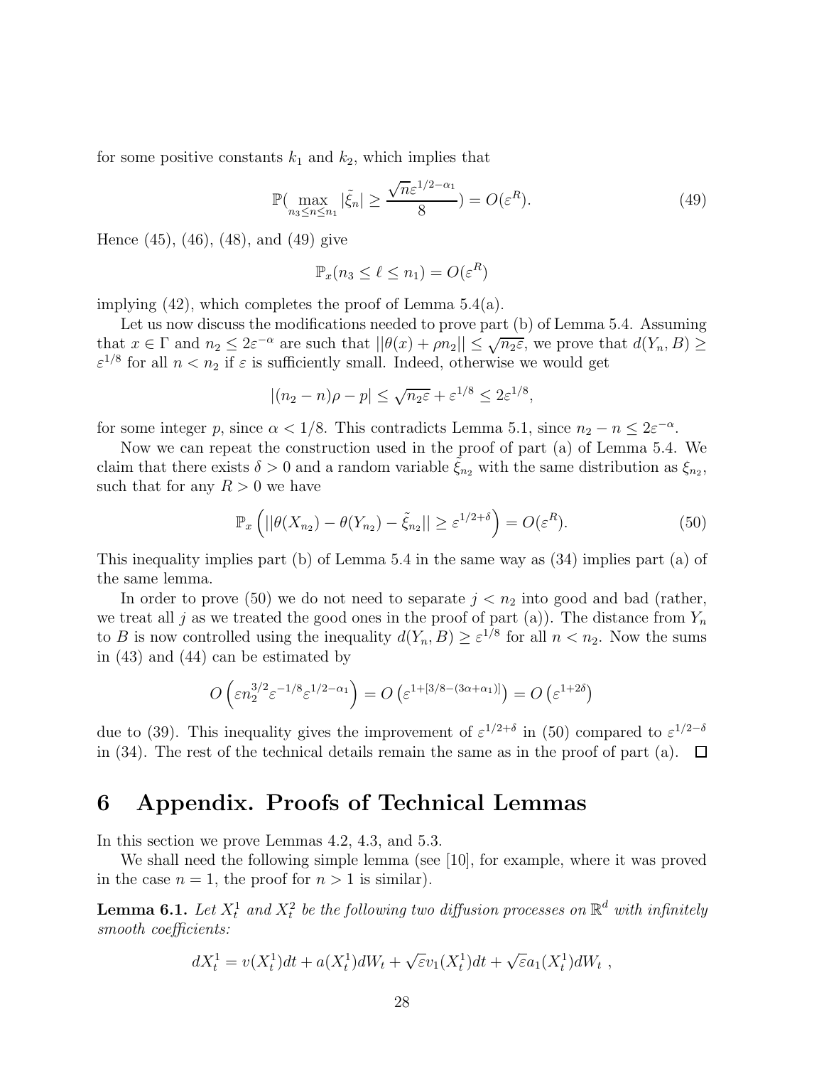for some positive constants $k_1$ and $k_2$, which implies that

$$\mathbb{P}(\max_{n_3 \le n \le n_1} |\tilde{\xi}_n| \ge \frac{\sqrt{n}\varepsilon^{1/2-\alpha_1}}{8}) = O(\varepsilon^R). \tag{49}$$

Hence (45), (46), (48), and (49) give

$$\mathbb{P}_x(n_3 \le \ell \le n_1) = O(\varepsilon^R)$$

implying (42), which completes the proof of Lemma 5.4(a).

Let us now discuss the modifications needed to prove part (b) of Lemma 5.4. Assuming that $x \in \Gamma$ and $n_2 \le 2\varepsilon^{-\alpha}$ are such that $||\theta(x) + \rho n_2|| \le \sqrt{n_2 \varepsilon}$, we prove that $d(Y_n, B) \ge \varepsilon^{1/8}$ for all $n < n_2$ if $\varepsilon$ is sufficiently small. Indeed, otherwise we would get

$$|(n_2 - n)\rho - p| \le \sqrt{n_2 \varepsilon} + \varepsilon^{1/8} \le 2\varepsilon^{1/8},$$

for some integer $p$, since $\alpha < 1/8$. This contradicts Lemma 5.1, since $n_2 - n \le 2\varepsilon^{-\alpha}$.

Now we can repeat the construction used in the proof of part (a) of Lemma 5.4. We claim that there exists $\delta > 0$ and a random variable $\tilde{\xi}_{n_2}$ with the same distribution as $\xi_{n_2}$, such that for any $R > 0$ we have

$$\mathbb{P}_x\left( ||\theta(X_{n_2}) - \theta(Y_{n_2}) - \tilde{\xi}_{n_2}|| \ge \varepsilon^{1/2+\delta} \right) = O(\varepsilon^R). \tag{50}$$

This inequality implies part (b) of Lemma 5.4 in the same way as (34) implies part (a) of the same lemma.

In order to prove (50) we do not need to separate $j < n_2$ into good and bad (rather, we treat all $j$ as we treated the good ones in the proof of part (a)). The distance from $Y_n$ to $B$ is now controlled using the inequality $d(Y_n, B) \ge \varepsilon^{1/8}$ for all $n < n_2$. Now the sums in (43) and (44) can be estimated by

$$O\left(\varepsilon n_2^{3/2} \varepsilon^{-1/8} \varepsilon^{1/2-\alpha_1}\right) = O\left(\varepsilon^{1+[3/8-(3\alpha+\alpha_1)]}\right) = O\left(\varepsilon^{1+2\delta}\right)$$

due to (39). This inequality gives the improvement of $\varepsilon^{1/2+\delta}$ in (50) compared to $\varepsilon^{1/2-\delta}$ in (34). The rest of the technical details remain the same as in the proof of part (a). $\square$

# 6 Appendix. Proofs of Technical Lemmas

In this section we prove Lemmas 4.2, 4.3, and 5.3.

We shall need the following simple lemma (see [10], for example, where it was proved in the case $n = 1$, the proof for $n > 1$ is similar).

**Lemma 6.1.** *Let $X_t^1$ and $X_t^2$ be the following two diffusion processes on $\mathbb{R}^d$ with infinitely smooth coefficients:*

$$dX_t^1 = v(X_t^1)dt + a(X_t^1)dW_t + \sqrt{\varepsilon}v_1(X_t^1)dt + \sqrt{\varepsilon}a_1(X_t^1)dW_t \ ,$$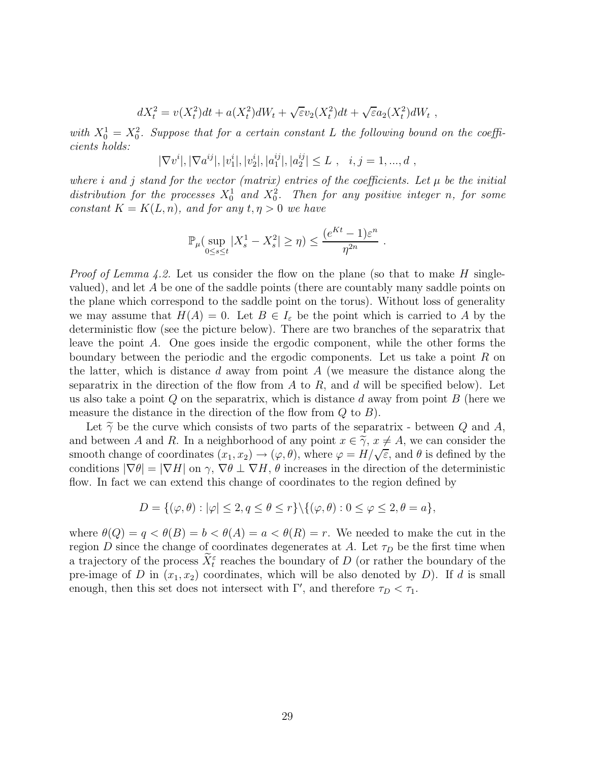$$dX_t^2 = v(X_t^2)dt + a(X_t^2)dW_t + \sqrt{\varepsilon}v_2(X_t^2)dt + \sqrt{\varepsilon}a_2(X_t^2)dW_t \ ,$$

*with $X_0^1 = X_0^2$. Suppose that for a certain constant $L$ the following bound on the coefficients holds:*

$$|\nabla v^i|, |\nabla a^{ij}|, |v_1^i|, |v_2^i|, |a_1^{ij}|, |a_2^{ij}| \leq L \ , \quad i, j = 1, ..., d \ ,$$

*where $i$ and $j$ stand for the vector (matrix) entries of the coefficients. Let $\mu$ be the initial distribution for the processes $X_0^1$ and $X_0^2$. Then for any positive integer $n$, for some constant $K = K(L, n)$, and for any $t, \eta > 0$ we have*

$$\mathbb{P}_\mu(\sup_{0 \leq s \leq t} |X_s^1 - X_s^2| \geq \eta) \leq \frac{(e^{Kt} - 1)\varepsilon^n}{\eta^{2n}} \ .$$

*Proof of Lemma 4.2.* Let us consider the flow on the plane (so that to make $H$ single-valued), and let $A$ be one of the saddle points (there are countably many saddle points on the plane which correspond to the saddle point on the torus). Without loss of generality we may assume that $H(A) = 0$. Let $B \in I_\varepsilon$ be the point which is carried to $A$ by the deterministic flow (see the picture below). There are two branches of the separatrix that leave the point $A$. One goes inside the ergodic component, while the other forms the boundary between the periodic and the ergodic components. Let us take a point $R$ on the latter, which is distance $d$ away from point $A$ (we measure the distance along the separatrix in the direction of the flow from $A$ to $R$, and $d$ will be specified below). Let us also take a point $Q$ on the separatrix, which is distance $d$ away from point $B$ (here we measure the distance in the direction of the flow from $Q$ to $B$).

Let $\widetilde{\gamma}$ be the curve which consists of two parts of the separatrix - between $Q$ and $A$, and between $A$ and $R$. In a neighborhood of any point $x \in \widetilde{\gamma}$, $x \neq A$, we can consider the smooth change of coordinates $(x_1, x_2) \to (\varphi, \theta)$, where $\varphi = H/\sqrt{\varepsilon}$, and $\theta$ is defined by the conditions $|\nabla\theta| = |\nabla H|$ on $\gamma$, $\nabla\theta \perp \nabla H$, $\theta$ increases in the direction of the deterministic flow. In fact we can extend this change of coordinates to the region defined by

$$D = \{(\varphi, \theta) : |\varphi| \leq 2, q \leq \theta \leq r\} \backslash \{(\varphi, \theta) : 0 \leq \varphi \leq 2, \theta = a\},$$

where $\theta(Q) = q < \theta(B) = b < \theta(A) = a < \theta(R) = r$. We needed to make the cut in the region $D$ since the change of coordinates degenerates at $A$. Let $\tau_D$ be the first time when a trajectory of the process $\widetilde{X}_t^\varepsilon$ reaches the boundary of $D$ (or rather the boundary of the pre-image of $D$ in $(x_1, x_2)$ coordinates, which will be also denoted by $D$). If $d$ is small enough, then this set does not intersect with $\Gamma'$, and therefore $\tau_D < \tau_1$.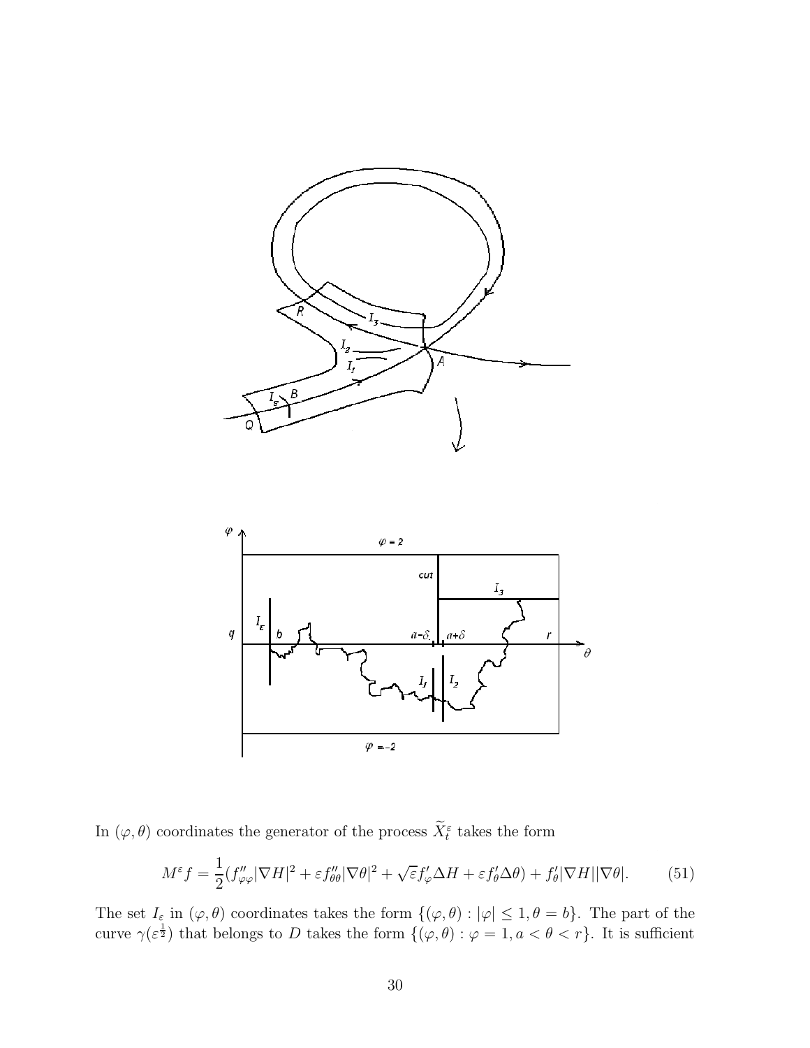In $(\varphi, \theta)$ coordinates the generator of the process $\widetilde{X}_t^\varepsilon$ takes the form

$$M^\varepsilon f = \frac{1}{2}(f''_{\varphi\varphi}|\nabla H|^2 + \varepsilon f''_{\theta\theta}|\nabla\theta|^2 + \sqrt{\varepsilon} f'_\varphi \Delta H + \varepsilon f'_\theta \Delta\theta) + f'_\theta |\nabla H||\nabla\theta|. \qquad (51)$$

The set $I_\varepsilon$ in $(\varphi, \theta)$ coordinates takes the form $\{(\varphi, \theta) : |\varphi| \leq 1, \theta = b\}$. The part of the curve $\gamma(\varepsilon^{\frac{1}{2}})$ that belongs to $D$ takes the form $\{(\varphi, \theta) : \varphi = 1, a < \theta < r\}$. It is sufficient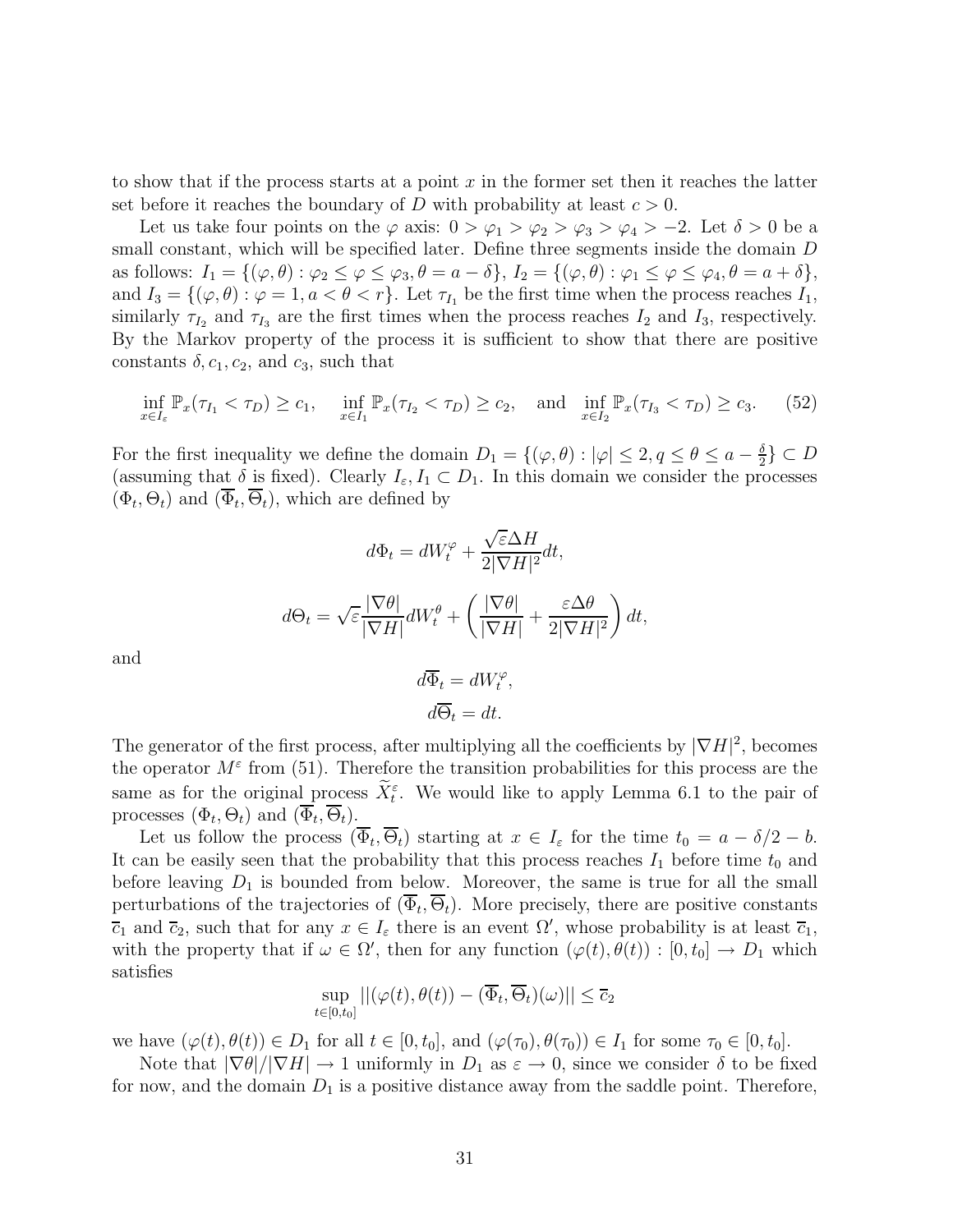to show that if the process starts at a point $x$ in the former set then it reaches the latter set before it reaches the boundary of $D$ with probability at least $c > 0$.

Let us take four points on the $\varphi$ axis: $0 > \varphi_1 > \varphi_2 > \varphi_3 > \varphi_4 > -2$. Let $\delta > 0$ be a small constant, which will be specified later. Define three segments inside the domain $D$ as follows: $I_1 = \{(\varphi, \theta) : \varphi_2 \le \varphi \le \varphi_3, \theta = a - \delta\}$, $I_2 = \{(\varphi, \theta) : \varphi_1 \le \varphi \le \varphi_4, \theta = a + \delta\}$, and $I_3 = \{(\varphi, \theta) : \varphi = 1, a < \theta < r\}$. Let $\tau_{I_1}$ be the first time when the process reaches $I_1$, similarly $\tau_{I_2}$ and $\tau_{I_3}$ are the first times when the process reaches $I_2$ and $I_3$, respectively. By the Markov property of the process it is sufficient to show that there are positive constants $\delta, c_1, c_2$, and $c_3$, such that

$$\inf_{x \in I_\varepsilon} \mathbb{P}_x(\tau_{I_1} < \tau_D) \ge c_1, \quad \inf_{x \in I_1} \mathbb{P}_x(\tau_{I_2} < \tau_D) \ge c_2, \quad \text{and} \quad \inf_{x \in I_2} \mathbb{P}_x(\tau_{I_3} < \tau_D) \ge c_3. \tag{52}$$

For the first inequality we define the domain $D_1 = \{(\varphi, \theta) : |\varphi| \le 2, q \le \theta \le a - \frac{\delta}{2}\} \subset D$ (assuming that $\delta$ is fixed). Clearly $I_\varepsilon, I_1 \subset D_1$. In this domain we consider the processes $(\Phi_t, \Theta_t)$ and $(\overline{\Phi}_t, \overline{\Theta}_t)$, which are defined by

$$d\Phi_t = dW_t^\varphi + \frac{\sqrt{\varepsilon}\Delta H}{2|\nabla H|^2} dt,$$

$$d\Theta_t = \sqrt{\varepsilon}\frac{|\nabla \theta|}{|\nabla H|} dW_t^\theta + \left( \frac{|\nabla \theta|}{|\nabla H|} + \frac{\varepsilon \Delta \theta}{2|\nabla H|^2} \right) dt,$$

and

$$d\overline{\Phi}_t = dW_t^\varphi,$$
$$d\overline{\Theta}_t = dt.$$

The generator of the first process, after multiplying all the coefficients by $|\nabla H|^2$, becomes the operator $M^\varepsilon$ from (51). Therefore the transition probabilities for this process are the same as for the original process $\widetilde{X}_t^\varepsilon$. We would like to apply Lemma 6.1 to the pair of processes $(\Phi_t, \Theta_t)$ and $(\overline{\Phi}_t, \overline{\Theta}_t)$.

Let us follow the process $(\overline{\Phi}_t, \overline{\Theta}_t)$ starting at $x \in I_\varepsilon$ for the time $t_0 = a - \delta/2 - b$. It can be easily seen that the probability that this process reaches $I_1$ before time $t_0$ and before leaving $D_1$ is bounded from below. Moreover, the same is true for all the small perturbations of the trajectories of $(\overline{\Phi}_t, \overline{\Theta}_t)$. More precisely, there are positive constants $\overline{c}_1$ and $\overline{c}_2$, such that for any $x \in I_\varepsilon$ there is an event $\Omega'$, whose probability is at least $\overline{c}_1$, with the property that if $\omega \in \Omega'$, then for any function $(\varphi(t), \theta(t)) : [0, t_0] \to D_1$ which satisfies

$$\sup_{t \in [0, t_0]} ||(\varphi(t), \theta(t)) - (\overline{\Phi}_t, \overline{\Theta}_t)(\omega)|| \le \overline{c}_2$$

we have $(\varphi(t), \theta(t)) \in D_1$ for all $t \in [0, t_0]$, and $(\varphi(\tau_0), \theta(\tau_0)) \in I_1$ for some $\tau_0 \in [0, t_0]$.

Note that $|\nabla \theta|/|\nabla H| \to 1$ uniformly in $D_1$ as $\varepsilon \to 0$, since we consider $\delta$ to be fixed for now, and the domain $D_1$ is a positive distance away from the saddle point. Therefore,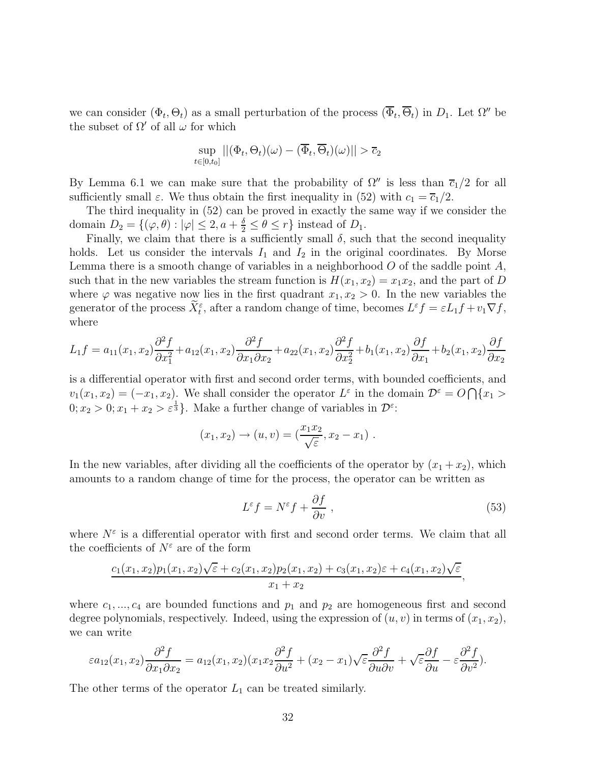we can consider $(\Phi_t, \Theta_t)$ as a small perturbation of the process $(\overline{\Phi}_t, \overline{\Theta}_t)$ in $D_1$. Let $\Omega''$ be the subset of $\Omega'$ of all $\omega$ for which

$$\sup_{t\in[0,t_0]} ||(\Phi_t, \Theta_t)(\omega) - (\overline{\Phi}_t, \overline{\Theta}_t)(\omega)|| > \overline{c}_2$$

By Lemma 6.1 we can make sure that the probability of $\Omega''$ is less than $\overline{c}_1/2$ for all sufficiently small $\varepsilon$. We thus obtain the first inequality in (52) with $c_1 = \overline{c}_1/2$.

The third inequality in (52) can be proved in exactly the same way if we consider the domain $D_2 = \{(\varphi, \theta) : |\varphi| \leq 2, a + \frac{\delta}{2} \leq \theta \leq r\}$ instead of $D_1$.

Finally, we claim that there is a sufficiently small $\delta$, such that the second inequality holds. Let us consider the intervals $I_1$ and $I_2$ in the original coordinates. By Morse Lemma there is a smooth change of variables in a neighborhood $O$ of the saddle point $A$, such that in the new variables the stream function is $H(x_1, x_2) = x_1 x_2$, and the part of $D$ where $\varphi$ was negative now lies in the first quadrant $x_1, x_2 > 0$. In the new variables the generator of the process $\widetilde{X}_t^\varepsilon$, after a random change of time, becomes $L^\varepsilon f = \varepsilon L_1 f + v_1 \nabla f$, where

$$L_1 f = a_{11}(x_1,x_2)\frac{\partial^2 f}{\partial x_1^2} + a_{12}(x_1,x_2)\frac{\partial^2 f}{\partial x_1 \partial x_2} + a_{22}(x_1,x_2)\frac{\partial^2 f}{\partial x_2^2} + b_1(x_1,x_2)\frac{\partial f}{\partial x_1} + b_2(x_1,x_2)\frac{\partial f}{\partial x_2}$$

is a differential operator with first and second order terms, with bounded coefficients, and $v_1(x_1, x_2) = (-x_1, x_2)$. We shall consider the operator $L^\varepsilon$ in the domain $\mathcal{D}^\varepsilon = O \bigcap \{x_1 > 0; x_2 > 0; x_1 + x_2 > \varepsilon^{\frac{1}{3}}\}$. Make a further change of variables in $\mathcal{D}^\varepsilon$:

$$(x_1, x_2) \to (u, v) = (\frac{x_1 x_2}{\sqrt{\varepsilon}}, x_2 - x_1) \ .$$

In the new variables, after dividing all the coefficients of the operator by $(x_1 + x_2)$, which amounts to a random change of time for the process, the operator can be written as

$$L^\varepsilon f = N^\varepsilon f + \frac{\partial f}{\partial v} \ , \tag{53}$$

where $N^\varepsilon$ is a differential operator with first and second order terms. We claim that all the coefficients of $N^\varepsilon$ are of the form

$$\frac{c_1(x_1,x_2)p_1(x_1,x_2)\sqrt{\varepsilon} + c_2(x_1,x_2)p_2(x_1,x_2) + c_3(x_1,x_2)\varepsilon + c_4(x_1,x_2)\sqrt{\varepsilon}}{x_1 + x_2},$$

where $c_1, ..., c_4$ are bounded functions and $p_1$ and $p_2$ are homogeneous first and second degree polynomials, respectively. Indeed, using the expression of $(u, v)$ in terms of $(x_1, x_2)$, we can write

$$\varepsilon a_{12}(x_1,x_2)\frac{\partial^2 f}{\partial x_1 \partial x_2} = a_{12}(x_1,x_2)(x_1 x_2 \frac{\partial^2 f}{\partial u^2} + (x_2 - x_1)\sqrt{\varepsilon}\frac{\partial^2 f}{\partial u \partial v} + \sqrt{\varepsilon}\frac{\partial f}{\partial u} - \varepsilon \frac{\partial^2 f}{\partial v^2}).$$

The other terms of the operator $L_1$ can be treated similarly.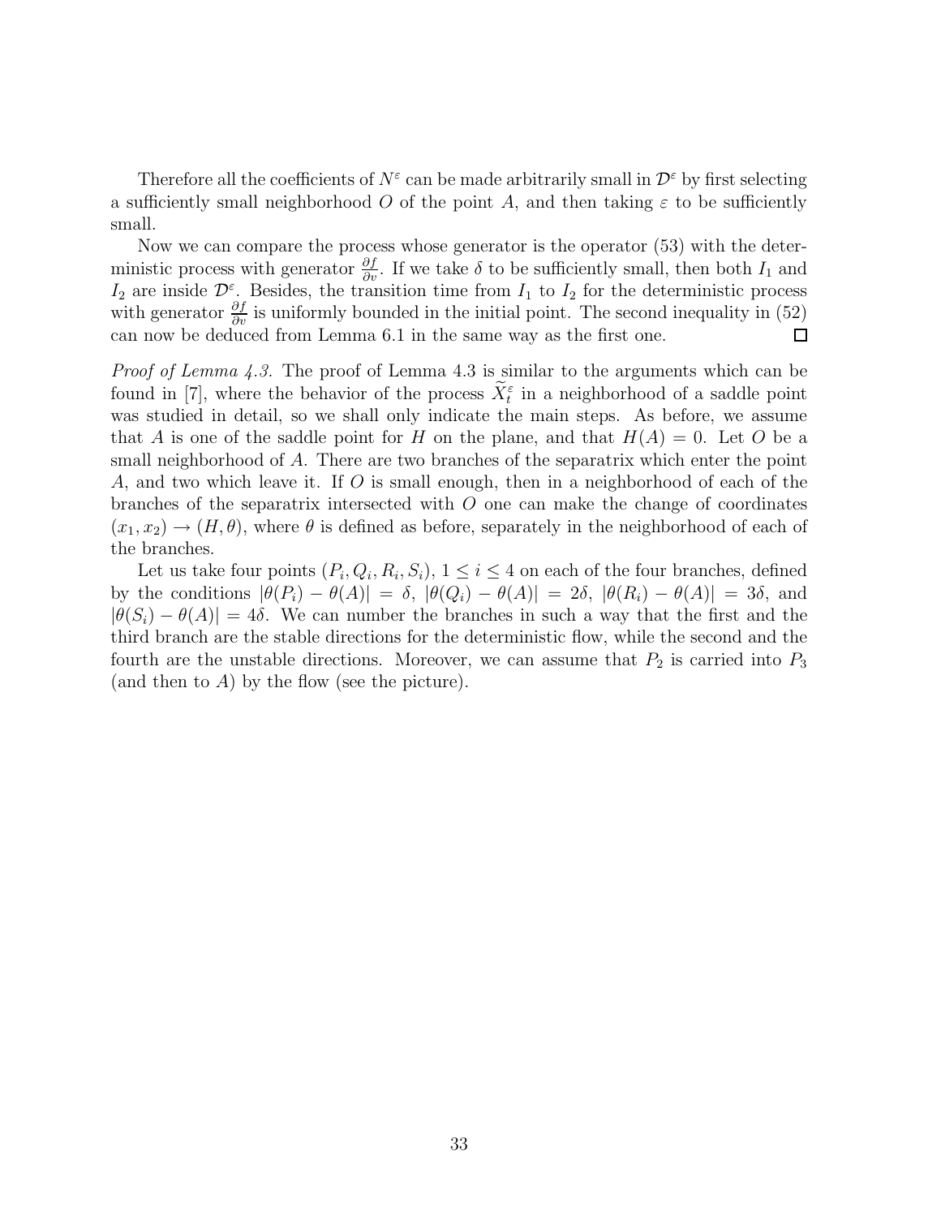Therefore all the coefficients of $N^\varepsilon$ can be made arbitrarily small in $\mathcal{D}^\varepsilon$ by first selecting a sufficiently small neighborhood $O$ of the point $A$, and then taking $\varepsilon$ to be sufficiently small.

Now we can compare the process whose generator is the operator (53) with the deterministic process with generator $\frac{\partial f}{\partial v}$. If we take $\delta$ to be sufficiently small, then both $I_1$ and $I_2$ are inside $\mathcal{D}^\varepsilon$. Besides, the transition time from $I_1$ to $I_2$ for the deterministic process with generator $\frac{\partial f}{\partial v}$ is uniformly bounded in the initial point. The second inequality in (52) can now be deduced from Lemma 6.1 in the same way as the first one. $\square$

*Proof of Lemma 4.3.* The proof of Lemma 4.3 is similar to the arguments which can be found in [7], where the behavior of the process $\widetilde{X}_t^\varepsilon$ in a neighborhood of a saddle point was studied in detail, so we shall only indicate the main steps. As before, we assume that $A$ is one of the saddle point for $H$ on the plane, and that $H(A) = 0$. Let $O$ be a small neighborhood of $A$. There are two branches of the separatrix which enter the point $A$, and two which leave it. If $O$ is small enough, then in a neighborhood of each of the branches of the separatrix intersected with $O$ one can make the change of coordinates $(x_1, x_2) \to (H, \theta)$, where $\theta$ is defined as before, separately in the neighborhood of each of the branches.

Let us take four points $(P_i, Q_i, R_i, S_i)$, $1 \le i \le 4$ on each of the four branches, defined by the conditions $|\theta(P_i) - \theta(A)| = \delta$, $|\theta(Q_i) - \theta(A)| = 2\delta$, $|\theta(R_i) - \theta(A)| = 3\delta$, and $|\theta(S_i) - \theta(A)| = 4\delta$. We can number the branches in such a way that the first and the third branch are the stable directions for the deterministic flow, while the second and the fourth are the unstable directions. Moreover, we can assume that $P_2$ is carried into $P_3$ (and then to $A$) by the flow (see the picture).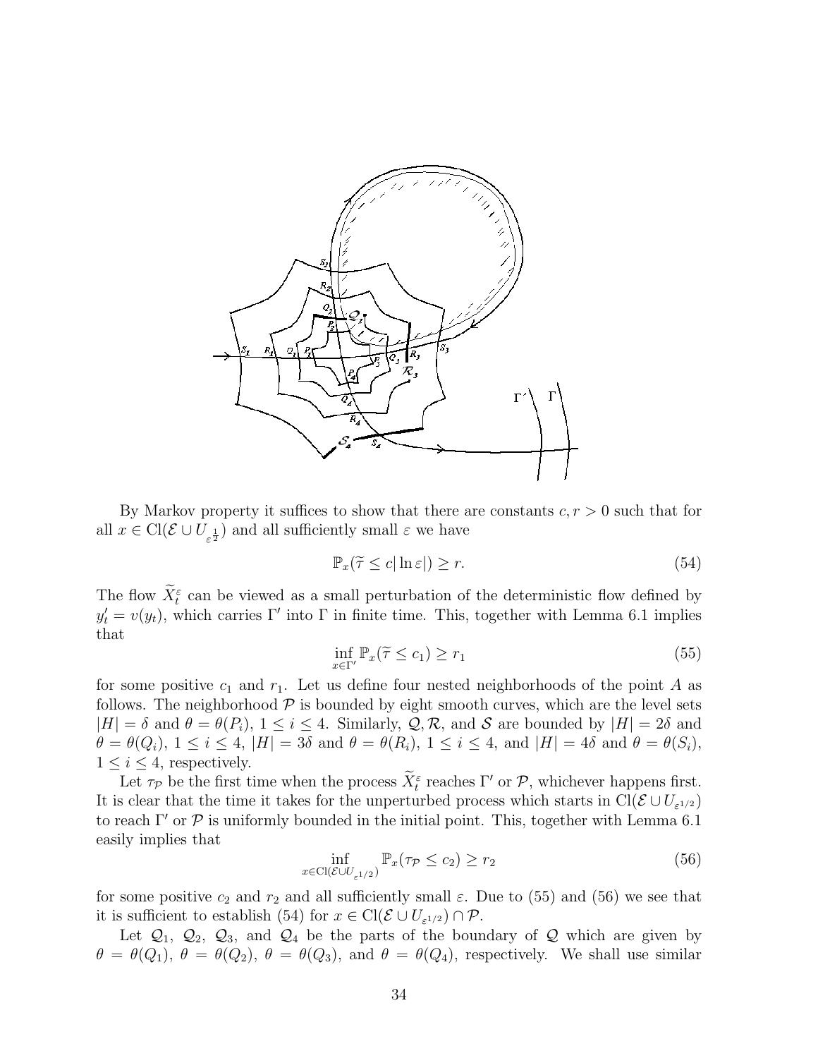By Markov property it suffices to show that there are constants $c, r > 0$ such that for all $x \in \mathrm{Cl}(\mathcal{E} \cup U_{\varepsilon^{\frac{1}{2}}})$ and all sufficiently small $\varepsilon$ we have

$$\mathbb{P}_x(\widetilde{\tau} \leq c|\ln \varepsilon|) \geq r. \tag{54}$$

The flow $\widetilde{X}_t^\varepsilon$ can be viewed as a small perturbation of the deterministic flow defined by $y_t' = v(y_t)$, which carries $\Gamma'$ into $\Gamma$ in finite time. This, together with Lemma 6.1 implies that

$$\inf_{x \in \Gamma'} \mathbb{P}_x(\widetilde{\tau} \leq c_1) \geq r_1 \tag{55}$$

for some positive $c_1$ and $r_1$. Let us define four nested neighborhoods of the point $A$ as follows. The neighborhood $\mathcal{P}$ is bounded by eight smooth curves, which are the level sets $|H| = \delta$ and $\theta = \theta(P_i)$, $1 \leq i \leq 4$. Similarly, $\mathcal{Q}, \mathcal{R}$, and $\mathcal{S}$ are bounded by $|H| = 2\delta$ and $\theta = \theta(Q_i)$, $1 \leq i \leq 4$, $|H| = 3\delta$ and $\theta = \theta(R_i)$, $1 \leq i \leq 4$, and $|H| = 4\delta$ and $\theta = \theta(S_i)$, $1 \leq i \leq 4$, respectively.

Let $\tau_{\mathcal{P}}$ be the first time when the process $\widetilde{X}_t^\varepsilon$ reaches $\Gamma'$ or $\mathcal{P}$, whichever happens first. It is clear that the time it takes for the unperturbed process which starts in $\mathrm{Cl}(\mathcal{E} \cup U_{\varepsilon^{1/2}})$ to reach $\Gamma'$ or $\mathcal{P}$ is uniformly bounded in the initial point. This, together with Lemma 6.1 easily implies that

$$\inf_{x \in \mathrm{Cl}(\mathcal{E} \cup U_{\varepsilon^{1/2}})} \mathbb{P}_x(\tau_{\mathcal{P}} \leq c_2) \geq r_2 \tag{56}$$

for some positive $c_2$ and $r_2$ and all sufficiently small $\varepsilon$. Due to (55) and (56) we see that it is sufficient to establish (54) for $x \in \mathrm{Cl}(\mathcal{E} \cup U_{\varepsilon^{1/2}}) \cap \mathcal{P}$.

Let $\mathcal{Q}_1$, $\mathcal{Q}_2$, $\mathcal{Q}_3$, and $\mathcal{Q}_4$ be the parts of the boundary of $\mathcal{Q}$ which are given by $\theta = \theta(Q_1)$, $\theta = \theta(Q_2)$, $\theta = \theta(Q_3)$, and $\theta = \theta(Q_4)$, respectively. We shall use similar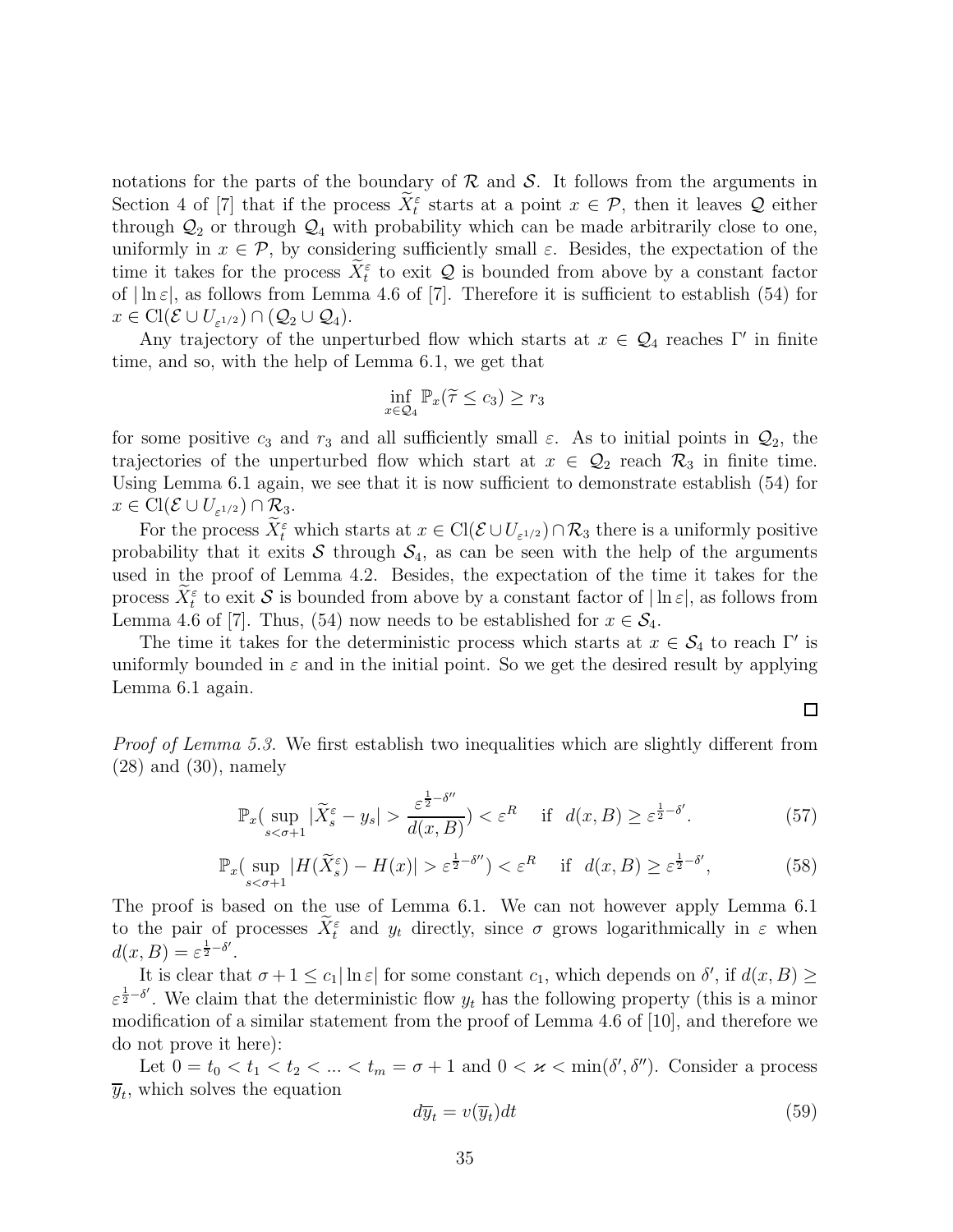notations for the parts of the boundary of $\mathcal{R}$ and $\mathcal{S}$. It follows from the arguments in Section 4 of [7] that if the process $\widetilde{X}_t^\varepsilon$ starts at a point $x \in \mathcal{P}$, then it leaves $\mathcal{Q}$ either through $\mathcal{Q}_2$ or through $\mathcal{Q}_4$ with probability which can be made arbitrarily close to one, uniformly in $x \in \mathcal{P}$, by considering sufficiently small $\varepsilon$. Besides, the expectation of the time it takes for the process $\widetilde{X}_t^\varepsilon$ to exit $\mathcal{Q}$ is bounded from above by a constant factor of $|\ln \varepsilon|$, as follows from Lemma 4.6 of [7]. Therefore it is sufficient to establish (54) for $x \in \mathrm{Cl}(\mathcal{E} \cup U_{\varepsilon^{1/2}}) \cap (\mathcal{Q}_2 \cup \mathcal{Q}_4)$.

Any trajectory of the unperturbed flow which starts at $x \in \mathcal{Q}_4$ reaches $\Gamma'$ in finite time, and so, with the help of Lemma 6.1, we get that

$$\inf_{x \in \mathcal{Q}_4} \mathbb{P}_x(\widetilde{\tau} \leq c_3) \geq r_3$$

for some positive $c_3$ and $r_3$ and all sufficiently small $\varepsilon$. As to initial points in $\mathcal{Q}_2$, the trajectories of the unperturbed flow which start at $x \in \mathcal{Q}_2$ reach $\mathcal{R}_3$ in finite time. Using Lemma 6.1 again, we see that it is now sufficient to demonstrate establish (54) for $x \in \mathrm{Cl}(\mathcal{E} \cup U_{\varepsilon^{1/2}}) \cap \mathcal{R}_3$.

For the process $\widetilde{X}_t^\varepsilon$ which starts at $x \in \mathrm{Cl}(\mathcal{E} \cup U_{\varepsilon^{1/2}}) \cap \mathcal{R}_3$ there is a uniformly positive probability that it exits $\mathcal{S}$ through $\mathcal{S}_4$, as can be seen with the help of the arguments used in the proof of Lemma 4.2. Besides, the expectation of the time it takes for the process $\widetilde{X}_t^\varepsilon$ to exit $\mathcal{S}$ is bounded from above by a constant factor of $|\ln \varepsilon|$, as follows from Lemma 4.6 of [7]. Thus, (54) now needs to be established for $x \in \mathcal{S}_4$.

The time it takes for the deterministic process which starts at $x \in \mathcal{S}_4$ to reach $\Gamma'$ is uniformly bounded in $\varepsilon$ and in the initial point. So we get the desired result by applying Lemma 6.1 again.

□

*Proof of Lemma 5.3.* We first establish two inequalities which are slightly different from (28) and (30), namely

$$\mathbb{P}_x\Big(\sup_{s<\sigma+1} |\widetilde{X}_s^\varepsilon - y_s| > \frac{\varepsilon^{\frac{1}{2}-\delta''}}{d(x,B)}\Big) < \varepsilon^R \quad \text{if } \ d(x,B) \geq \varepsilon^{\frac{1}{2}-\delta'}. \tag{57}$$

$$\mathbb{P}_x\Big(\sup_{s<\sigma+1} |H(\widetilde{X}_s^\varepsilon) - H(x)| > \varepsilon^{\frac{1}{2}-\delta''}\Big) < \varepsilon^R \quad \text{if } \ d(x,B) \geq \varepsilon^{\frac{1}{2}-\delta'}, \tag{58}$$

The proof is based on the use of Lemma 6.1. We can not however apply Lemma 6.1 to the pair of processes $\widetilde{X}_t^\varepsilon$ and $y_t$ directly, since $\sigma$ grows logarithmically in $\varepsilon$ when $d(x,B) = \varepsilon^{\frac{1}{2}-\delta'}$.

It is clear that $\sigma + 1 \leq c_1|\ln \varepsilon|$ for some constant $c_1$, which depends on $\delta'$, if $d(x,B) \geq \varepsilon^{\frac{1}{2}-\delta'}$. We claim that the deterministic flow $y_t$ has the following property (this is a minor modification of a similar statement from the proof of Lemma 4.6 of [10], and therefore we do not prove it here):

Let $0 = t_0 < t_1 < t_2 < ... < t_m = \sigma + 1$ and $0 < \varkappa < \min(\delta', \delta'')$. Consider a process $\overline{y}_t$, which solves the equation

$$d\overline{y}_t = v(\overline{y}_t)dt \tag{59}$$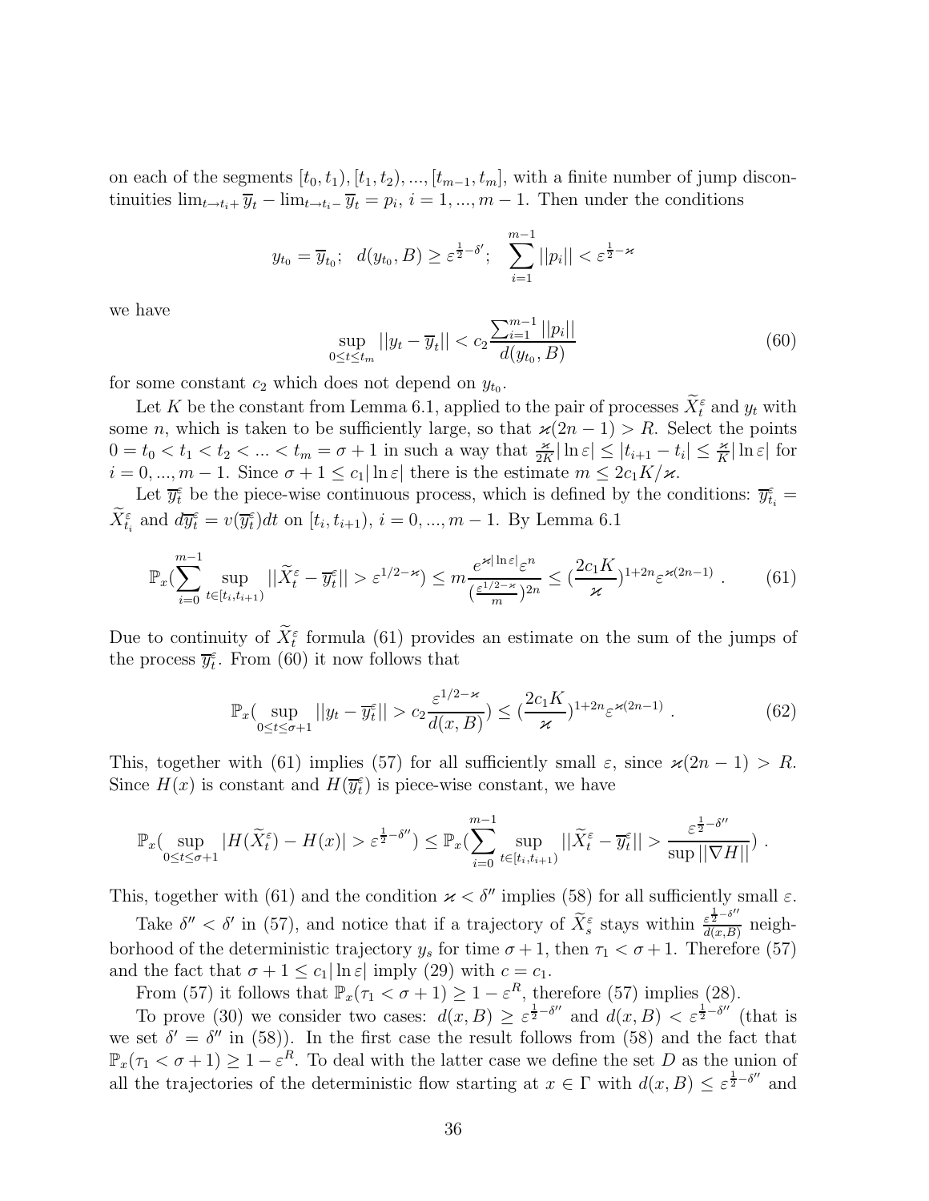on each of the segments $[t_0, t_1), [t_1, t_2), ..., [t_{m-1}, t_m]$, with a finite number of jump discontinuities $\lim_{t \to t_i+} \overline{y}_t - \lim_{t \to t_i-} \overline{y}_t = p_i$, $i = 1, ..., m-1$. Then under the conditions

$$y_{t_0} = \overline{y}_{t_0}; \quad d(y_{t_0}, B) \geq \varepsilon^{\frac{1}{2} - \delta'}; \quad \sum_{i=1}^{m-1} ||p_i|| < \varepsilon^{\frac{1}{2} - \varkappa}$$

we have

$$\sup_{0 \leq t \leq t_m} ||y_t - \overline{y}_t|| < c_2 \frac{\sum_{i=1}^{m-1} ||p_i||}{d(y_{t_0}, B)} \tag{60}$$

for some constant $c_2$ which does not depend on $y_{t_0}$.

Let $K$ be the constant from Lemma 6.1, applied to the pair of processes $\widetilde{X}^\varepsilon_t$ and $y_t$ with some $n$, which is taken to be sufficiently large, so that $\varkappa(2n-1) > R$. Select the points $0 = t_0 < t_1 < t_2 < ... < t_m = \sigma + 1$ in such a way that $\frac{\varkappa}{2K}|\ln \varepsilon| \leq |t_{i+1} - t_i| \leq \frac{\varkappa}{K}|\ln \varepsilon|$ for $i = 0, ..., m-1$. Since $\sigma + 1 \leq c_1 |\ln \varepsilon|$ we have the estimate $m \leq 2c_1 K/\varkappa$.

Let $\overline{y}^\varepsilon_t$ be the piece-wise continuous process, which is defined by the conditions: $\overline{y}^\varepsilon_{t_i} = \widetilde{X}^\varepsilon_{t_i}$ and $d\overline{y}^\varepsilon_t = v(\overline{y}^\varepsilon_t)dt$ on $[t_i, t_{i+1})$, $i = 0, ..., m-1$. By Lemma 6.1

$$\mathbb{P}_x\Big(\sum_{i=0}^{m-1} \sup_{t \in [t_i, t_{i+1})} ||\widetilde{X}^\varepsilon_t - \overline{y}^\varepsilon_t|| > \varepsilon^{1/2 - \varkappa}\Big) \leq m \frac{e^{\varkappa |\ln \varepsilon|} \varepsilon^n}{(\frac{\varepsilon^{1/2 - \varkappa}}{m})^{2n}} \leq \Big(\frac{2c_1 K}{\varkappa}\Big)^{1+2n} \varepsilon^{\varkappa(2n-1)} . \tag{61}$$

Due to continuity of $\widetilde{X}^\varepsilon_t$ formula (61) provides an estimate on the sum of the jumps of the process $\overline{y}^\varepsilon_t$. From (60) it now follows that

$$\mathbb{P}_x\Big(\sup_{0 \leq t \leq \sigma+1} ||y_t - \overline{y}^\varepsilon_t|| > c_2 \frac{\varepsilon^{1/2 - \varkappa}}{d(x, B)}\Big) \leq \Big(\frac{2c_1 K}{\varkappa}\Big)^{1+2n} \varepsilon^{\varkappa(2n-1)} . \tag{62}$$

This, together with (61) implies (57) for all sufficiently small $\varepsilon$, since $\varkappa(2n-1) > R$. Since $H(x)$ is constant and $H(\overline{y}^\varepsilon_t)$ is piece-wise constant, we have

$$\mathbb{P}_x\Big(\sup_{0 \leq t \leq \sigma+1} |H(\widetilde{X}^\varepsilon_t) - H(x)| > \varepsilon^{\frac{1}{2} - \delta''}\Big) \leq \mathbb{P}_x\Big(\sum_{i=0}^{m-1} \sup_{t \in [t_i, t_{i+1})} ||\widetilde{X}^\varepsilon_t - \overline{y}^\varepsilon_t|| > \frac{\varepsilon^{\frac{1}{2} - \delta''}}{\sup ||\nabla H||}\Big) .$$

This, together with (61) and the condition $\varkappa < \delta''$ implies (58) for all sufficiently small $\varepsilon$.

Take $\delta'' < \delta'$ in (57), and notice that if a trajectory of $\widetilde{X}^\varepsilon_s$ stays within $\frac{\varepsilon^{\frac{1}{2} - \delta''}}{d(x,B)}$ neighborhood of the deterministic trajectory $y_s$ for time $\sigma + 1$, then $\tau_1 < \sigma + 1$. Therefore (57) and the fact that $\sigma + 1 \leq c_1 |\ln \varepsilon|$ imply (29) with $c = c_1$.

From (57) it follows that $\mathbb{P}_x(\tau_1 < \sigma + 1) \geq 1 - \varepsilon^R$, therefore (57) implies (28).

To prove (30) we consider two cases: $d(x, B) \geq \varepsilon^{\frac{1}{2} - \delta''}$ and $d(x, B) < \varepsilon^{\frac{1}{2} - \delta''}$ (that is we set $\delta' = \delta''$ in (58)). In the first case the result follows from (58) and the fact that $\mathbb{P}_x(\tau_1 < \sigma + 1) \geq 1 - \varepsilon^R$. To deal with the latter case we define the set $D$ as the union of all the trajectories of the deterministic flow starting at $x \in \Gamma$ with $d(x, B) \leq \varepsilon^{\frac{1}{2} - \delta''}$ and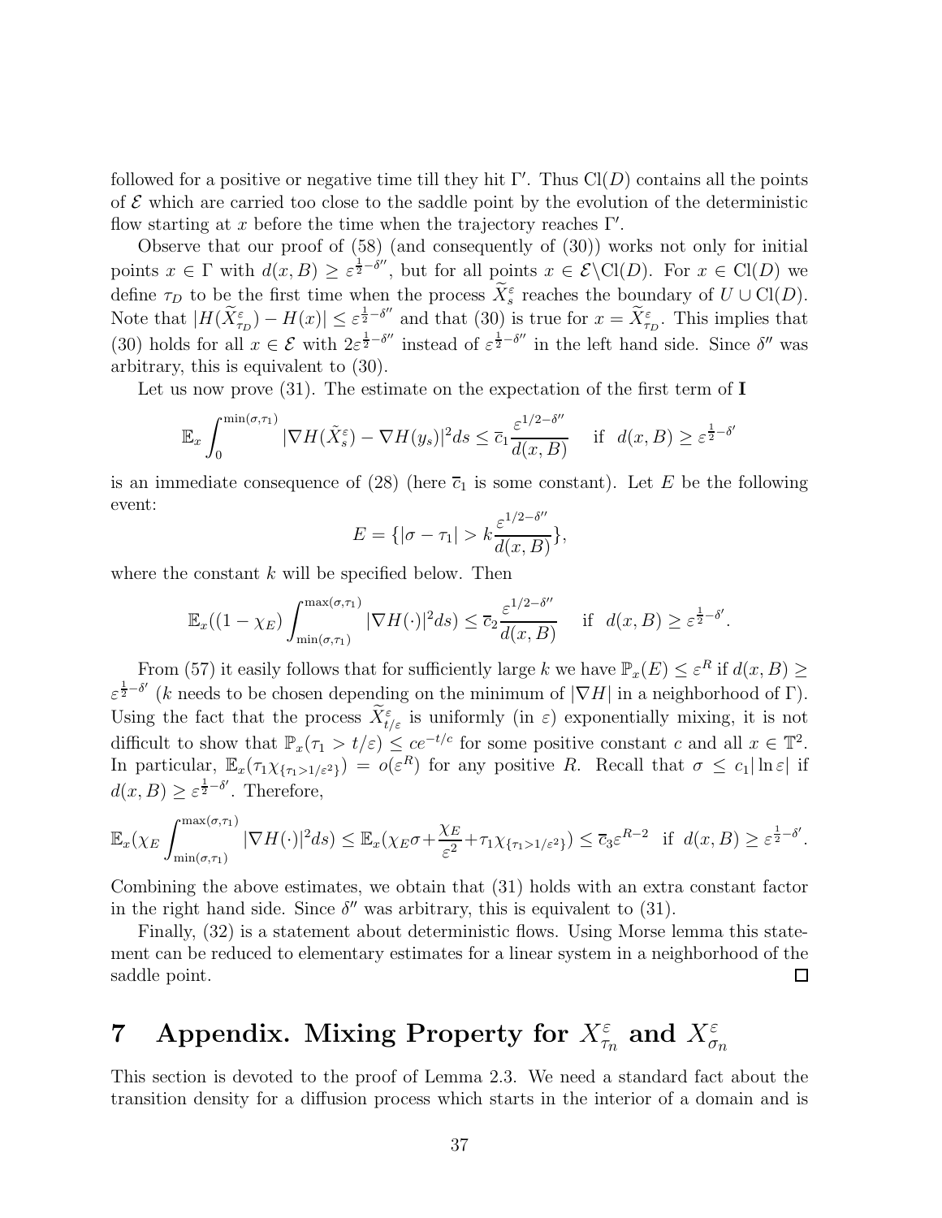followed for a positive or negative time till they hit $\Gamma'$. Thus $\mathrm{Cl}(D)$ contains all the points of $\mathcal{E}$ which are carried too close to the saddle point by the evolution of the deterministic flow starting at $x$ before the time when the trajectory reaches $\Gamma'$.

Observe that our proof of (58) (and consequently of (30)) works not only for initial points $x \in \Gamma$ with $d(x,B) \geq \varepsilon^{\frac{1}{2}-\delta''}$, but for all points $x \in \mathcal{E}\backslash\mathrm{Cl}(D)$. For $x \in \mathrm{Cl}(D)$ we define $\tau_D$ to be the first time when the process $\widetilde{X}^\varepsilon_s$ reaches the boundary of $U \cup \mathrm{Cl}(D)$. Note that $|H(\widetilde{X}^\varepsilon_{\tau_D}) - H(x)| \leq \varepsilon^{\frac{1}{2}-\delta''}$ and that (30) is true for $x = \widetilde{X}^\varepsilon_{\tau_D}$. This implies that (30) holds for all $x \in \mathcal{E}$ with $2\varepsilon^{\frac{1}{2}-\delta''}$ instead of $\varepsilon^{\frac{1}{2}-\delta''}$ in the left hand side. Since $\delta''$ was arbitrary, this is equivalent to (30).

Let us now prove (31). The estimate on the expectation of the first term of **I**

$$\mathbb{E}_x \int_0^{\min(\sigma,\tau_1)} |\nabla H(\tilde{X}^\varepsilon_s) - \nabla H(y_s)|^2 ds \leq \overline{c}_1 \frac{\varepsilon^{1/2-\delta''}}{d(x,B)} \quad \text{if} \quad d(x,B) \geq \varepsilon^{\frac{1}{2}-\delta'}$$

is an immediate consequence of (28) (here $\overline{c}_1$ is some constant). Let $E$ be the following event:

$$E = \{|\sigma - \tau_1| > k\frac{\varepsilon^{1/2-\delta''}}{d(x,B)}\},$$

where the constant $k$ will be specified below. Then

$$\mathbb{E}_x((1-\chi_E)\int_{\min(\sigma,\tau_1)}^{\max(\sigma,\tau_1)} |\nabla H(\cdot)|^2 ds) \leq \overline{c}_2 \frac{\varepsilon^{1/2-\delta''}}{d(x,B)} \quad \text{if} \quad d(x,B) \geq \varepsilon^{\frac{1}{2}-\delta'}.$$

From (57) it easily follows that for sufficiently large $k$ we have $\mathbb{P}_x(E) \leq \varepsilon^R$ if $d(x,B) \geq \varepsilon^{\frac{1}{2}-\delta'}$ ($k$ needs to be chosen depending on the minimum of $|\nabla H|$ in a neighborhood of $\Gamma$). Using the fact that the process $\widetilde{X}^\varepsilon_{t/\varepsilon}$ is uniformly (in $\varepsilon$) exponentially mixing, it is not difficult to show that $\mathbb{P}_x(\tau_1 > t/\varepsilon) \leq ce^{-t/c}$ for some positive constant $c$ and all $x \in \mathbb{T}^2$. In particular, $\mathbb{E}_x(\tau_1 \chi_{\{\tau_1 > 1/\varepsilon^2\}}) = o(\varepsilon^R)$ for any positive $R$. Recall that $\sigma \leq c_1|\ln \varepsilon|$ if $d(x,B) \geq \varepsilon^{\frac{1}{2}-\delta'}$. Therefore,

$$\mathbb{E}_x(\chi_E \int_{\min(\sigma,\tau_1)}^{\max(\sigma,\tau_1)} |\nabla H(\cdot)|^2 ds) \leq \mathbb{E}_x(\chi_E \sigma + \frac{\chi_E}{\varepsilon^2} + \tau_1 \chi_{\{\tau_1 > 1/\varepsilon^2\}}) \leq \overline{c}_3 \varepsilon^{R-2} \quad \text{if} \quad d(x,B) \geq \varepsilon^{\frac{1}{2}-\delta'}.$$

Combining the above estimates, we obtain that (31) holds with an extra constant factor in the right hand side. Since $\delta''$ was arbitrary, this is equivalent to (31).

Finally, (32) is a statement about deterministic flows. Using Morse lemma this statement can be reduced to elementary estimates for a linear system in a neighborhood of the saddle point. □

# 7 Appendix. Mixing Property for $X^\varepsilon_{\tau_n}$ and $X^\varepsilon_{\sigma_n}$

This section is devoted to the proof of Lemma 2.3. We need a standard fact about the transition density for a diffusion process which starts in the interior of a domain and is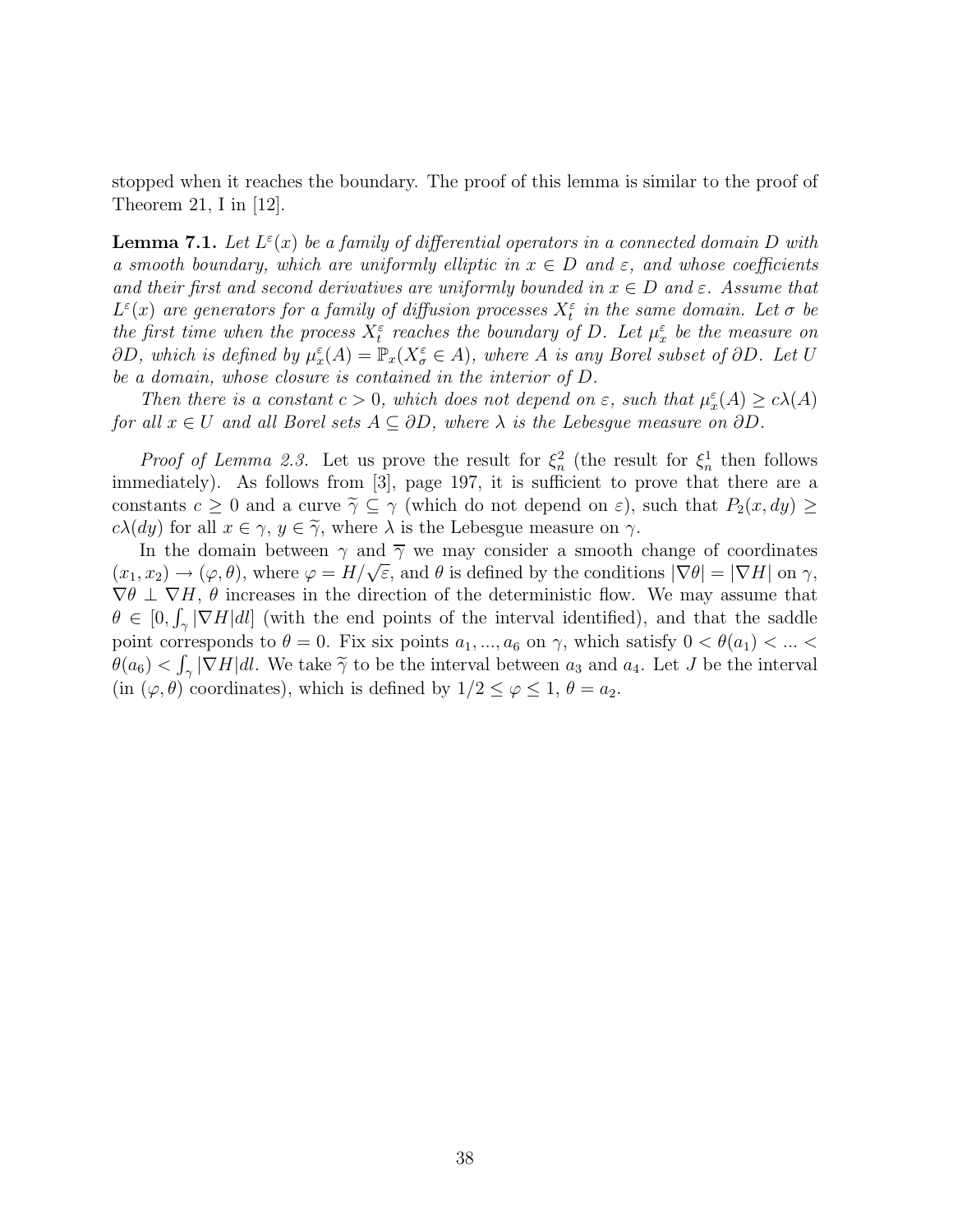stopped when it reaches the boundary. The proof of this lemma is similar to the proof of Theorem 21, I in [12].

**Lemma 7.1.** *Let $L^\varepsilon(x)$ be a family of differential operators in a connected domain $D$ with a smooth boundary, which are uniformly elliptic in $x \in D$ and $\varepsilon$, and whose coefficients and their first and second derivatives are uniformly bounded in $x \in D$ and $\varepsilon$. Assume that $L^\varepsilon(x)$ are generators for a family of diffusion processes $X_t^\varepsilon$ in the same domain. Let $\sigma$ be the first time when the process $X_t^\varepsilon$ reaches the boundary of $D$. Let $\mu_x^\varepsilon$ be the measure on $\partial D$, which is defined by $\mu_x^\varepsilon(A) = \mathbb{P}_x(X_\sigma^\varepsilon \in A)$, where $A$ is any Borel subset of $\partial D$. Let $U$ be a domain, whose closure is contained in the interior of $D$.*

*Then there is a constant $c > 0$, which does not depend on $\varepsilon$, such that $\mu_x^\varepsilon(A) \geq c\lambda(A)$ for all $x \in U$ and all Borel sets $A \subseteq \partial D$, where $\lambda$ is the Lebesgue measure on $\partial D$.*

*Proof of Lemma 2.3.* Let us prove the result for $\xi_n^2$ (the result for $\xi_n^1$ then follows immediately). As follows from [3], page 197, it is sufficient to prove that there are a constants $c \geq 0$ and a curve $\widetilde{\gamma} \subseteq \gamma$ (which do not depend on $\varepsilon$), such that $P_2(x, dy) \geq c\lambda(dy)$ for all $x \in \gamma$, $y \in \widetilde{\gamma}$, where $\lambda$ is the Lebesgue measure on $\gamma$.

In the domain between $\gamma$ and $\overline{\gamma}$ we may consider a smooth change of coordinates $(x_1, x_2) \to (\varphi, \theta)$, where $\varphi = H/\sqrt{\varepsilon}$, and $\theta$ is defined by the conditions $|\nabla \theta| = |\nabla H|$ on $\gamma$, $\nabla \theta \perp \nabla H$, $\theta$ increases in the direction of the deterministic flow. We may assume that $\theta \in [0, \int_\gamma |\nabla H| dl]$ (with the end points of the interval identified), and that the saddle point corresponds to $\theta = 0$. Fix six points $a_1, ..., a_6$ on $\gamma$, which satisfy $0 < \theta(a_1) < ... < \theta(a_6) < \int_\gamma |\nabla H| dl$. We take $\widetilde{\gamma}$ to be the interval between $a_3$ and $a_4$. Let $J$ be the interval (in $(\varphi, \theta)$ coordinates), which is defined by $1/2 \leq \varphi \leq 1$, $\theta = a_2$.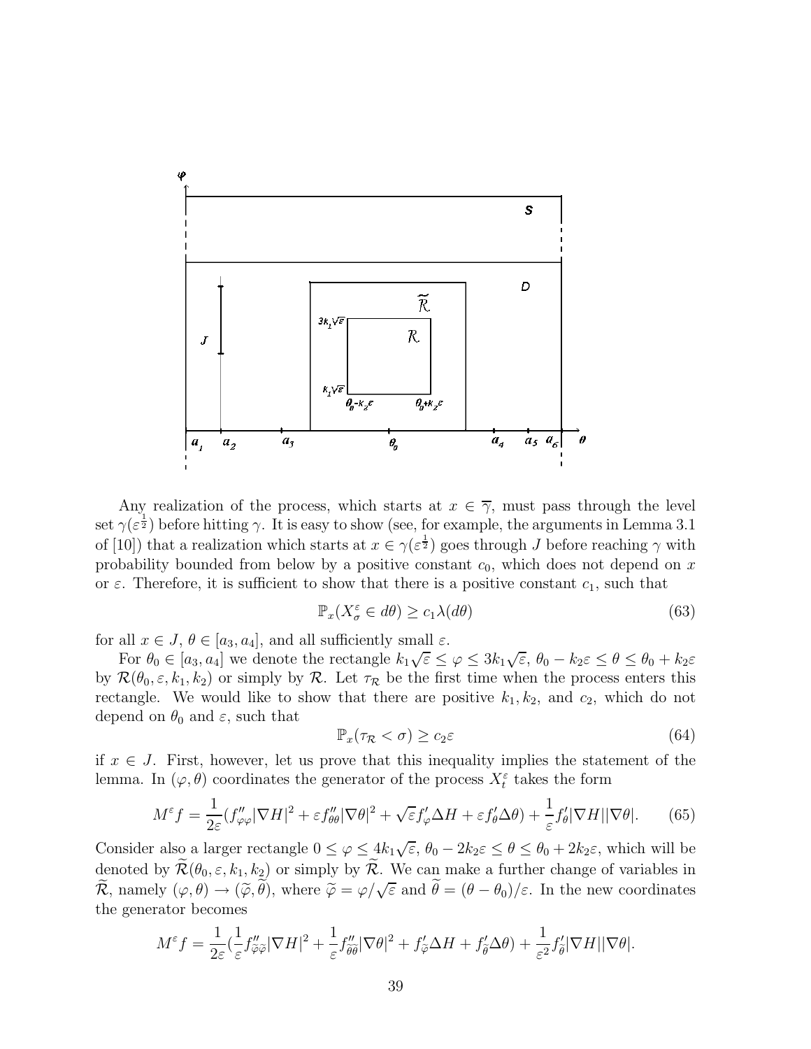Any realization of the process, which starts at $x \in \overline{\gamma}$, must pass through the level set $\gamma(\varepsilon^{\frac{1}{2}})$ before hitting $\gamma$. It is easy to show (see, for example, the arguments in Lemma 3.1 of [10]) that a realization which starts at $x \in \gamma(\varepsilon^{\frac{1}{2}})$ goes through $J$ before reaching $\gamma$ with probability bounded from below by a positive constant $c_0$, which does not depend on $x$ or $\varepsilon$. Therefore, it is sufficient to show that there is a positive constant $c_1$, such that

$$\mathbb{P}_x(X^\varepsilon_\sigma \in d\theta) \geq c_1 \lambda(d\theta) \tag{63}$$

for all $x \in J$, $\theta \in [a_3, a_4]$, and all sufficiently small $\varepsilon$.

For $\theta_0 \in [a_3, a_4]$ we denote the rectangle $k_1\sqrt{\varepsilon} \leq \varphi \leq 3k_1\sqrt{\varepsilon}$, $\theta_0 - k_2\varepsilon \leq \theta \leq \theta_0 + k_2\varepsilon$ by $\mathcal{R}(\theta_0, \varepsilon, k_1, k_2)$ or simply by $\mathcal{R}$. Let $\tau_\mathcal{R}$ be the first time when the process enters this rectangle. We would like to show that there are positive $k_1, k_2$, and $c_2$, which do not depend on $\theta_0$ and $\varepsilon$, such that

$$\mathbb{P}_x(\tau_\mathcal{R} < \sigma) \geq c_2 \varepsilon \tag{64}$$

if $x \in J$. First, however, let us prove that this inequality implies the statement of the lemma. In $(\varphi, \theta)$ coordinates the generator of the process $X^\varepsilon_t$ takes the form

$$M^\varepsilon f = \frac{1}{2\varepsilon}(f''_{\varphi\varphi}|\nabla H|^2 + \varepsilon f''_{\theta\theta}|\nabla\theta|^2 + \sqrt{\varepsilon} f'_\varphi \Delta H + \varepsilon f'_\theta \Delta\theta) + \frac{1}{\varepsilon} f'_\theta |\nabla H||\nabla\theta|. \tag{65}$$

Consider also a larger rectangle $0 \leq \varphi \leq 4k_1\sqrt{\varepsilon}$, $\theta_0 - 2k_2\varepsilon \leq \theta \leq \theta_0 + 2k_2\varepsilon$, which will be denoted by $\widetilde{\mathcal{R}}(\theta_0, \varepsilon, k_1, k_2)$ or simply by $\widetilde{\mathcal{R}}$. We can make a further change of variables in $\widetilde{\mathcal{R}}$, namely $(\varphi, \theta) \to (\widetilde{\varphi}, \widetilde{\theta})$, where $\widetilde{\varphi} = \varphi/\sqrt{\varepsilon}$ and $\widetilde{\theta} = (\theta - \theta_0)/\varepsilon$. In the new coordinates the generator becomes

$$M^\varepsilon f = \frac{1}{2\varepsilon}(\frac{1}{\varepsilon} f''_{\widetilde{\varphi}\widetilde{\varphi}}|\nabla H|^2 + \frac{1}{\varepsilon} f''_{\widetilde{\theta}\widetilde{\theta}}|\nabla\theta|^2 + f'_{\widetilde{\varphi}}\Delta H + f'_{\widetilde{\theta}}\Delta\theta) + \frac{1}{\varepsilon^2} f'_{\widetilde{\theta}}|\nabla H||\nabla\theta|.$$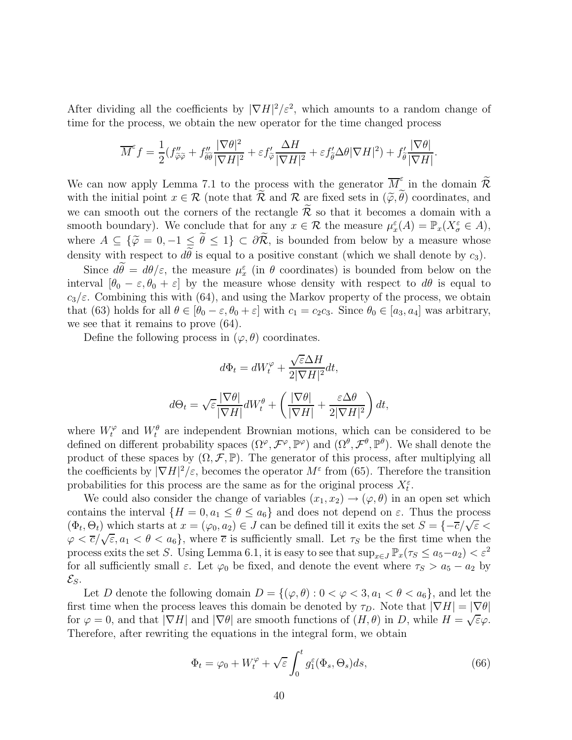After dividing all the coefficients by $|\nabla H|^2/\varepsilon^2$, which amounts to a random change of time for the process, we obtain the new operator for the time changed process

$$\overline{M}^{\varepsilon} f = \frac{1}{2}(f''_{\widetilde{\varphi}\widetilde{\varphi}} + f''_{\widetilde{\theta}\widetilde{\theta}}\frac{|\nabla \theta|^2}{|\nabla H|^2} + \varepsilon f'_{\widetilde{\varphi}}\frac{\Delta H}{|\nabla H|^2} + \varepsilon f'_{\widetilde{\theta}}\Delta\theta|\nabla H|^2) + f'_{\widetilde{\theta}}\frac{|\nabla \theta|}{|\nabla H|}.$$

We can now apply Lemma 7.1 to the process with the generator $\overline{M}^{\varepsilon}$ in the domain $\widetilde{\mathcal{R}}$ with the initial point $x \in \mathcal{R}$ (note that $\widetilde{\mathcal{R}}$ and $\mathcal{R}$ are fixed sets in $(\widetilde{\varphi}, \widetilde{\theta})$ coordinates, and we can smooth out the corners of the rectangle $\widetilde{\mathcal{R}}$ so that it becomes a domain with a smooth boundary). We conclude that for any $x \in \mathcal{R}$ the measure $\mu^{\varepsilon}_x(A) = \mathbb{P}_x(X^{\varepsilon}_{\sigma} \in A)$, where $A \subseteq \{\widetilde{\varphi} = 0, -1 \leq \widetilde{\theta} \leq 1\} \subset \partial\widetilde{\mathcal{R}}$, is bounded from below by a measure whose density with respect to $d\widetilde{\theta}$ is equal to a positive constant (which we shall denote by $c_3$).

Since $d\widetilde{\theta} = d\theta/\varepsilon$, the measure $\mu^{\varepsilon}_x$ (in $\theta$ coordinates) is bounded from below on the interval $[\theta_0 - \varepsilon, \theta_0 + \varepsilon]$ by the measure whose density with respect to $d\theta$ is equal to $c_3/\varepsilon$. Combining this with (64), and using the Markov property of the process, we obtain that (63) holds for all $\theta \in [\theta_0 - \varepsilon, \theta_0 + \varepsilon]$ with $c_1 = c_2 c_3$. Since $\theta_0 \in [a_3, a_4]$ was arbitrary, we see that it remains to prove (64).

Define the following process in $(\varphi, \theta)$ coordinates.

$$d\Phi_t = dW^{\varphi}_t + \frac{\sqrt{\varepsilon}\Delta H}{2|\nabla H|^2}dt,$$

$$d\Theta_t = \sqrt{\varepsilon}\frac{|\nabla \theta|}{|\nabla H|}dW^{\theta}_t + \left(\frac{|\nabla \theta|}{|\nabla H|} + \frac{\varepsilon \Delta\theta}{2|\nabla H|^2}\right)dt,$$

where $W^{\varphi}_t$ and $W^{\theta}_t$ are independent Brownian motions, which can be considered to be defined on different probability spaces $(\Omega^{\varphi}, \mathcal{F}^{\varphi}, \mathbb{P}^{\varphi})$ and $(\Omega^{\theta}, \mathcal{F}^{\theta}, \mathbb{P}^{\theta})$. We shall denote the product of these spaces by $(\Omega, \mathcal{F}, \mathbb{P})$. The generator of this process, after multiplying all the coefficients by $|\nabla H|^2/\varepsilon$, becomes the operator $M^{\varepsilon}$ from (65). Therefore the transition probabilities for this process are the same as for the original process $X^{\varepsilon}_t$.

We could also consider the change of variables $(x_1, x_2) \to (\varphi, \theta)$ in an open set which contains the interval $\{H = 0, a_1 \leq \theta \leq a_6\}$ and does not depend on $\varepsilon$. Thus the process $(\Phi_t, \Theta_t)$ which starts at $x = (\varphi_0, a_2) \in J$ can be defined till it exits the set $S = \{-\overline{c}/\sqrt{\varepsilon} < \varphi < \overline{c}/\sqrt{\varepsilon}, a_1 < \theta < a_6\}$, where $\overline{c}$ is sufficiently small. Let $\tau_S$ be the first time when the process exits the set $S$. Using Lemma 6.1, it is easy to see that $\sup_{x \in J} \mathbb{P}_x(\tau_S \leq a_5 - a_2) < \varepsilon^2$ for all sufficiently small $\varepsilon$. Let $\varphi_0$ be fixed, and denote the event where $\tau_S > a_5 - a_2$ by $\mathcal{E}_S$.

Let $D$ denote the following domain $D = \{(\varphi, \theta) : 0 < \varphi < 3, a_1 < \theta < a_6\}$, and let the first time when the process leaves this domain be denoted by $\tau_D$. Note that $|\nabla H| = |\nabla \theta|$ for $\varphi = 0$, and that $|\nabla H|$ and $|\nabla \theta|$ are smooth functions of $(H, \theta)$ in $D$, while $H = \sqrt{\varepsilon}\varphi$. Therefore, after rewriting the equations in the integral form, we obtain

$$\Phi_t = \varphi_0 + W^{\varphi}_t + \sqrt{\varepsilon}\int_0^t g^{\varepsilon}_1(\Phi_s, \Theta_s)ds, \tag{66}$$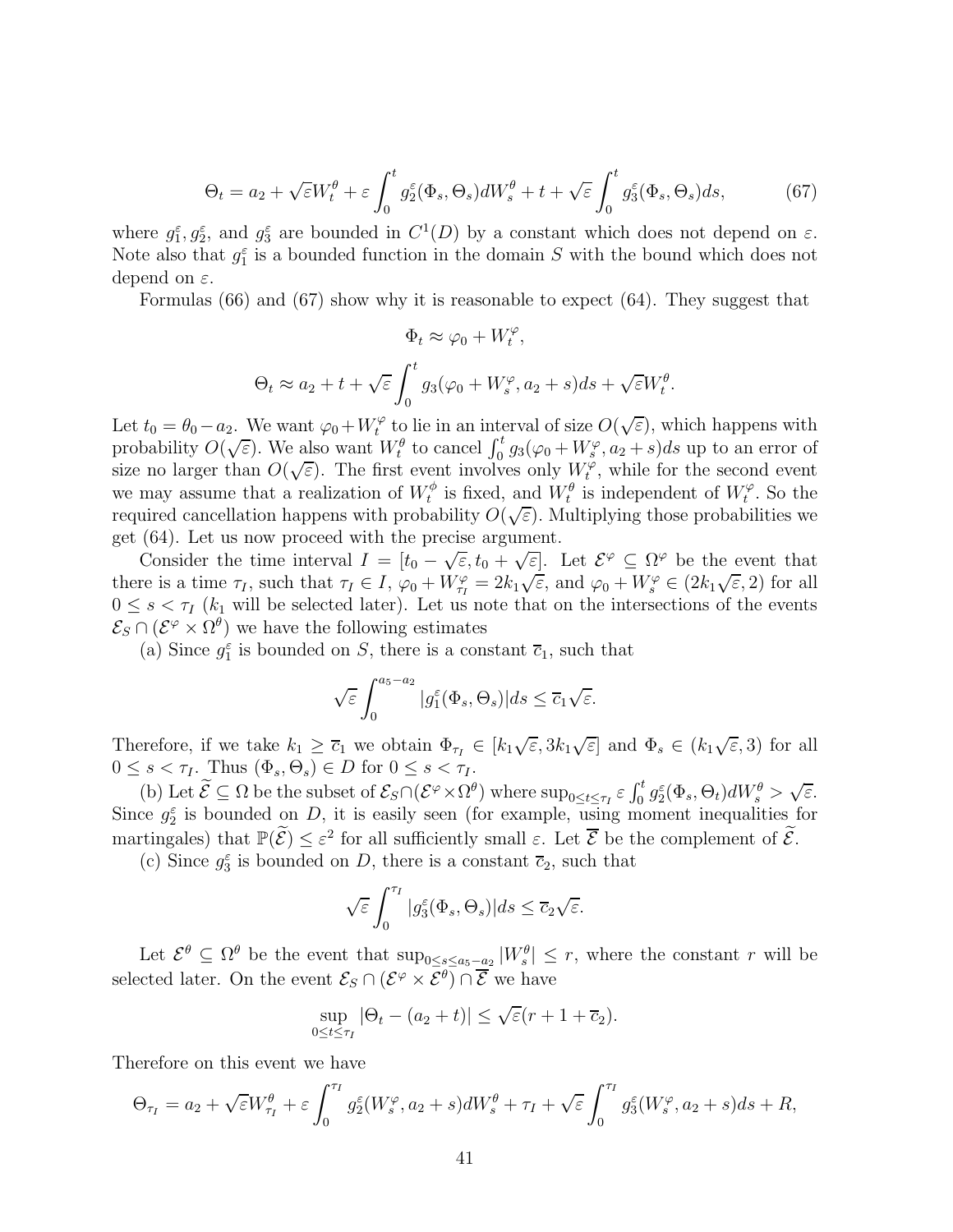$$\Theta_t = a_2 + \sqrt{\varepsilon} W_t^\theta + \varepsilon \int_0^t g_2^\varepsilon(\Phi_s, \Theta_s) dW_s^\theta + t + \sqrt{\varepsilon} \int_0^t g_3^\varepsilon(\Phi_s, \Theta_s) ds, \tag{67}$$

where $g_1^\varepsilon, g_2^\varepsilon$, and $g_3^\varepsilon$ are bounded in $C^1(D)$ by a constant which does not depend on $\varepsilon$. Note also that $g_1^\varepsilon$ is a bounded function in the domain $S$ with the bound which does not depend on $\varepsilon$.

Formulas (66) and (67) show why it is reasonable to expect (64). They suggest that

$$\Phi_t \approx \varphi_0 + W_t^\varphi,$$

$$\Theta_t \approx a_2 + t + \sqrt{\varepsilon} \int_0^t g_3(\varphi_0 + W_s^\varphi, a_2 + s) ds + \sqrt{\varepsilon} W_t^\theta.$$

Let $t_0 = \theta_0 - a_2$. We want $\varphi_0 + W_t^\varphi$ to lie in an interval of size $O(\sqrt{\varepsilon})$, which happens with probability $O(\sqrt{\varepsilon})$. We also want $W_t^\theta$ to cancel $\int_0^t g_3(\varphi_0 + W_s^\varphi, a_2 + s) ds$ up to an error of size no larger than $O(\sqrt{\varepsilon})$. The first event involves only $W_t^\varphi$, while for the second event we may assume that a realization of $W_t^\phi$ is fixed, and $W_t^\theta$ is independent of $W_t^\varphi$. So the required cancellation happens with probability $O(\sqrt{\varepsilon})$. Multiplying those probabilities we get (64). Let us now proceed with the precise argument.

Consider the time interval $I = [t_0 - \sqrt{\varepsilon}, t_0 + \sqrt{\varepsilon}]$. Let $\mathcal{E}^\varphi \subseteq \Omega^\varphi$ be the event that there is a time $\tau_I$, such that $\tau_I \in I$, $\varphi_0 + W_{\tau_I}^\varphi = 2k_1\sqrt{\varepsilon}$, and $\varphi_0 + W_s^\varphi \in (2k_1\sqrt{\varepsilon}, 2)$ for all $0 \leq s < \tau_I$ ($k_1$ will be selected later). Let us note that on the intersections of the events $\mathcal{E}_S \cap (\mathcal{E}^\varphi \times \Omega^\theta)$ we have the following estimates

(a) Since $g_1^\varepsilon$ is bounded on $S$, there is a constant $\overline{c}_1$, such that

$$\sqrt{\varepsilon} \int_0^{a_5 - a_2} |g_1^\varepsilon(\Phi_s, \Theta_s)| ds \leq \overline{c}_1 \sqrt{\varepsilon}.$$

Therefore, if we take $k_1 \geq \overline{c}_1$ we obtain $\Phi_{\tau_I} \in [k_1\sqrt{\varepsilon}, 3k_1\sqrt{\varepsilon}]$ and $\Phi_s \in (k_1\sqrt{\varepsilon}, 3)$ for all $0 \leq s < \tau_I$. Thus $(\Phi_s, \Theta_s) \in D$ for $0 \leq s < \tau_I$.

(b) Let $\widetilde{\mathcal{E}} \subseteq \Omega$ be the subset of $\mathcal{E}_S \cap (\mathcal{E}^\varphi \times \Omega^\theta)$ where $\sup_{0 \leq t \leq \tau_I} \varepsilon \int_0^t g_2^\varepsilon(\Phi_s, \Theta_t) dW_s^\theta > \sqrt{\varepsilon}$. Since $g_2^\varepsilon$ is bounded on $D$, it is easily seen (for example, using moment inequalities for martingales) that $\mathbb{P}(\widetilde{\mathcal{E}}) \leq \varepsilon^2$ for all sufficiently small $\varepsilon$. Let $\overline{\mathcal{E}}$ be the complement of $\widetilde{\mathcal{E}}$.

(c) Since $g_3^\varepsilon$ is bounded on $D$, there is a constant $\overline{c}_2$, such that

$$\sqrt{\varepsilon} \int_0^{\tau_I} |g_3^\varepsilon(\Phi_s, \Theta_s)| ds \leq \overline{c}_2 \sqrt{\varepsilon}.$$

Let $\mathcal{E}^\theta \subseteq \Omega^\theta$ be the event that $\sup_{0 \leq s \leq a_5 - a_2} |W_s^\theta| \leq r$, where the constant $r$ will be selected later. On the event $\mathcal{E}_S \cap (\mathcal{E}^\varphi \times \mathcal{E}^\theta) \cap \overline{\mathcal{E}}$ we have

$$\sup_{0 \leq t \leq \tau_I} |\Theta_t - (a_2 + t)| \leq \sqrt{\varepsilon}(r + 1 + \overline{c}_2).$$

Therefore on this event we have

$$\Theta_{\tau_I} = a_2 + \sqrt{\varepsilon} W_{\tau_I}^\theta + \varepsilon \int_0^{\tau_I} g_2^\varepsilon(W_s^\varphi, a_2 + s) dW_s^\theta + \tau_I + \sqrt{\varepsilon} \int_0^{\tau_I} g_3^\varepsilon(W_s^\varphi, a_2 + s) ds + R,$$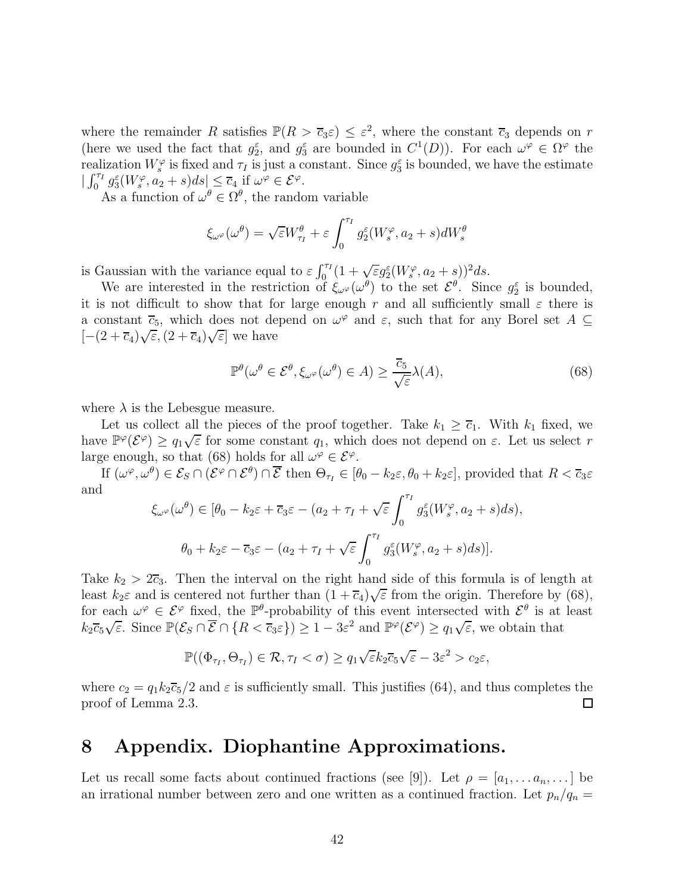where the remainder $R$ satisfies $\mathbb{P}(R > \overline{c}_3\varepsilon) \leq \varepsilon^2$, where the constant $\overline{c}_3$ depends on $r$ (here we used the fact that $g_2^\varepsilon$, and $g_3^\varepsilon$ are bounded in $C^1(D)$). For each $\omega^\varphi \in \Omega^\varphi$ the realization $W_s^\varphi$ is fixed and $\tau_I$ is just a constant. Since $g_3^\varepsilon$ is bounded, we have the estimate $|\int_0^{\tau_I} g_3^\varepsilon(W_s^\varphi, a_2 + s)ds| \leq \overline{c}_4$ if $\omega^\varphi \in \mathcal{E}^\varphi$.

As a function of $\omega^\theta \in \Omega^\theta$, the random variable

$$\xi_{\omega^\varphi}(\omega^\theta) = \sqrt{\varepsilon} W_{\tau_I}^\theta + \varepsilon \int_0^{\tau_I} g_2^\varepsilon(W_s^\varphi, a_2 + s) dW_s^\theta$$

is Gaussian with the variance equal to $\varepsilon \int_0^{\tau_I} (1 + \sqrt{\varepsilon} g_2^\varepsilon(W_s^\varphi, a_2 + s))^2 ds$.

We are interested in the restriction of $\xi_{\omega^\varphi}(\omega^\theta)$ to the set $\mathcal{E}^\theta$. Since $g_2^\varepsilon$ is bounded, it is not difficult to show that for large enough $r$ and all sufficiently small $\varepsilon$ there is a constant $\overline{c}_5$, which does not depend on $\omega^\varphi$ and $\varepsilon$, such that for any Borel set $A \subseteq [-(2 + \overline{c}_4)\sqrt{\varepsilon}, (2 + \overline{c}_4)\sqrt{\varepsilon}]$ we have

$$\mathbb{P}^\theta(\omega^\theta \in \mathcal{E}^\theta, \xi_{\omega^\varphi}(\omega^\theta) \in A) \geq \frac{\overline{c}_5}{\sqrt{\varepsilon}} \lambda(A), \tag{68}$$

where $\lambda$ is the Lebesgue measure.

Let us collect all the pieces of the proof together. Take $k_1 \geq \overline{c}_1$. With $k_1$ fixed, we have $\mathbb{P}^\varphi(\mathcal{E}^\varphi) \geq q_1\sqrt{\varepsilon}$ for some constant $q_1$, which does not depend on $\varepsilon$. Let us select $r$ large enough, so that (68) holds for all $\omega^\varphi \in \mathcal{E}^\varphi$.

If $(\omega^\varphi, \omega^\theta) \in \mathcal{E}_S \cap (\mathcal{E}^\varphi \cap \mathcal{E}^\theta) \cap \overline{\mathcal{E}}$ then $\Theta_{\tau_I} \in [\theta_0 - k_2\varepsilon, \theta_0 + k_2\varepsilon]$, provided that $R < \overline{c}_3\varepsilon$ and

$$\xi_{\omega^\varphi}(\omega^\theta) \in [\theta_0 - k_2\varepsilon + \overline{c}_3\varepsilon - (a_2 + \tau_I + \sqrt{\varepsilon} \int_0^{\tau_I} g_3^\varepsilon(W_s^\varphi, a_2 + s)ds),$$

$$\theta_0 + k_2\varepsilon - \overline{c}_3\varepsilon - (a_2 + \tau_I + \sqrt{\varepsilon} \int_0^{\tau_I} g_3^\varepsilon(W_s^\varphi, a_2 + s)ds)].$$

Take $k_2 > 2\overline{c}_3$. Then the interval on the right hand side of this formula is of length at least $k_2\varepsilon$ and is centered not further than $(1 + \overline{c}_4)\sqrt{\varepsilon}$ from the origin. Therefore by (68), for each $\omega^\varphi \in \mathcal{E}^\varphi$ fixed, the $\mathbb{P}^\theta$-probability of this event intersected with $\mathcal{E}^\theta$ is at least $k_2\overline{c}_5\sqrt{\varepsilon}$. Since $\mathbb{P}(\mathcal{E}_S \cap \overline{\mathcal{E}} \cap \{R < \overline{c}_3\varepsilon\}) \geq 1 - 3\varepsilon^2$ and $\mathbb{P}^\varphi(\mathcal{E}^\varphi) \geq q_1\sqrt{\varepsilon}$, we obtain that

$$\mathbb{P}((\Phi_{\tau_I}, \Theta_{\tau_I}) \in \mathcal{R}, \tau_I < \sigma) \geq q_1\sqrt{\varepsilon} k_2 \overline{c}_5 \sqrt{\varepsilon} - 3\varepsilon^2 > c_2\varepsilon,$$

where $c_2 = q_1 k_2 \overline{c}_5/2$ and $\varepsilon$ is sufficiently small. This justifies (64), and thus completes the proof of Lemma 2.3. □

# 8 Appendix. Diophantine Approximations.

Let us recall some facts about continued fractions (see [9]). Let $\rho = [a_1, \ldots a_n, \ldots]$ be an irrational number between zero and one written as a continued fraction. Let $p_n/q_n =$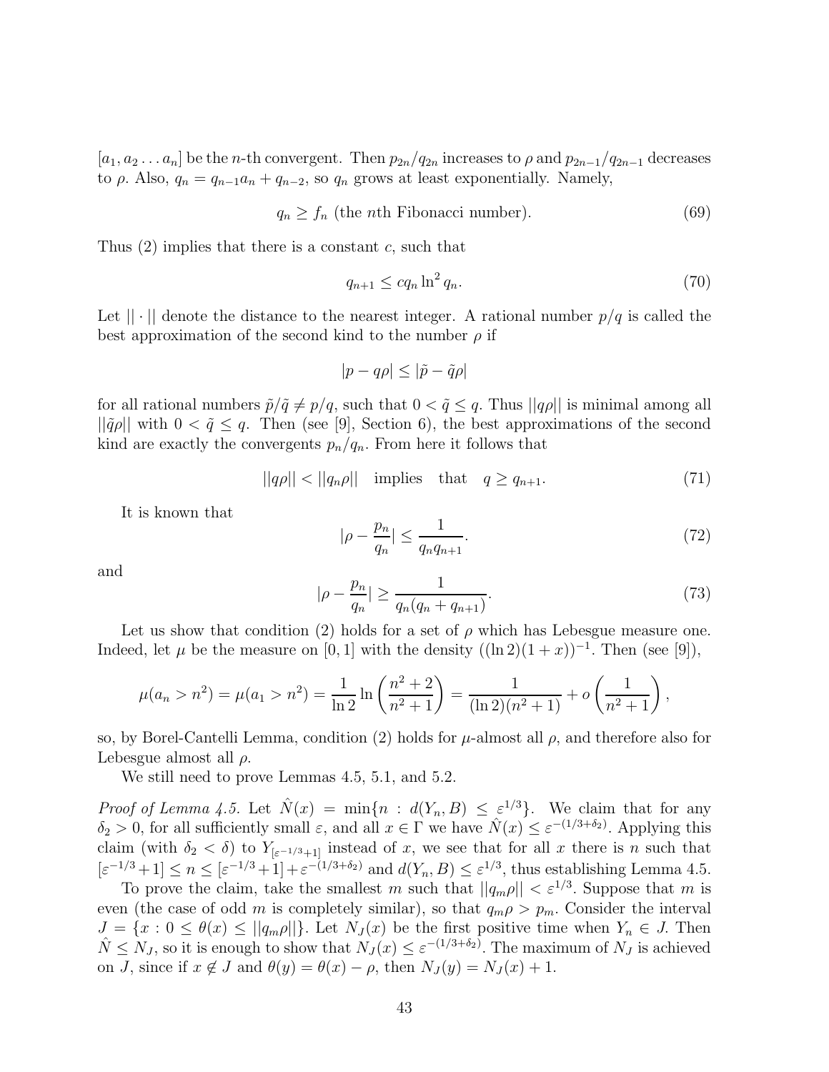$[a_1, a_2 \dots a_n]$ be the $n$-th convergent. Then $p_{2n}/q_{2n}$ increases to $\rho$ and $p_{2n-1}/q_{2n-1}$ decreases to $\rho$. Also, $q_n = q_{n-1}a_n + q_{n-2}$, so $q_n$ grows at least exponentially. Namely,

$$q_n \geq f_n \text{ (the } n\text{th Fibonacci number).} \tag{69}$$

Thus (2) implies that there is a constant $c$, such that

$$q_{n+1} \leq c q_n \ln^2 q_n. \tag{70}$$

Let $||\cdot||$ denote the distance to the nearest integer. A rational number $p/q$ is called the best approximation of the second kind to the number $\rho$ if

$$|p - q\rho| \leq |\tilde{p} - \tilde{q}\rho|$$

for all rational numbers $\tilde{p}/\tilde{q} \neq p/q$, such that $0 < \tilde{q} \leq q$. Thus $||q\rho||$ is minimal among all $||\tilde{q}\rho||$ with $0 < \tilde{q} \leq q$. Then (see [9], Section 6), the best approximations of the second kind are exactly the convergents $p_n/q_n$. From here it follows that

$$||q\rho|| < ||q_n\rho|| \quad \text{implies} \quad \text{that} \quad q \geq q_{n+1}. \tag{71}$$

It is known that

$$|\rho - \frac{p_n}{q_n}| \leq \frac{1}{q_n q_{n+1}}. \tag{72}$$

and

$$|\rho - \frac{p_n}{q_n}| \geq \frac{1}{q_n(q_n + q_{n+1})}. \tag{73}$$

Let us show that condition (2) holds for a set of $\rho$ which has Lebesgue measure one. Indeed, let $\mu$ be the measure on $[0, 1]$ with the density $((\ln 2)(1 + x))^{-1}$. Then (see [9]),

$$\mu(a_n > n^2) = \mu(a_1 > n^2) = \frac{1}{\ln 2} \ln\left(\frac{n^2 + 2}{n^2 + 1}\right) = \frac{1}{(\ln 2)(n^2 + 1)} + o\left(\frac{1}{n^2 + 1}\right),$$

so, by Borel-Cantelli Lemma, condition (2) holds for $\mu$-almost all $\rho$, and therefore also for Lebesgue almost all $\rho$.

We still need to prove Lemmas 4.5, 5.1, and 5.2.

*Proof of Lemma 4.5.* Let $\hat{N}(x) = \min\{n : d(Y_n, B) \leq \varepsilon^{1/3}\}$. We claim that for any $\delta_2 > 0$, for all sufficiently small $\varepsilon$, and all $x \in \Gamma$ we have $\hat{N}(x) \leq \varepsilon^{-(1/3+\delta_2)}$. Applying this claim (with $\delta_2 < \delta$) to $Y_{[\varepsilon^{-1/3}+1]}$ instead of $x$, we see that for all $x$ there is $n$ such that $[\varepsilon^{-1/3}+1] \leq n \leq [\varepsilon^{-1/3}+1] + \varepsilon^{-(1/3+\delta_2)}$ and $d(Y_n, B) \leq \varepsilon^{1/3}$, thus establishing Lemma 4.5.

To prove the claim, take the smallest $m$ such that $||q_m\rho|| < \varepsilon^{1/3}$. Suppose that $m$ is even (the case of odd $m$ is completely similar), so that $q_m\rho > p_m$. Consider the interval $J = \{x : 0 \leq \theta(x) \leq ||q_m\rho||\}$. Let $N_J(x)$ be the first positive time when $Y_n \in J$. Then $\hat{N} \leq N_J$, so it is enough to show that $N_J(x) \leq \varepsilon^{-(1/3+\delta_2)}$. The maximum of $N_J$ is achieved on $J$, since if $x \notin J$ and $\theta(y) = \theta(x) - \rho$, then $N_J(y) = N_J(x) + 1$.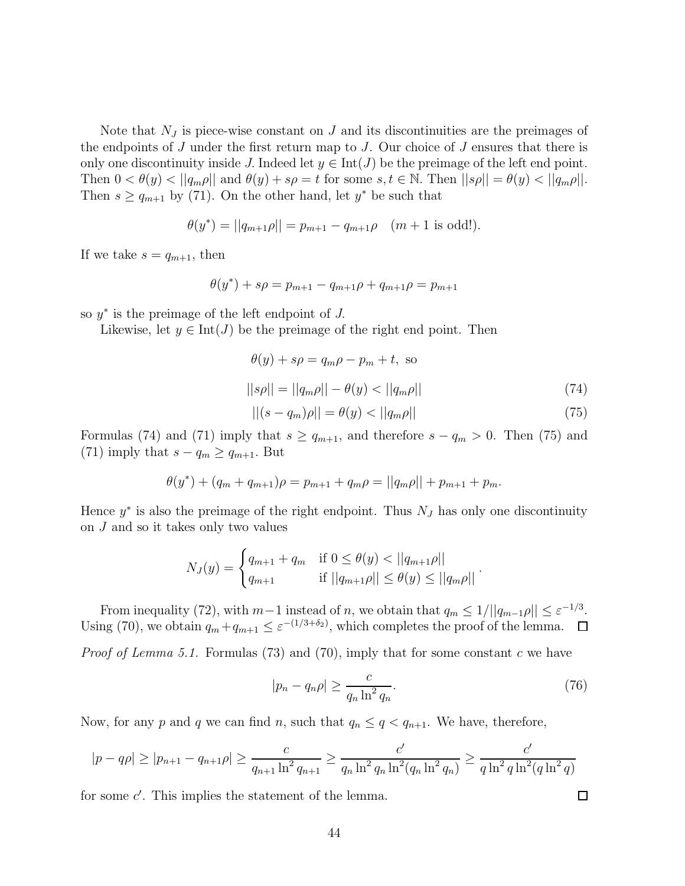Note that $N_J$ is piece-wise constant on $J$ and its discontinuities are the preimages of the endpoints of $J$ under the first return map to $J$. Our choice of $J$ ensures that there is only one discontinuity inside $J$. Indeed let $y \in \text{Int}(J)$ be the preimage of the left end point. Then $0 < \theta(y) < ||q_m\rho||$ and $\theta(y) + s\rho = t$ for some $s, t \in \mathbb{N}$. Then $||s\rho|| = \theta(y) < ||q_m\rho||$. Then $s \geq q_{m+1}$ by (71). On the other hand, let $y^*$ be such that

$$\theta(y^*) = ||q_{m+1}\rho|| = p_{m+1} - q_{m+1}\rho \quad (m+1 \text{ is odd!}).$$

If we take $s = q_{m+1}$, then

$$\theta(y^*) + s\rho = p_{m+1} - q_{m+1}\rho + q_{m+1}\rho = p_{m+1}$$

so $y^*$ is the preimage of the left endpoint of $J$.

Likewise, let $y \in \text{Int}(J)$ be the preimage of the right end point. Then

$$\theta(y) + s\rho = q_m\rho - p_m + t, \text{ so}$$

$$||s\rho|| = ||q_m\rho|| - \theta(y) < ||q_m\rho|| \tag{74}$$

$$||(s - q_m)\rho|| = \theta(y) < ||q_m\rho|| \tag{75}$$

Formulas (74) and (71) imply that $s \geq q_{m+1}$, and therefore $s - q_m > 0$. Then (75) and (71) imply that $s - q_m \geq q_{m+1}$. But

$$\theta(y^*) + (q_m + q_{m+1})\rho = p_{m+1} + q_m\rho = ||q_m\rho|| + p_{m+1} + p_m.$$

Hence $y^*$ is also the preimage of the right endpoint. Thus $N_J$ has only one discontinuity on $J$ and so it takes only two values

$$N_J(y) = \begin{cases} q_{m+1} + q_m & \text{if } 0 \leq \theta(y) < ||q_{m+1}\rho|| \\ q_{m+1} & \text{if } ||q_{m+1}\rho|| \leq \theta(y) \leq ||q_m\rho|| \end{cases}.$$

From inequality (72), with $m-1$ instead of $n$, we obtain that $q_m \leq 1/||q_{m-1}\rho|| \leq \varepsilon^{-1/3}$. Using (70), we obtain $q_m + q_{m+1} \leq \varepsilon^{-(1/3+\delta_2)}$, which completes the proof of the lemma. $\square$

*Proof of Lemma 5.1.* Formulas (73) and (70), imply that for some constant $c$ we have

$$|p_n - q_n\rho| \geq \frac{c}{q_n \ln^2 q_n}. \tag{76}$$

Now, for any $p$ and $q$ we can find $n$, such that $q_n \leq q < q_{n+1}$. We have, therefore,

$$|p - q\rho| \geq |p_{n+1} - q_{n+1}\rho| \geq \frac{c}{q_{n+1} \ln^2 q_{n+1}} \geq \frac{c'}{q_n \ln^2 q_n \ln^2(q_n \ln^2 q_n)} \geq \frac{c'}{q \ln^2 q \ln^2(q \ln^2 q)}$$

for some $c'$. This implies the statement of the lemma. $\square$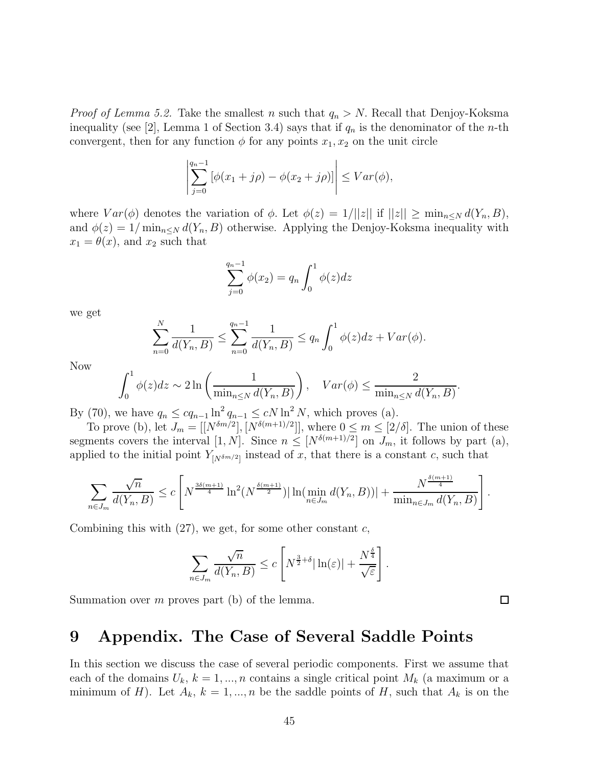*Proof of Lemma 5.2.* Take the smallest $n$ such that $q_n > N$. Recall that Denjoy-Koksma inequality (see [2], Lemma 1 of Section 3.4) says that if $q_n$ is the denominator of the $n$-th convergent, then for any function $\phi$ for any points $x_1, x_2$ on the unit circle

$$\left| \sum_{j=0}^{q_n - 1} [\phi(x_1 + j\rho) - \phi(x_2 + j\rho)] \right| \le Var(\phi),$$

where $Var(\phi)$ denotes the variation of $\phi$. Let $\phi(z) = 1/||z||$ if $||z|| \ge \min_{n \le N} d(Y_n, B)$, and $\phi(z) = 1/\min_{n \le N} d(Y_n, B)$ otherwise. Applying the Denjoy-Koksma inequality with $x_1 = \theta(x)$, and $x_2$ such that

$$\sum_{j=0}^{q_n - 1} \phi(x_2) = q_n \int_0^1 \phi(z) dz$$

we get

$$\sum_{n=0}^{N} \frac{1}{d(Y_n, B)} \le \sum_{n=0}^{q_n - 1} \frac{1}{d(Y_n, B)} \le q_n \int_0^1 \phi(z) dz + Var(\phi).$$

Now

$$\int_0^1 \phi(z) dz \sim 2 \ln \left( \frac{1}{\min_{n \le N} d(Y_n, B)} \right), \quad Var(\phi) \le \frac{2}{\min_{n \le N} d(Y_n, B)}.$$

By (70), we have $q_n \le c q_{n-1} \ln^2 q_{n-1} \le c N \ln^2 N$, which proves (a).

To prove (b), let $J_m = [[N^{\delta m/2}], [N^{\delta(m+1)/2}]]$, where $0 \le m \le [2/\delta]$. The union of these segments covers the interval $[1, N]$. Since $n \le [N^{\delta(m+1)/2}]$ on $J_m$, it follows by part (a), applied to the initial point $Y_{[N^{\delta m/2}]}$ instead of $x$, that there is a constant $c$, such that

$$\sum_{n \in J_m} \frac{\sqrt{n}}{d(Y_n, B)} \le c \left[ N^{\frac{3\delta(m+1)}{4}} \ln^2(N^{\frac{\delta(m+1)}{2}}) |\ln(\min_{n \in J_m} d(Y_n, B))| + \frac{N^{\frac{\delta(m+1)}{4}}}{\min_{n \in J_m} d(Y_n, B)} \right].$$

Combining this with (27), we get, for some other constant $c$,

$$\sum_{n \in J_m} \frac{\sqrt{n}}{d(Y_n, B)} \le c \left[ N^{\frac{3}{2} + \delta} |\ln(\varepsilon)| + \frac{N^{\frac{\delta}{4}}}{\sqrt{\varepsilon}} \right].$$

Summation over $m$ proves part (b) of the lemma. □

# 9 Appendix. The Case of Several Saddle Points

In this section we discuss the case of several periodic components. First we assume that each of the domains $U_k$, $k = 1, ..., n$ contains a single critical point $M_k$ (a maximum or a minimum of $H$). Let $A_k$, $k = 1, ..., n$ be the saddle points of $H$, such that $A_k$ is on the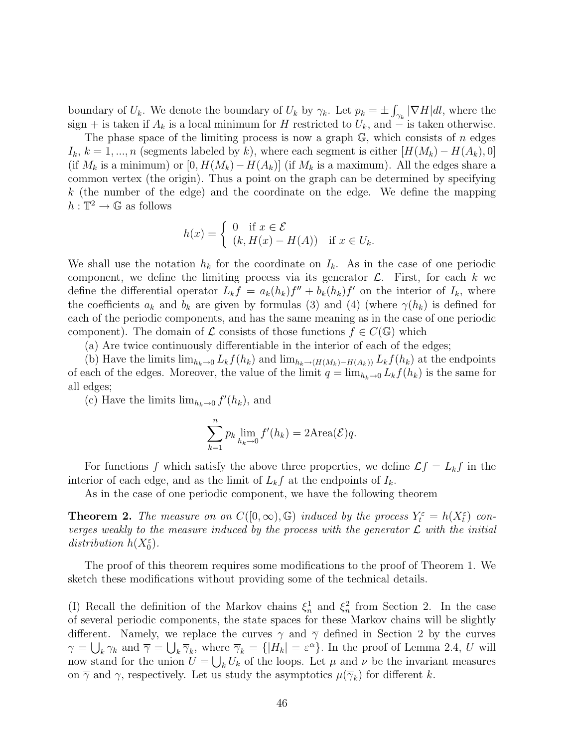boundary of $U_k$. We denote the boundary of $U_k$ by $\gamma_k$. Let $p_k = \pm \int_{\gamma_k} |\nabla H| dl$, where the sign + is taken if $A_k$ is a local minimum for $H$ restricted to $U_k$, and − is taken otherwise.

The phase space of the limiting process is now a graph $\mathbb{G}$, which consists of $n$ edges $I_k$, $k = 1, ..., n$ (segments labeled by $k$), where each segment is either $[H(M_k) - H(A_k), 0]$ (if $M_k$ is a minimum) or $[0, H(M_k) - H(A_k)]$ (if $M_k$ is a maximum). All the edges share a common vertex (the origin). Thus a point on the graph can be determined by specifying $k$ (the number of the edge) and the coordinate on the edge. We define the mapping $h : \mathbb{T}^2 \to \mathbb{G}$ as follows

$$h(x) = \begin{cases} 0 & \text{if } x \in \mathcal{E} \\ (k, H(x) - H(A)) & \text{if } x \in U_k. \end{cases}$$

We shall use the notation $h_k$ for the coordinate on $I_k$. As in the case of one periodic component, we define the limiting process via its generator $\mathcal{L}$. First, for each $k$ we define the differential operator $L_k f = a_k(h_k) f'' + b_k(h_k) f'$ on the interior of $I_k$, where the coefficients $a_k$ and $b_k$ are given by formulas (3) and (4) (where $\gamma(h_k)$ is defined for each of the periodic components, and has the same meaning as in the case of one periodic component). The domain of $\mathcal{L}$ consists of those functions $f \in C(\mathbb{G})$ which

(a) Are twice continuously differentiable in the interior of each of the edges;

(b) Have the limits $\lim_{h_k \to 0} L_k f(h_k)$ and $\lim_{h_k \to (H(M_k) - H(A_k))} L_k f(h_k)$ at the endpoints of each of the edges. Moreover, the value of the limit $q = \lim_{h_k \to 0} L_k f(h_k)$ is the same for all edges;

(c) Have the limits $\lim_{h_k \to 0} f'(h_k)$, and

$$\sum_{k=1}^{n} p_k \lim_{h_k \to 0} f'(h_k) = 2\text{Area}(\mathcal{E}) q.$$

For functions $f$ which satisfy the above three properties, we define $\mathcal{L} f = L_k f$ in the interior of each edge, and as the limit of $L_k f$ at the endpoints of $I_k$.

As in the case of one periodic component, we have the following theorem

**Theorem 2.** *The measure on on $C([0, \infty), \mathbb{G})$ induced by the process $Y_t^\varepsilon = h(X_t^\varepsilon)$ converges weakly to the measure induced by the process with the generator $\mathcal{L}$ with the initial distribution $h(X_0^\varepsilon)$.*

The proof of this theorem requires some modifications to the proof of Theorem 1. We sketch these modifications without providing some of the technical details.

(I) Recall the definition of the Markov chains $\xi_n^1$ and $\xi_n^2$ from Section 2. In the case of several periodic components, the state spaces for these Markov chains will be slightly different. Namely, we replace the curves $\gamma$ and $\overline{\gamma}$ defined in Section 2 by the curves $\gamma = \bigcup_k \gamma_k$ and $\overline{\gamma} = \bigcup_k \overline{\gamma}_k$, where $\overline{\gamma}_k = \{|H_k| = \varepsilon^\alpha\}$. In the proof of Lemma 2.4, $U$ will now stand for the union $U = \bigcup_k U_k$ of the loops. Let $\mu$ and $\nu$ be the invariant measures on $\overline{\gamma}$ and $\gamma$, respectively. Let us study the asymptotics $\mu(\overline{\gamma}_k)$ for different $k$.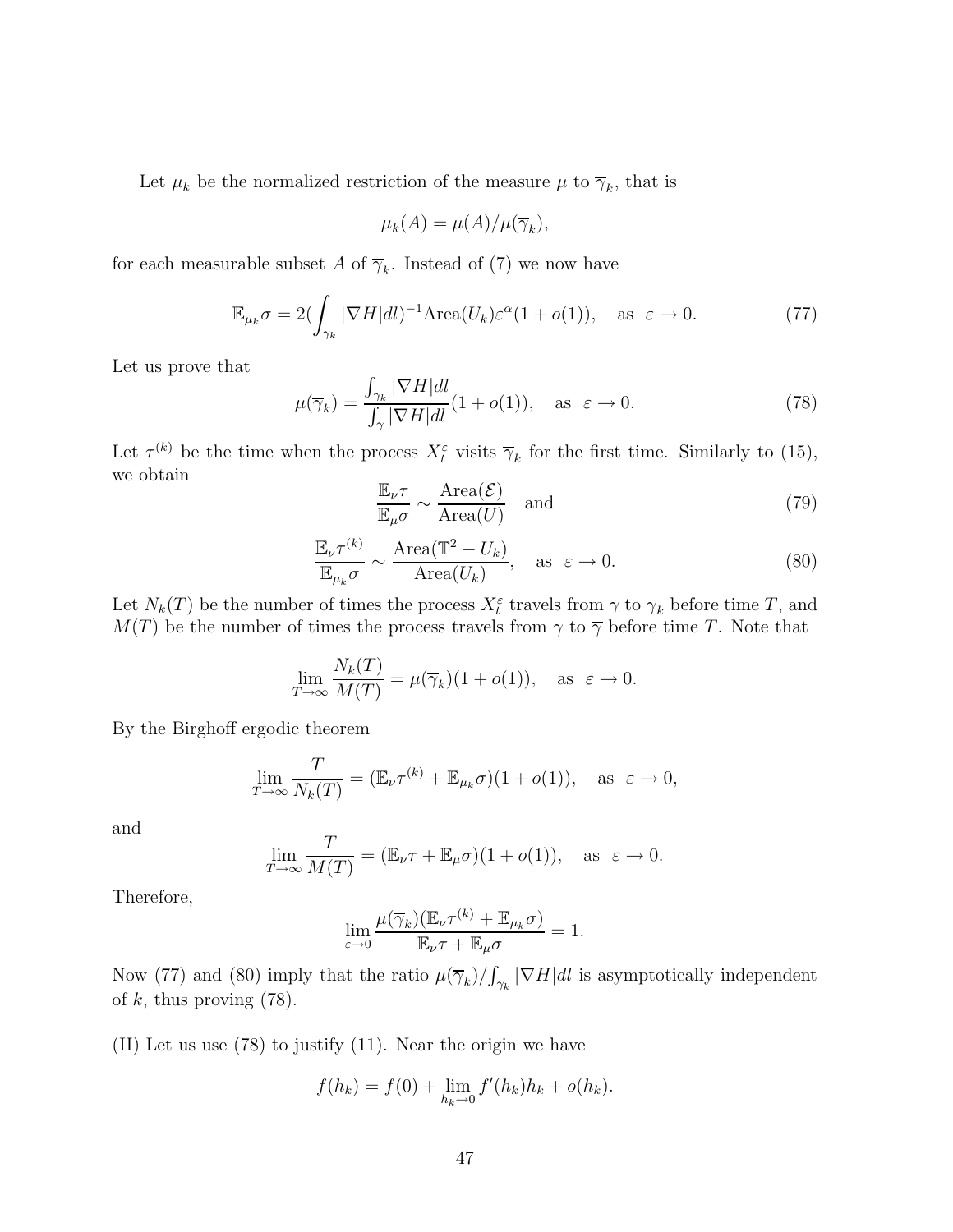Let $\mu_k$ be the normalized restriction of the measure $\mu$ to $\overline{\gamma}_k$, that is

$$\mu_k(A) = \mu(A)/\mu(\overline{\gamma}_k),$$

for each measurable subset $A$ of $\overline{\gamma}_k$. Instead of (7) we now have

$$\mathbb{E}_{\mu_k}\sigma = 2(\int_{\gamma_k} |\nabla H|dl)^{-1}\text{Area}(U_k)\varepsilon^{\alpha}(1 + o(1)), \quad \text{as} \ \ \varepsilon \to 0. \tag{77}$$

Let us prove that

$$\mu(\overline{\gamma}_k) = \frac{\int_{\gamma_k} |\nabla H|dl}{\int_{\gamma} |\nabla H|dl}(1 + o(1)), \quad \text{as} \ \ \varepsilon \to 0. \tag{78}$$

Let $\tau^{(k)}$ be the time when the process $X_t^\varepsilon$ visits $\overline{\gamma}_k$ for the first time. Similarly to (15), we obtain

$$\frac{\mathbb{E}_\nu \tau}{\mathbb{E}_\mu \sigma} \sim \frac{\text{Area}(\mathcal{E})}{\text{Area}(U)} \quad \text{and} \tag{79}$$

$$\frac{\mathbb{E}_\nu \tau^{(k)}}{\mathbb{E}_{\mu_k} \sigma} \sim \frac{\text{Area}(\mathbb{T}^2 - U_k)}{\text{Area}(U_k)}, \quad \text{as} \ \ \varepsilon \to 0. \tag{80}$$

Let $N_k(T)$ be the number of times the process $X_t^\varepsilon$ travels from $\gamma$ to $\overline{\gamma}_k$ before time $T$, and $M(T)$ be the number of times the process travels from $\gamma$ to $\overline{\gamma}$ before time $T$. Note that

$$\lim_{T\to\infty} \frac{N_k(T)}{M(T)} = \mu(\overline{\gamma}_k)(1 + o(1)), \quad \text{as} \ \ \varepsilon \to 0.$$

By the Birghoff ergodic theorem

$$\lim_{T\to\infty} \frac{T}{N_k(T)} = (\mathbb{E}_\nu \tau^{(k)} + \mathbb{E}_{\mu_k}\sigma)(1 + o(1)), \quad \text{as} \ \ \varepsilon \to 0,$$

and

$$\lim_{T\to\infty} \frac{T}{M(T)} = (\mathbb{E}_\nu \tau + \mathbb{E}_{\mu}\sigma)(1 + o(1)), \quad \text{as} \ \ \varepsilon \to 0.$$

Therefore,

$$\lim_{\varepsilon\to 0} \frac{\mu(\overline{\gamma}_k)(\mathbb{E}_\nu \tau^{(k)} + \mathbb{E}_{\mu_k}\sigma)}{\mathbb{E}_\nu \tau + \mathbb{E}_\mu \sigma} = 1.$$

Now (77) and (80) imply that the ratio $\mu(\overline{\gamma}_k)/\int_{\gamma_k} |\nabla H|dl$ is asymptotically independent of $k$, thus proving (78).

(II) Let us use (78) to justify (11). Near the origin we have

$$f(h_k) = f(0) + \lim_{h_k\to 0} f'(h_k)h_k + o(h_k).$$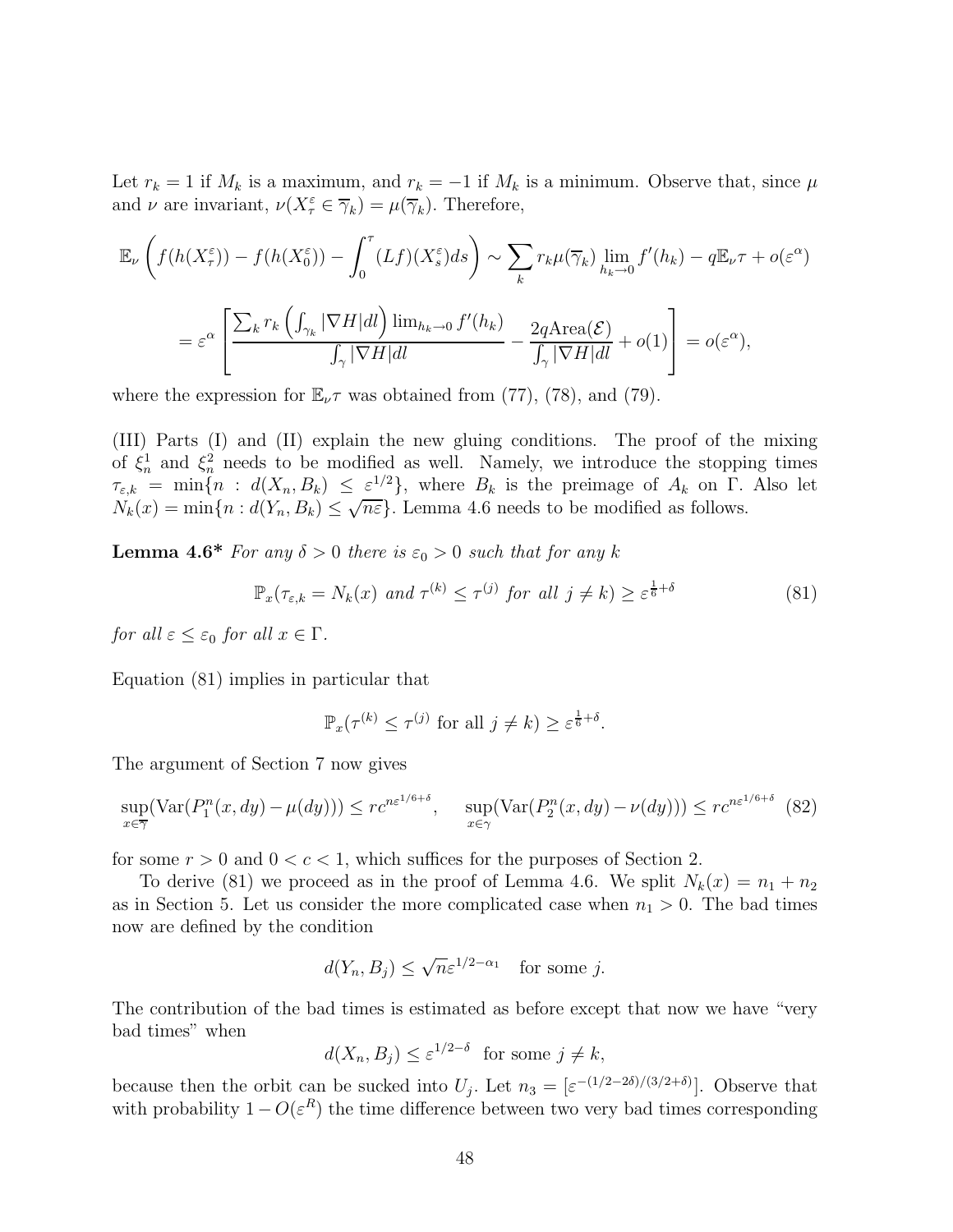Let $r_k = 1$ if $M_k$ is a maximum, and $r_k = -1$ if $M_k$ is a minimum. Observe that, since $\mu$ and $\nu$ are invariant, $\nu(X^\varepsilon_\tau \in \overline{\gamma}_k) = \mu(\overline{\gamma}_k)$. Therefore,

$$\mathbb{E}_\nu\left(f(h(X^\varepsilon_\tau)) - f(h(X^\varepsilon_0)) - \int_0^\tau (Lf)(X^\varepsilon_s)ds\right) \sim \sum_k r_k \mu(\overline{\gamma}_k) \lim_{h_k \to 0} f'(h_k) - q\mathbb{E}_\nu\tau + o(\varepsilon^\alpha)$$

$$= \varepsilon^\alpha\left[\frac{\sum_k r_k\left(\int_{\gamma_k}|\nabla H|dl\right)\lim_{h_k\to 0} f'(h_k)}{\int_\gamma |\nabla H|dl} - \frac{2q\text{Area}(\mathcal{E})}{\int_\gamma|\nabla H|dl} + o(1)\right] = o(\varepsilon^\alpha),$$

where the expression for $\mathbb{E}_\nu\tau$ was obtained from (77), (78), and (79).

(III) Parts (I) and (II) explain the new gluing conditions. The proof of the mixing of $\xi^1_n$ and $\xi^2_n$ needs to be modified as well. Namely, we introduce the stopping times $\tau_{\varepsilon,k} = \min\{n : d(X_n, B_k) \le \varepsilon^{1/2}\}$, where $B_k$ is the preimage of $A_k$ on $\Gamma$. Also let $N_k(x) = \min\{n : d(Y_n, B_k) \le \sqrt{n\varepsilon}\}$. Lemma 4.6 needs to be modified as follows.

**Lemma 4.6*** *For any $\delta > 0$ there is $\varepsilon_0 > 0$ such that for any $k$*

$$\mathbb{P}_x(\tau_{\varepsilon,k} = N_k(x) \text{ and } \tau^{(k)} \le \tau^{(j)} \text{ for all } j \ne k) \ge \varepsilon^{\frac{1}{6}+\delta} \tag{81}$$

*for all $\varepsilon \le \varepsilon_0$ for all $x \in \Gamma$.*

Equation (81) implies in particular that

$$\mathbb{P}_x(\tau^{(k)} \le \tau^{(j)} \text{ for all } j \ne k) \ge \varepsilon^{\frac{1}{6}+\delta}.$$

The argument of Section 7 now gives

$$\sup_{x\in\overline{\gamma}}(\text{Var}(P^n_1(x,dy) - \mu(dy))) \le rc^{n\varepsilon^{1/6+\delta}}, \quad \sup_{x\in\gamma}(\text{Var}(P^n_2(x,dy) - \nu(dy))) \le rc^{n\varepsilon^{1/6+\delta}} \tag{82}$$

for some $r > 0$ and $0 < c < 1$, which suffices for the purposes of Section 2.

To derive (81) we proceed as in the proof of Lemma 4.6. We split $N_k(x) = n_1 + n_2$ as in Section 5. Let us consider the more complicated case when $n_1 > 0$. The bad times now are defined by the condition

$$d(Y_n, B_j) \le \sqrt{n}\varepsilon^{1/2-\alpha_1} \quad \text{for some } j.$$

The contribution of the bad times is estimated as before except that now we have "very bad times" when

$$d(X_n, B_j) \le \varepsilon^{1/2-\delta} \text{ for some } j \ne k,$$

because then the orbit can be sucked into $U_j$. Let $n_3 = [\varepsilon^{-(1/2-2\delta)/(3/2+\delta)}]$. Observe that with probability $1 - O(\varepsilon^R)$ the time difference between two very bad times corresponding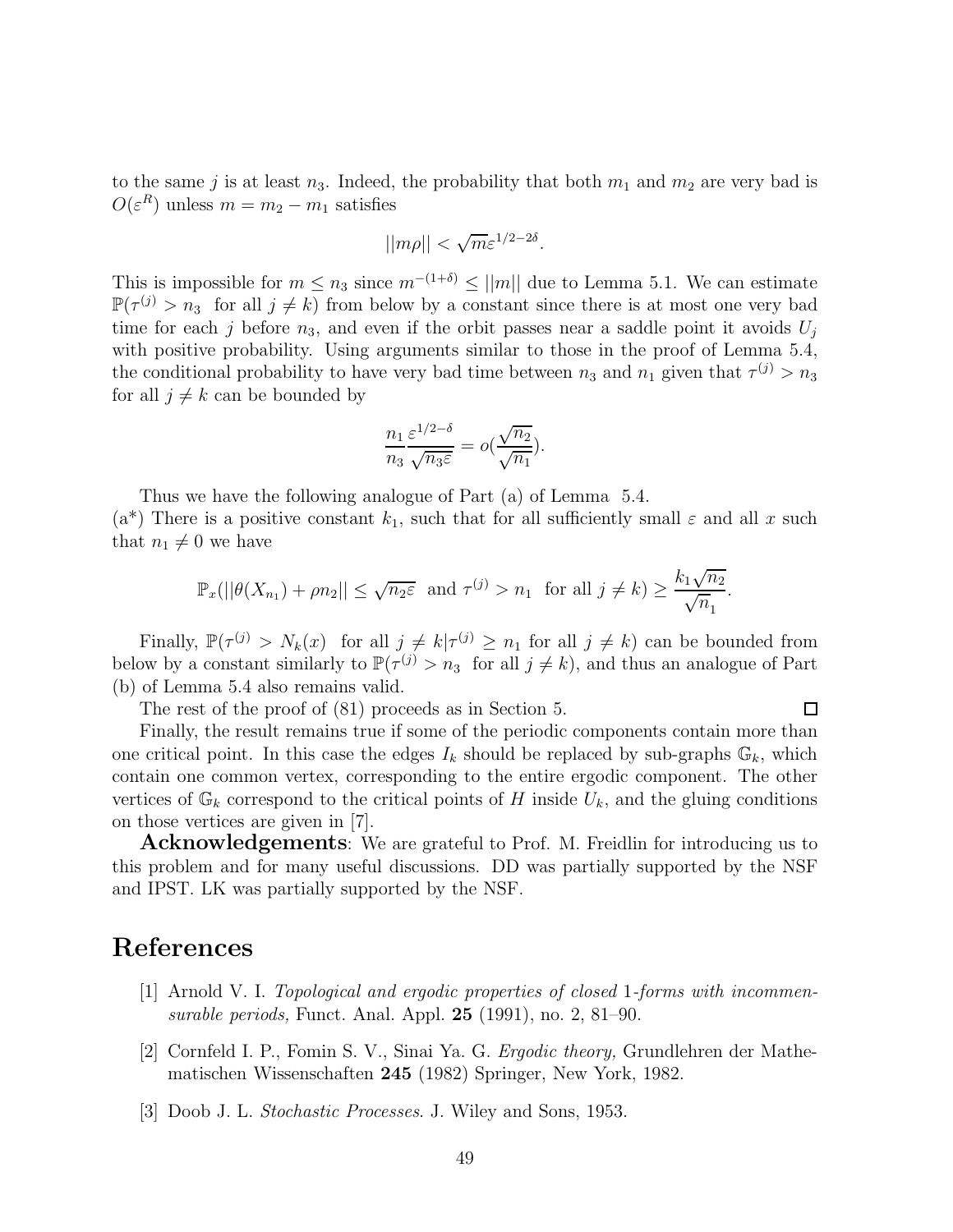to the same $j$ is at least $n_3$. Indeed, the probability that both $m_1$ and $m_2$ are very bad is $O(\varepsilon^R)$ unless $m = m_2 - m_1$ satisfies

$$||m\rho|| < \sqrt{m}\varepsilon^{1/2-2\delta}.$$

This is impossible for $m \leq n_3$ since $m^{-(1+\delta)} \leq ||m||$ due to Lemma 5.1. We can estimate $\mathbb{P}(\tau^{(j)} > n_3 \text{ for all } j \neq k)$ from below by a constant since there is at most one very bad time for each $j$ before $n_3$, and even if the orbit passes near a saddle point it avoids $U_j$ with positive probability. Using arguments similar to those in the proof of Lemma 5.4, the conditional probability to have very bad time between $n_3$ and $n_1$ given that $\tau^{(j)} > n_3$ for all $j \neq k$ can be bounded by

$$\frac{n_1}{n_3}\frac{\varepsilon^{1/2-\delta}}{\sqrt{n_3\varepsilon}} = o\left(\frac{\sqrt{n_2}}{\sqrt{n_1}}\right).$$

Thus we have the following analogue of Part (a) of Lemma 5.4.
(a*) There is a positive constant $k_1$, such that for all sufficiently small $\varepsilon$ and all $x$ such that $n_1 \neq 0$ we have

$$\mathbb{P}_x(||\theta(X_{n_1}) + \rho n_2|| \leq \sqrt{n_2\varepsilon} \text{ and } \tau^{(j)} > n_1 \text{ for all } j \neq k) \geq \frac{k_1\sqrt{n_2}}{\sqrt{n}_1}.$$

Finally, $\mathbb{P}(\tau^{(j)} > N_k(x) \text{ for all } j \neq k | \tau^{(j)} \geq n_1 \text{ for all } j \neq k)$ can be bounded from below by a constant similarly to $\mathbb{P}(\tau^{(j)} > n_3 \text{ for all } j \neq k)$, and thus an analogue of Part (b) of Lemma 5.4 also remains valid.

The rest of the proof of (81) proceeds as in Section 5. □

Finally, the result remains true if some of the periodic components contain more than one critical point. In this case the edges $I_k$ should be replaced by sub-graphs $\mathbb{G}_k$, which contain one common vertex, corresponding to the entire ergodic component. The other vertices of $\mathbb{G}_k$ correspond to the critical points of $H$ inside $U_k$, and the gluing conditions on those vertices are given in [7].

**Acknowledgements**: We are grateful to Prof. M. Freidlin for introducing us to this problem and for many useful discussions. DD was partially supported by the NSF and IPST. LK was partially supported by the NSF.

# References

[1] Arnold V. I. *Topological and ergodic properties of closed 1-forms with incommensurable periods,* Funct. Anal. Appl. **25** (1991), no. 2, 81–90.

[2] Cornfeld I. P., Fomin S. V., Sinai Ya. G. *Ergodic theory,* Grundlehren der Mathematischen Wissenschaften **245** (1982) Springer, New York, 1982.

[3] Doob J. L. *Stochastic Processes*. J. Wiley and Sons, 1953.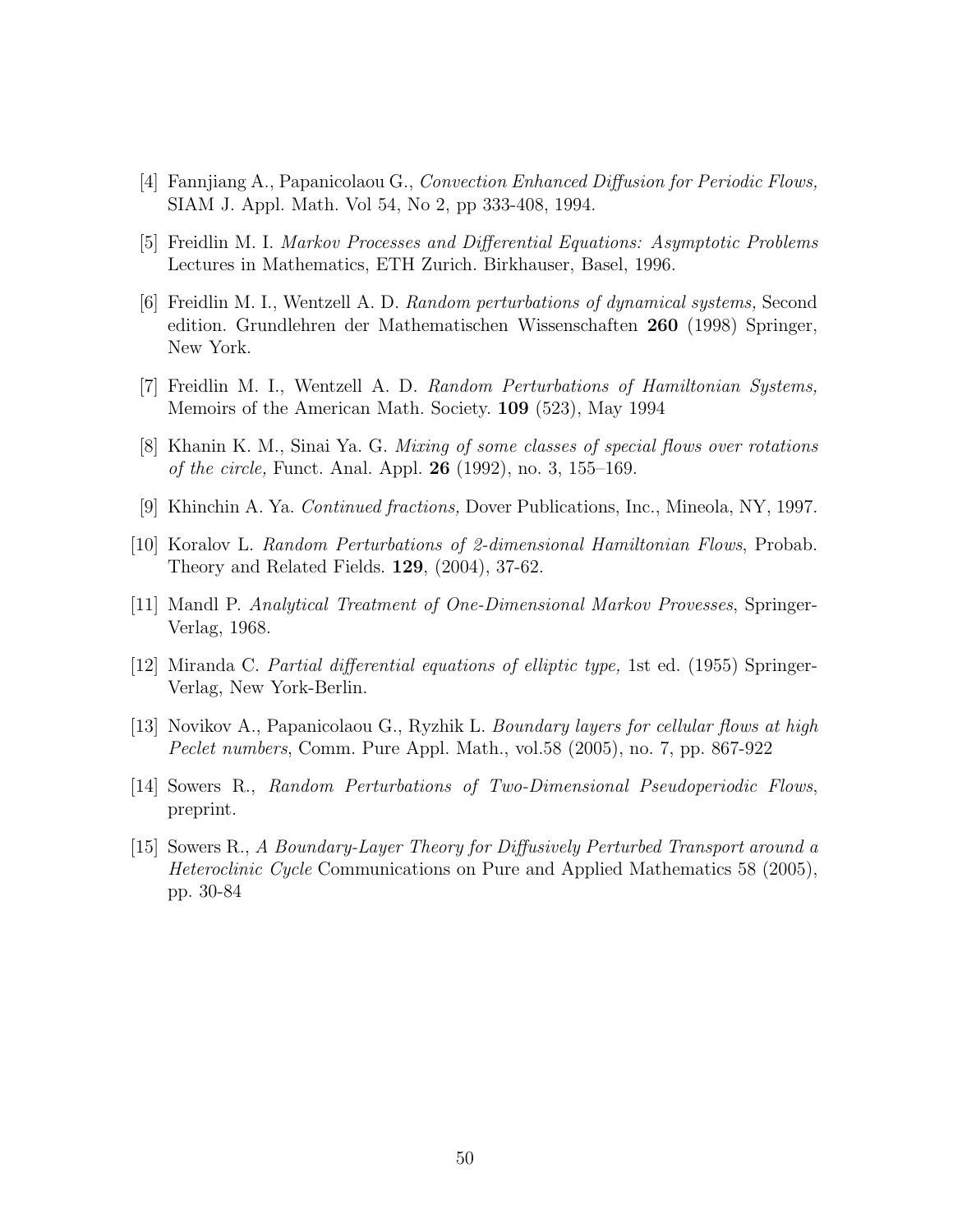[4] Fannjiang A., Papanicolaou G., *Convection Enhanced Diffusion for Periodic Flows,* SIAM J. Appl. Math. Vol 54, No 2, pp 333-408, 1994.

[5] Freidlin M. I. *Markov Processes and Differential Equations: Asymptotic Problems* Lectures in Mathematics, ETH Zurich. Birkhauser, Basel, 1996.

[6] Freidlin M. I., Wentzell A. D. *Random perturbations of dynamical systems,* Second edition. Grundlehren der Mathematischen Wissenschaften **260** (1998) Springer, New York.

[7] Freidlin M. I., Wentzell A. D. *Random Perturbations of Hamiltonian Systems,* Memoirs of the American Math. Society. **109** (523), May 1994

[8] Khanin K. M., Sinai Ya. G. *Mixing of some classes of special flows over rotations of the circle,* Funct. Anal. Appl. **26** (1992), no. 3, 155–169.

[9] Khinchin A. Ya. *Continued fractions,* Dover Publications, Inc., Mineola, NY, 1997.

[10] Koralov L. *Random Perturbations of 2-dimensional Hamiltonian Flows*, Probab. Theory and Related Fields. **129**, (2004), 37-62.

[11] Mandl P. *Analytical Treatment of One-Dimensional Markov Provesses*, Springer-Verlag, 1968.

[12] Miranda C. *Partial differential equations of elliptic type,* 1st ed. (1955) Springer-Verlag, New York-Berlin.

[13] Novikov A., Papanicolaou G., Ryzhik L. *Boundary layers for cellular flows at high Peclet numbers*, Comm. Pure Appl. Math., vol.58 (2005), no. 7, pp. 867-922

[14] Sowers R., *Random Perturbations of Two-Dimensional Pseudoperiodic Flows*, preprint.

[15] Sowers R., *A Boundary-Layer Theory for Diffusively Perturbed Transport around a Heteroclinic Cycle* Communications on Pure and Applied Mathematics 58 (2005), pp. 30-84